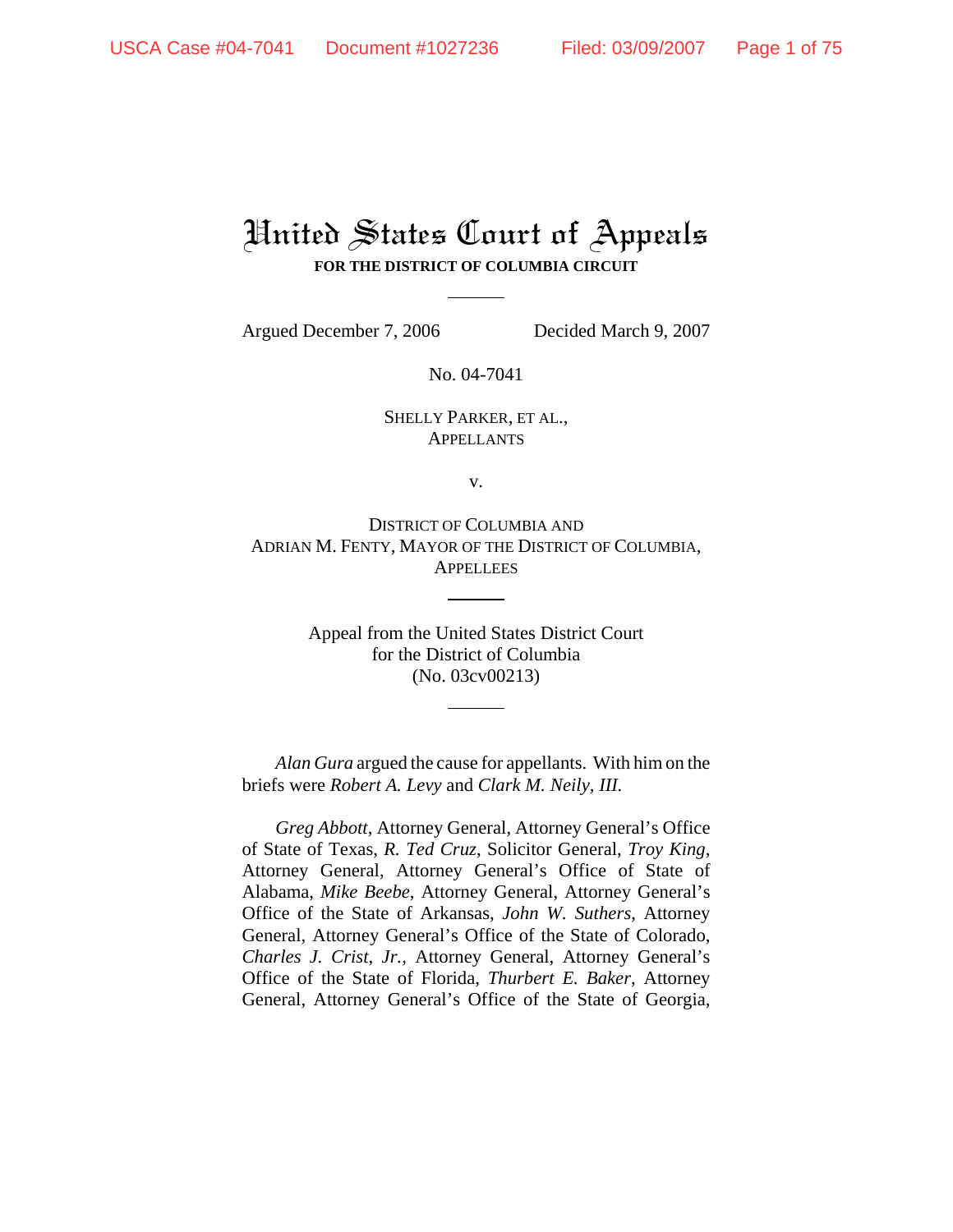# United States Court of Appeals

**FOR THE DISTRICT OF COLUMBIA CIRCUIT**

---

Argued December 7, 2006 Decided March 9, 2007

No. 04-7041

SHELLY PARKER, ET AL.,
APPELLANTS

v.

DISTRICT OF COLUMBIA AND
ADRIAN M. FENTY, MAYOR OF THE DISTRICT OF COLUMBIA,
APPELLEES

---

Appeal from the United States District Court
for the District of Columbia
(No. 03cv00213)

---

*Alan Gura* argued the cause for appellants. With him on the briefs were *Robert A. Levy* and *Clark M. Neily, III.*

*Greg Abbott*, Attorney General, Attorney General's Office of State of Texas, *R. Ted Cruz*, Solicitor General, *Troy King*, Attorney General, Attorney General's Office of State of Alabama, *Mike Beebe*, Attorney General, Attorney General's Office of the State of Arkansas, *John W. Suthers*, Attorney General, Attorney General's Office of the State of Colorado, *Charles J. Crist, Jr.*, Attorney General, Attorney General's Office of the State of Florida, *Thurbert E. Baker*, Attorney General, Attorney General's Office of the State of Georgia,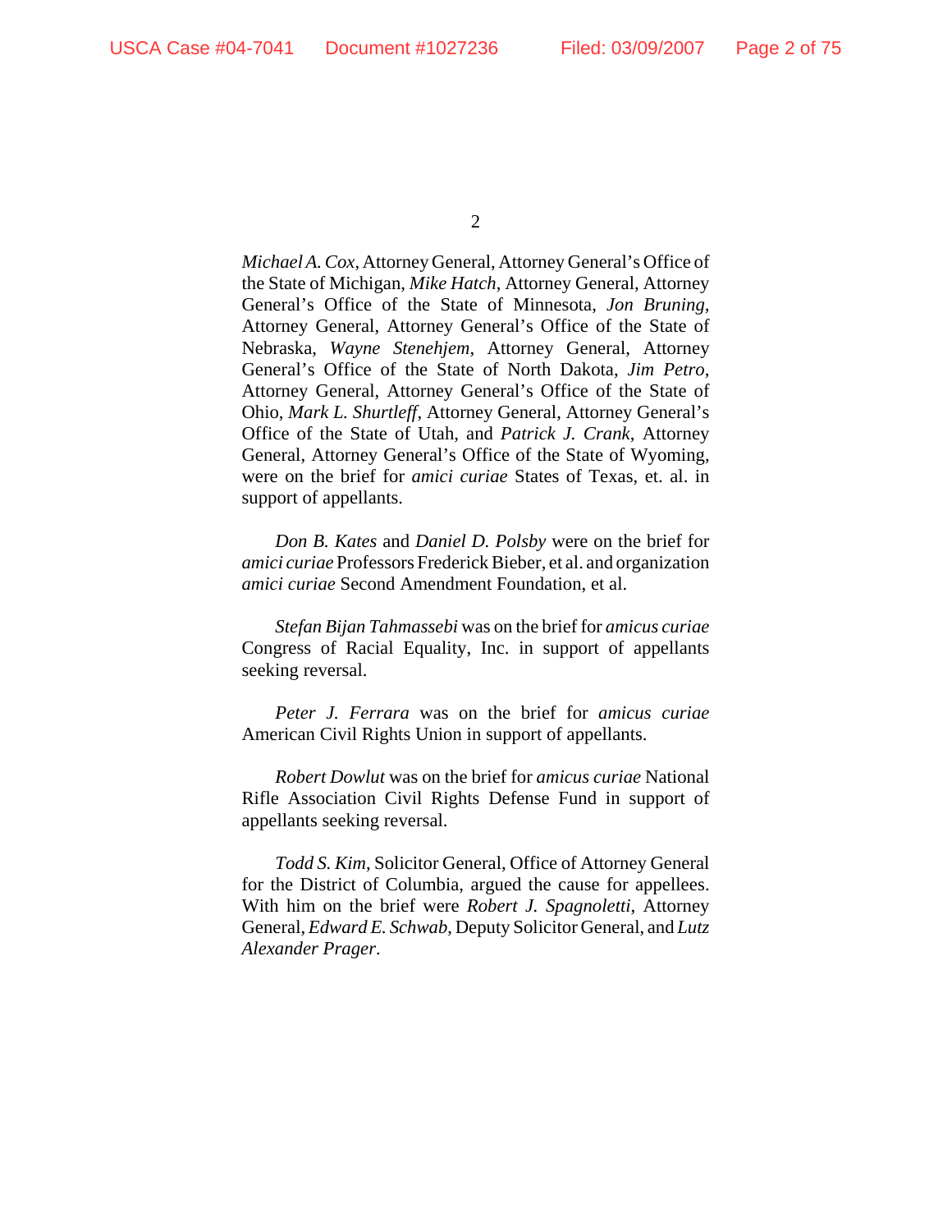*Michael A. Cox*, Attorney General, Attorney General's Office of the State of Michigan, *Mike Hatch*, Attorney General, Attorney General's Office of the State of Minnesota, *Jon Bruning*, Attorney General, Attorney General's Office of the State of Nebraska, *Wayne Stenehjem*, Attorney General, Attorney General's Office of the State of North Dakota, *Jim Petro*, Attorney General, Attorney General's Office of the State of Ohio, *Mark L. Shurtleff*, Attorney General, Attorney General's Office of the State of Utah, and *Patrick J. Crank*, Attorney General, Attorney General's Office of the State of Wyoming, were on the brief for *amici curiae* States of Texas, et. al. in support of appellants.

*Don B. Kates* and *Daniel D. Polsby* were on the brief for *amici curiae* Professors Frederick Bieber, et al. and organization *amici curiae* Second Amendment Foundation, et al.

*Stefan Bijan Tahmassebi* was on the brief for *amicus curiae* Congress of Racial Equality, Inc. in support of appellants seeking reversal.

*Peter J. Ferrara* was on the brief for *amicus curiae* American Civil Rights Union in support of appellants.

*Robert Dowlut* was on the brief for *amicus curiae* National Rifle Association Civil Rights Defense Fund in support of appellants seeking reversal.

*Todd S. Kim*, Solicitor General, Office of Attorney General for the District of Columbia, argued the cause for appellees. With him on the brief were *Robert J. Spagnoletti*, Attorney General, *Edward E. Schwab*, Deputy Solicitor General, and *Lutz Alexander Prager*.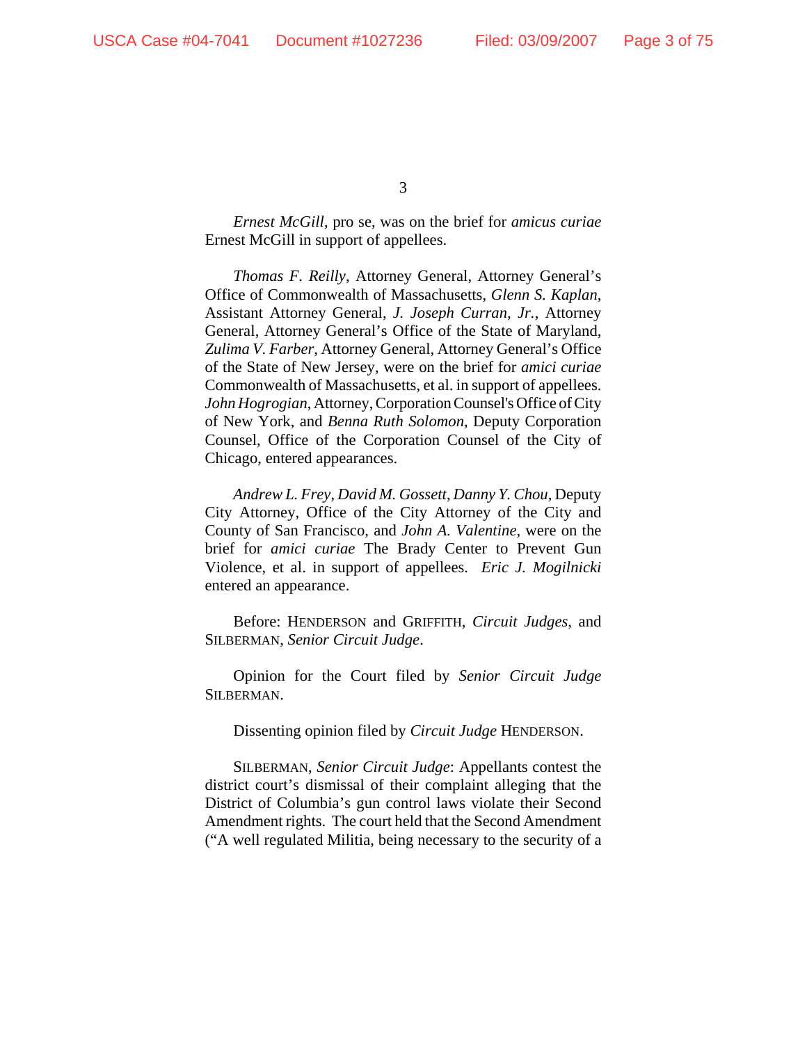*Ernest McGill*, pro se, was on the brief for *amicus curiae* Ernest McGill in support of appellees.

*Thomas F. Reilly*, Attorney General, Attorney General's Office of Commonwealth of Massachusetts, *Glenn S. Kaplan*, Assistant Attorney General, *J. Joseph Curran, Jr.*, Attorney General, Attorney General's Office of the State of Maryland, *Zulima V. Farber*, Attorney General, Attorney General's Office of the State of New Jersey, were on the brief for *amici curiae* Commonwealth of Massachusetts, et al. in support of appellees. *John Hogrogian*, Attorney, Corporation Counsel's Office of City of New York, and *Benna Ruth Solomon*, Deputy Corporation Counsel, Office of the Corporation Counsel of the City of Chicago, entered appearances.

*Andrew L. Frey*, *David M. Gossett*, *Danny Y. Chou*, Deputy City Attorney, Office of the City Attorney of the City and County of San Francisco, and *John A. Valentine*, were on the brief for *amici curiae* The Brady Center to Prevent Gun Violence, et al. in support of appellees. *Eric J. Mogilnicki* entered an appearance.

Before: HENDERSON and GRIFFITH, *Circuit Judges*, and SILBERMAN, *Senior Circuit Judge*.

Opinion for the Court filed by *Senior Circuit Judge* SILBERMAN.

Dissenting opinion filed by *Circuit Judge* HENDERSON.

SILBERMAN, *Senior Circuit Judge*: Appellants contest the district court's dismissal of their complaint alleging that the District of Columbia's gun control laws violate their Second Amendment rights. The court held that the Second Amendment ("A well regulated Militia, being necessary to the security of a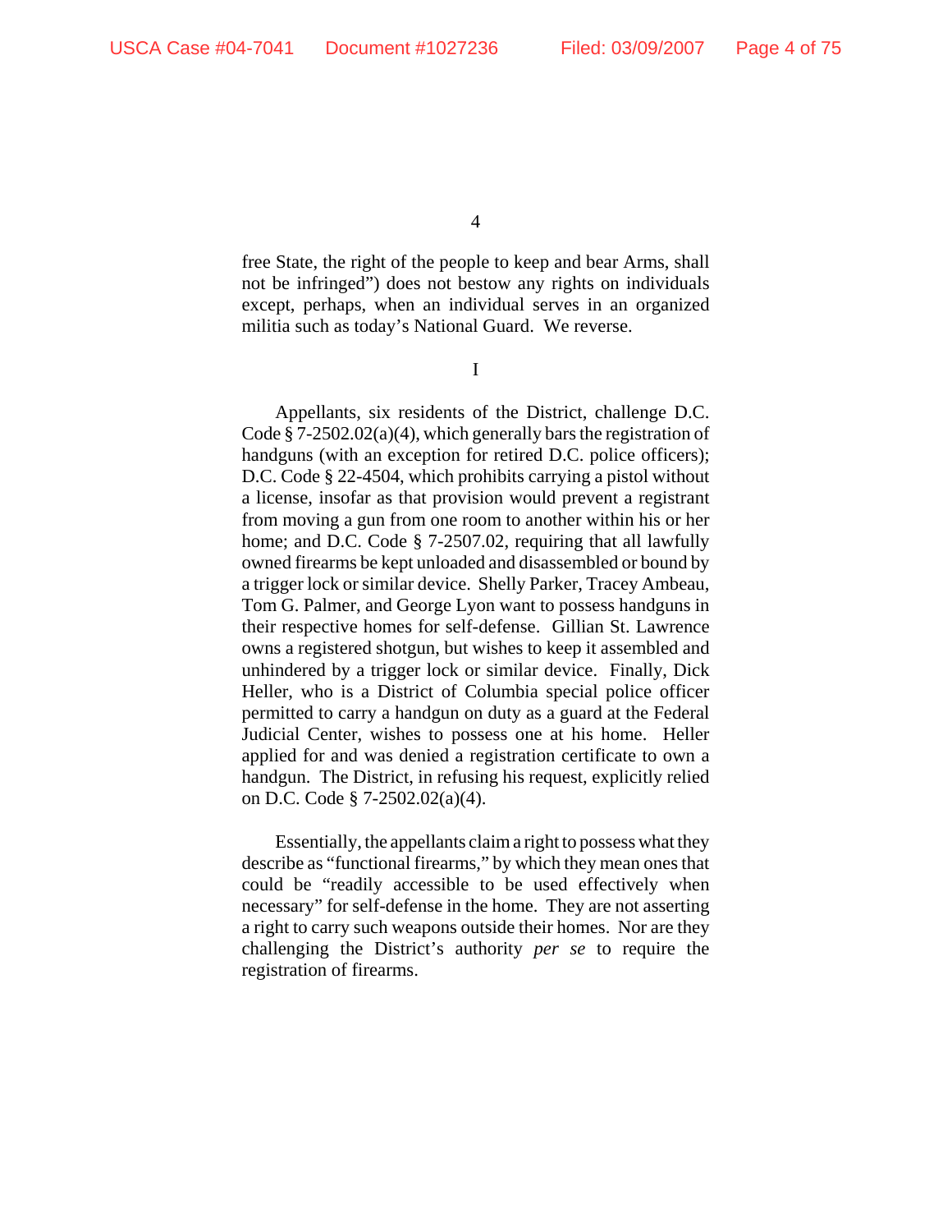free State, the right of the people to keep and bear Arms, shall not be infringed") does not bestow any rights on individuals except, perhaps, when an individual serves in an organized militia such as today's National Guard. We reverse.

I

Appellants, six residents of the District, challenge D.C. Code § 7-2502.02(a)(4), which generally bars the registration of handguns (with an exception for retired D.C. police officers); D.C. Code § 22-4504, which prohibits carrying a pistol without a license, insofar as that provision would prevent a registrant from moving a gun from one room to another within his or her home; and D.C. Code § 7-2507.02, requiring that all lawfully owned firearms be kept unloaded and disassembled or bound by a trigger lock or similar device. Shelly Parker, Tracey Ambeau, Tom G. Palmer, and George Lyon want to possess handguns in their respective homes for self-defense. Gillian St. Lawrence owns a registered shotgun, but wishes to keep it assembled and unhindered by a trigger lock or similar device. Finally, Dick Heller, who is a District of Columbia special police officer permitted to carry a handgun on duty as a guard at the Federal Judicial Center, wishes to possess one at his home. Heller applied for and was denied a registration certificate to own a handgun. The District, in refusing his request, explicitly relied on D.C. Code § 7-2502.02(a)(4).

Essentially, the appellants claim a right to possess what they describe as "functional firearms," by which they mean ones that could be "readily accessible to be used effectively when necessary" for self-defense in the home. They are not asserting a right to carry such weapons outside their homes. Nor are they challenging the District's authority *per se* to require the registration of firearms.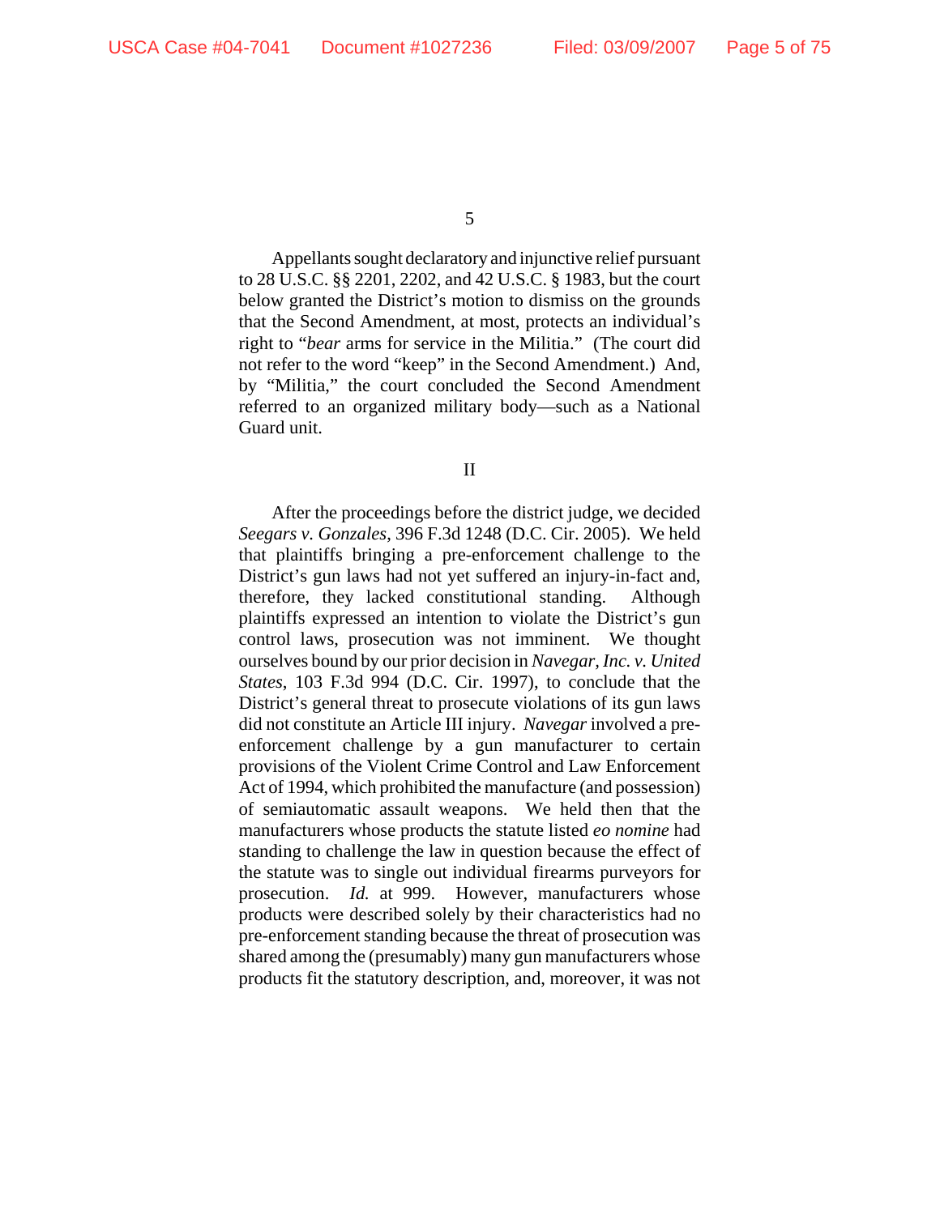Appellants sought declaratory and injunctive relief pursuant to 28 U.S.C. §§ 2201, 2202, and 42 U.S.C. § 1983, but the court below granted the District's motion to dismiss on the grounds that the Second Amendment, at most, protects an individual's right to "*bear* arms for service in the Militia." (The court did not refer to the word "keep" in the Second Amendment.) And, by "Militia," the court concluded the Second Amendment referred to an organized military body—such as a National Guard unit.

## II

After the proceedings before the district judge, we decided *Seegars v. Gonzales*, 396 F.3d 1248 (D.C. Cir. 2005). We held that plaintiffs bringing a pre-enforcement challenge to the District's gun laws had not yet suffered an injury-in-fact and, therefore, they lacked constitutional standing. Although plaintiffs expressed an intention to violate the District's gun control laws, prosecution was not imminent. We thought ourselves bound by our prior decision in *Navegar, Inc. v. United States*, 103 F.3d 994 (D.C. Cir. 1997), to conclude that the District's general threat to prosecute violations of its gun laws did not constitute an Article III injury. *Navegar* involved a pre-enforcement challenge by a gun manufacturer to certain provisions of the Violent Crime Control and Law Enforcement Act of 1994, which prohibited the manufacture (and possession) of semiautomatic assault weapons. We held then that the manufacturers whose products the statute listed *eo nomine* had standing to challenge the law in question because the effect of the statute was to single out individual firearms purveyors for prosecution. *Id.* at 999. However, manufacturers whose products were described solely by their characteristics had no pre-enforcement standing because the threat of prosecution was shared among the (presumably) many gun manufacturers whose products fit the statutory description, and, moreover, it was not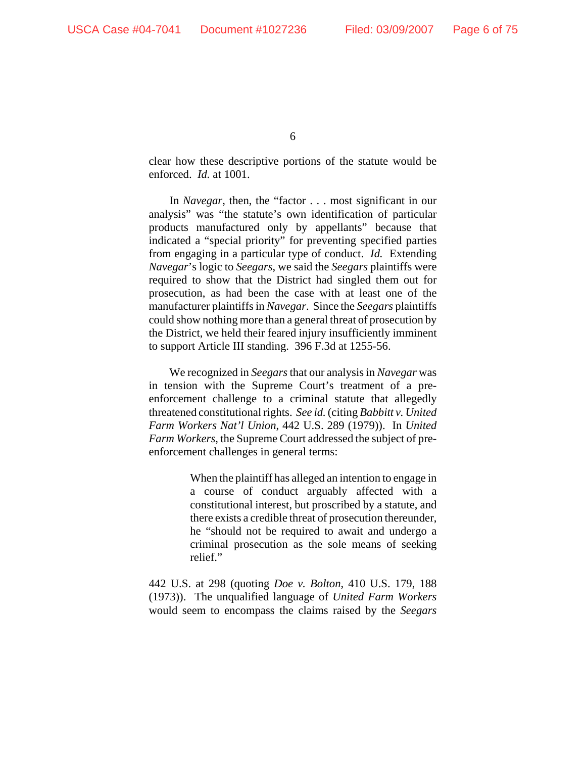clear how these descriptive portions of the statute would be enforced. *Id.* at 1001.

In *Navegar*, then, the "factor . . . most significant in our analysis" was "the statute's own identification of particular products manufactured only by appellants" because that indicated a "special priority" for preventing specified parties from engaging in a particular type of conduct. *Id.* Extending *Navegar*'s logic to *Seegars*, we said the *Seegars* plaintiffs were required to show that the District had singled them out for prosecution, as had been the case with at least one of the manufacturer plaintiffs in *Navegar*. Since the *Seegars* plaintiffs could show nothing more than a general threat of prosecution by the District, we held their feared injury insufficiently imminent to support Article III standing. 396 F.3d at 1255-56.

We recognized in *Seegars* that our analysis in *Navegar* was in tension with the Supreme Court's treatment of a pre-enforcement challenge to a criminal statute that allegedly threatened constitutional rights. *See id.* (citing *Babbitt v. United Farm Workers Nat'l Union*, 442 U.S. 289 (1979)). In *United Farm Workers*, the Supreme Court addressed the subject of pre-enforcement challenges in general terms:

> When the plaintiff has alleged an intention to engage in a course of conduct arguably affected with a constitutional interest, but proscribed by a statute, and there exists a credible threat of prosecution thereunder, he "should not be required to await and undergo a criminal prosecution as the sole means of seeking relief."

442 U.S. at 298 (quoting *Doe v. Bolton*, 410 U.S. 179, 188 (1973)). The unqualified language of *United Farm Workers* would seem to encompass the claims raised by the *Seegars*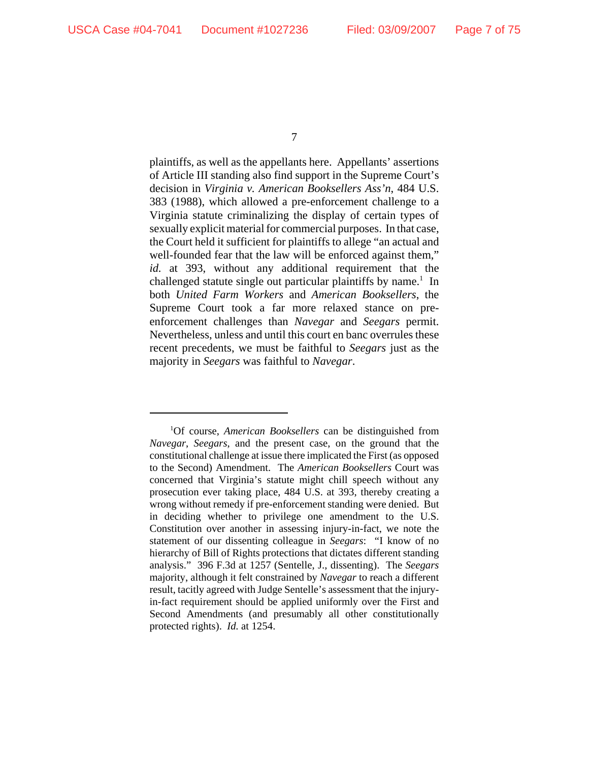plaintiffs, as well as the appellants here. Appellants' assertions of Article III standing also find support in the Supreme Court's decision in *Virginia v. American Booksellers Ass'n*, 484 U.S. 383 (1988), which allowed a pre-enforcement challenge to a Virginia statute criminalizing the display of certain types of sexually explicit material for commercial purposes. In that case, the Court held it sufficient for plaintiffs to allege "an actual and well-founded fear that the law will be enforced against them," *id.* at 393, without any additional requirement that the challenged statute single out particular plaintiffs by name.[1] In both *United Farm Workers* and *American Booksellers*, the Supreme Court took a far more relaxed stance on pre-enforcement challenges than *Navegar* and *Seegars* permit. Nevertheless, unless and until this court en banc overrules these recent precedents, we must be faithful to *Seegars* just as the majority in *Seegars* was faithful to *Navegar*.

---

[1]Of course, *American Booksellers* can be distinguished from *Navegar*, *Seegars*, and the present case, on the ground that the constitutional challenge at issue there implicated the First (as opposed to the Second) Amendment. The *American Booksellers* Court was concerned that Virginia's statute might chill speech without any prosecution ever taking place, 484 U.S. at 393, thereby creating a wrong without remedy if pre-enforcement standing were denied. But in deciding whether to privilege one amendment to the U.S. Constitution over another in assessing injury-in-fact, we note the statement of our dissenting colleague in *Seegars*: "I know of no hierarchy of Bill of Rights protections that dictates different standing analysis." 396 F.3d at 1257 (Sentelle, J., dissenting). The *Seegars* majority, although it felt constrained by *Navegar* to reach a different result, tacitly agreed with Judge Sentelle's assessment that the injury-in-fact requirement should be applied uniformly over the First and Second Amendments (and presumably all other constitutionally protected rights). *Id.* at 1254.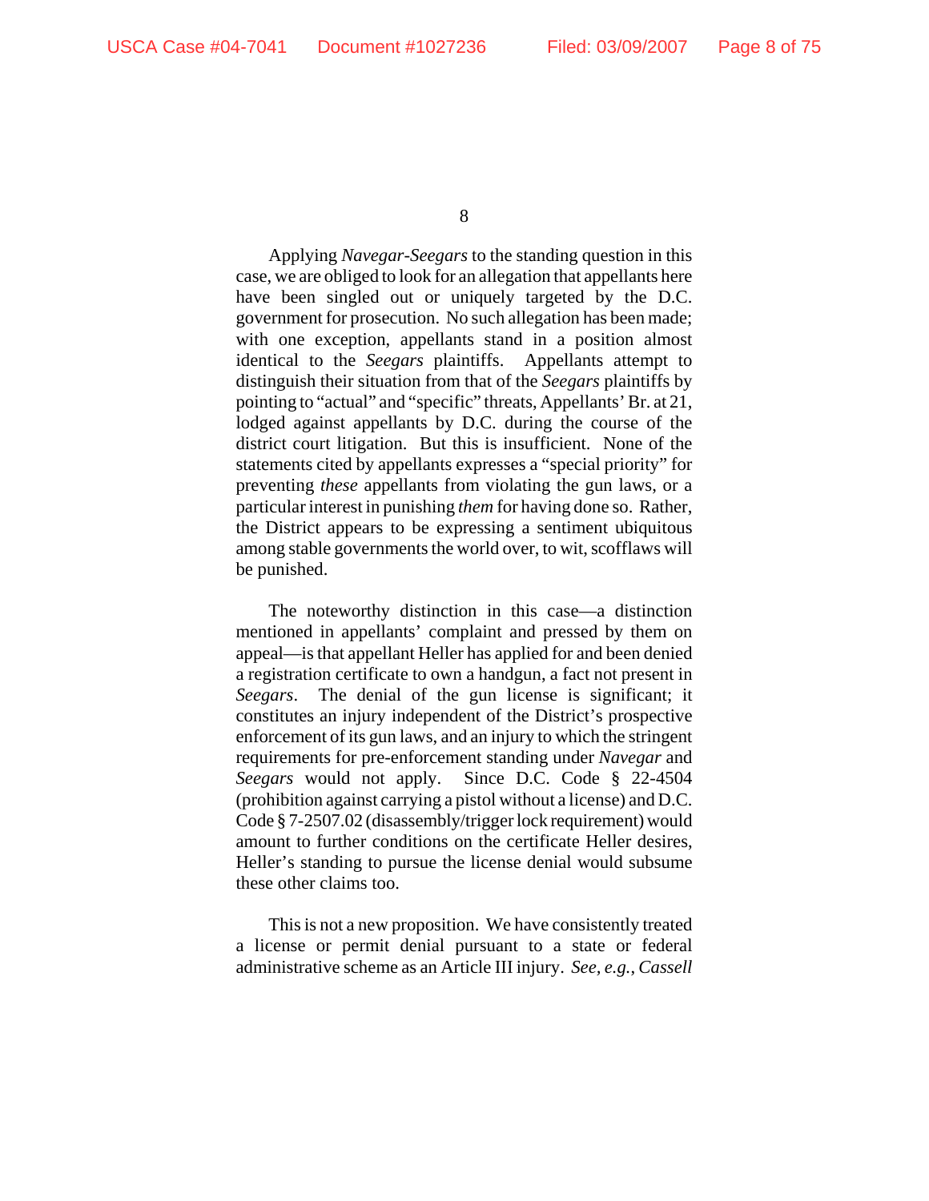Applying *Navegar-Seegars* to the standing question in this case, we are obliged to look for an allegation that appellants here have been singled out or uniquely targeted by the D.C. government for prosecution. No such allegation has been made; with one exception, appellants stand in a position almost identical to the *Seegars* plaintiffs. Appellants attempt to distinguish their situation from that of the *Seegars* plaintiffs by pointing to "actual" and "specific" threats, Appellants' Br. at 21, lodged against appellants by D.C. during the course of the district court litigation. But this is insufficient. None of the statements cited by appellants expresses a "special priority" for preventing *these* appellants from violating the gun laws, or a particular interest in punishing *them* for having done so. Rather, the District appears to be expressing a sentiment ubiquitous among stable governments the world over, to wit, scofflaws will be punished.

The noteworthy distinction in this case—a distinction mentioned in appellants' complaint and pressed by them on appeal—is that appellant Heller has applied for and been denied a registration certificate to own a handgun, a fact not present in *Seegars*. The denial of the gun license is significant; it constitutes an injury independent of the District's prospective enforcement of its gun laws, and an injury to which the stringent requirements for pre-enforcement standing under *Navegar* and *Seegars* would not apply. Since D.C. Code § 22-4504 (prohibition against carrying a pistol without a license) and D.C. Code § 7-2507.02 (disassembly/trigger lock requirement) would amount to further conditions on the certificate Heller desires, Heller's standing to pursue the license denial would subsume these other claims too.

This is not a new proposition. We have consistently treated a license or permit denial pursuant to a state or federal administrative scheme as an Article III injury. *See, e.g.*, *Cassell*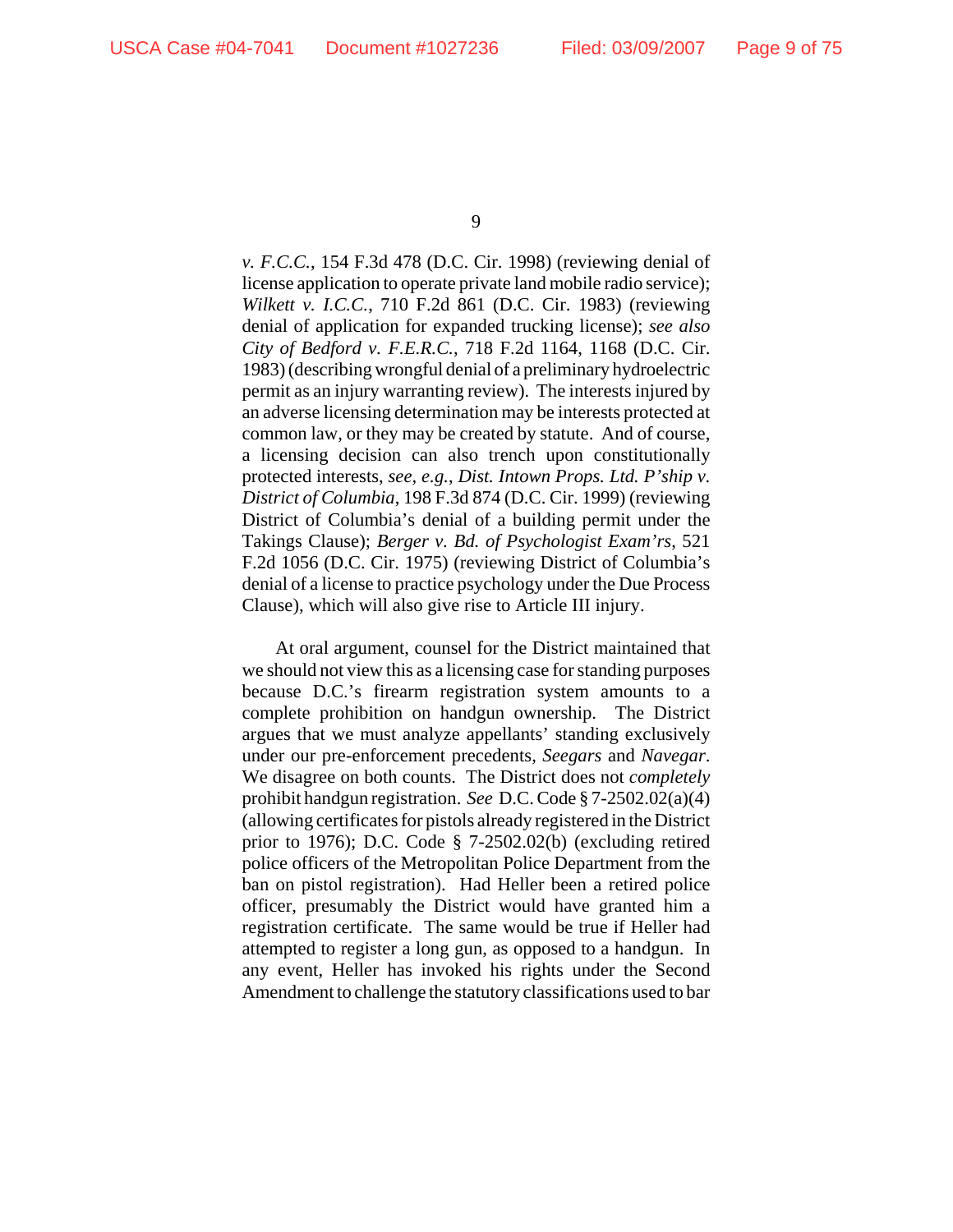*v. F.C.C.*, 154 F.3d 478 (D.C. Cir. 1998) (reviewing denial of license application to operate private land mobile radio service); *Wilkett v. I.C.C.*, 710 F.2d 861 (D.C. Cir. 1983) (reviewing denial of application for expanded trucking license); *see also City of Bedford v. F.E.R.C.*, 718 F.2d 1164, 1168 (D.C. Cir. 1983) (describing wrongful denial of a preliminary hydroelectric permit as an injury warranting review). The interests injured by an adverse licensing determination may be interests protected at common law, or they may be created by statute. And of course, a licensing decision can also trench upon constitutionally protected interests, *see, e.g.*, *Dist. Intown Props. Ltd. P'ship v. District of Columbia*, 198 F.3d 874 (D.C. Cir. 1999) (reviewing District of Columbia's denial of a building permit under the Takings Clause); *Berger v. Bd. of Psychologist Exam'rs*, 521 F.2d 1056 (D.C. Cir. 1975) (reviewing District of Columbia's denial of a license to practice psychology under the Due Process Clause), which will also give rise to Article III injury.

At oral argument, counsel for the District maintained that we should not view this as a licensing case for standing purposes because D.C.'s firearm registration system amounts to a complete prohibition on handgun ownership. The District argues that we must analyze appellants' standing exclusively under our pre-enforcement precedents, *Seegars* and *Navegar*. We disagree on both counts. The District does not *completely* prohibit handgun registration. *See* D.C. Code § 7-2502.02(a)(4) (allowing certificates for pistols already registered in the District prior to 1976); D.C. Code § 7-2502.02(b) (excluding retired police officers of the Metropolitan Police Department from the ban on pistol registration). Had Heller been a retired police officer, presumably the District would have granted him a registration certificate. The same would be true if Heller had attempted to register a long gun, as opposed to a handgun. In any event, Heller has invoked his rights under the Second Amendment to challenge the statutory classifications used to bar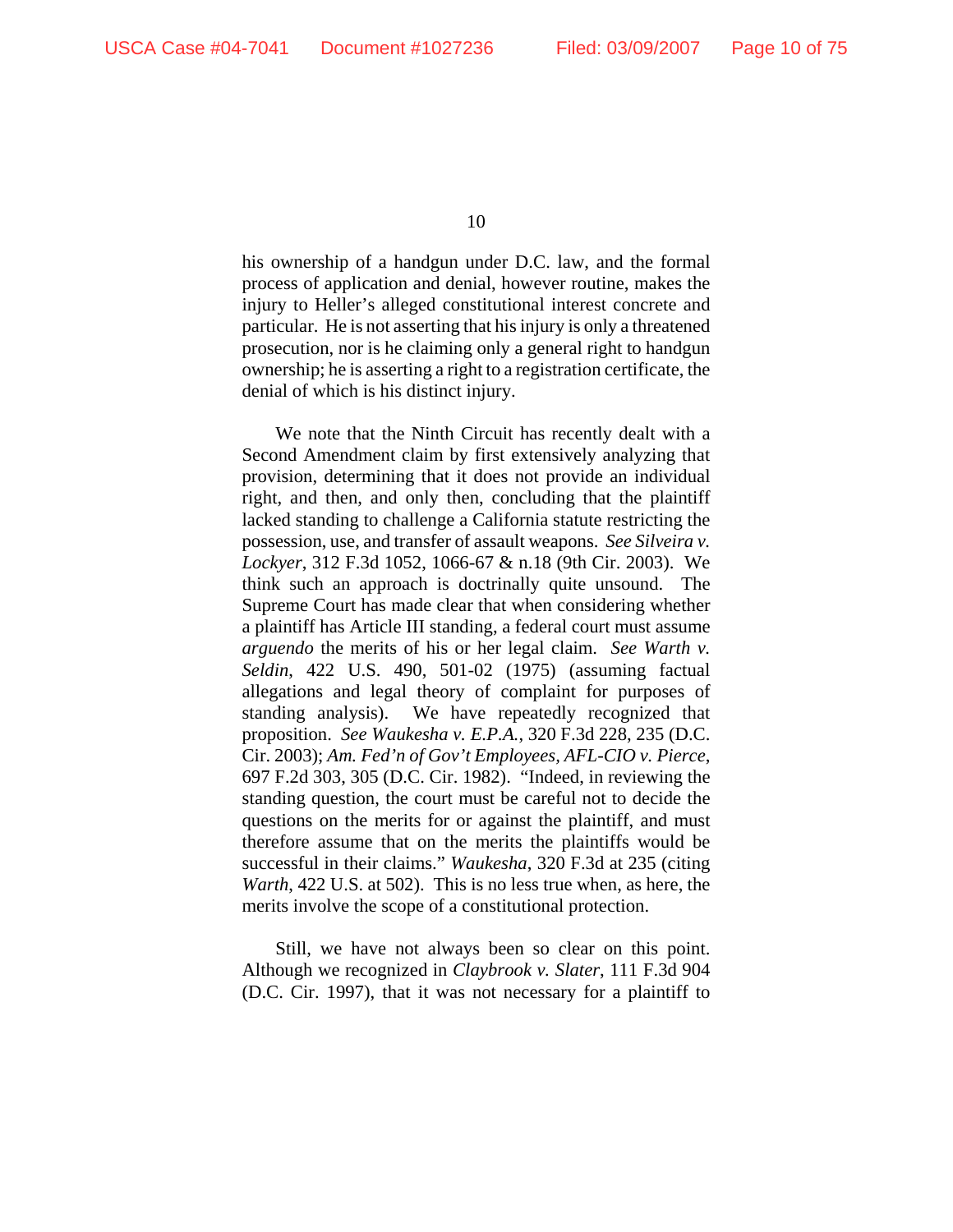his ownership of a handgun under D.C. law, and the formal process of application and denial, however routine, makes the injury to Heller's alleged constitutional interest concrete and particular. He is not asserting that his injury is only a threatened prosecution, nor is he claiming only a general right to handgun ownership; he is asserting a right to a registration certificate, the denial of which is his distinct injury.

We note that the Ninth Circuit has recently dealt with a Second Amendment claim by first extensively analyzing that provision, determining that it does not provide an individual right, and then, and only then, concluding that the plaintiff lacked standing to challenge a California statute restricting the possession, use, and transfer of assault weapons. *See Silveira v. Lockyer*, 312 F.3d 1052, 1066-67 & n.18 (9th Cir. 2003). We think such an approach is doctrinally quite unsound. The Supreme Court has made clear that when considering whether a plaintiff has Article III standing, a federal court must assume *arguendo* the merits of his or her legal claim. *See Warth v. Seldin*, 422 U.S. 490, 501-02 (1975) (assuming factual allegations and legal theory of complaint for purposes of standing analysis). We have repeatedly recognized that proposition. *See Waukesha v. E.P.A.*, 320 F.3d 228, 235 (D.C. Cir. 2003); *Am. Fed'n of Gov't Employees, AFL-CIO v. Pierce*, 697 F.2d 303, 305 (D.C. Cir. 1982). "Indeed, in reviewing the standing question, the court must be careful not to decide the questions on the merits for or against the plaintiff, and must therefore assume that on the merits the plaintiffs would be successful in their claims." *Waukesha*, 320 F.3d at 235 (citing *Warth*, 422 U.S. at 502). This is no less true when, as here, the merits involve the scope of a constitutional protection.

Still, we have not always been so clear on this point. Although we recognized in *Claybrook v. Slater*, 111 F.3d 904 (D.C. Cir. 1997), that it was not necessary for a plaintiff to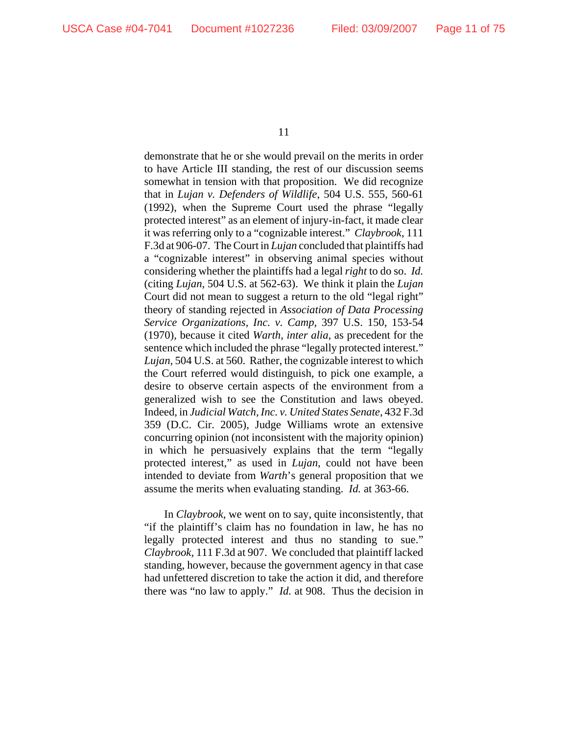demonstrate that he or she would prevail on the merits in order to have Article III standing, the rest of our discussion seems somewhat in tension with that proposition. We did recognize that in *Lujan v. Defenders of Wildlife*, 504 U.S. 555, 560-61 (1992), when the Supreme Court used the phrase "legally protected interest" as an element of injury-in-fact, it made clear it was referring only to a "cognizable interest." *Claybrook*, 111 F.3d at 906-07. The Court in *Lujan* concluded that plaintiffs had a "cognizable interest" in observing animal species without considering whether the plaintiffs had a legal *right* to do so. *Id.* (citing *Lujan*, 504 U.S. at 562-63). We think it plain the *Lujan* Court did not mean to suggest a return to the old "legal right" theory of standing rejected in *Association of Data Processing Service Organizations, Inc. v. Camp*, 397 U.S. 150, 153-54 (1970), because it cited *Warth*, *inter alia*, as precedent for the sentence which included the phrase "legally protected interest." *Lujan*, 504 U.S. at 560. Rather, the cognizable interest to which the Court referred would distinguish, to pick one example, a desire to observe certain aspects of the environment from a generalized wish to see the Constitution and laws obeyed. Indeed, in *Judicial Watch, Inc. v. United States Senate*, 432 F.3d 359 (D.C. Cir. 2005), Judge Williams wrote an extensive concurring opinion (not inconsistent with the majority opinion) in which he persuasively explains that the term "legally protected interest," as used in *Lujan*, could not have been intended to deviate from *Warth*'s general proposition that we assume the merits when evaluating standing. *Id.* at 363-66.

In *Claybrook*, we went on to say, quite inconsistently, that "if the plaintiff's claim has no foundation in law, he has no legally protected interest and thus no standing to sue." *Claybrook*, 111 F.3d at 907. We concluded that plaintiff lacked standing, however, because the government agency in that case had unfettered discretion to take the action it did, and therefore there was "no law to apply." *Id.* at 908. Thus the decision in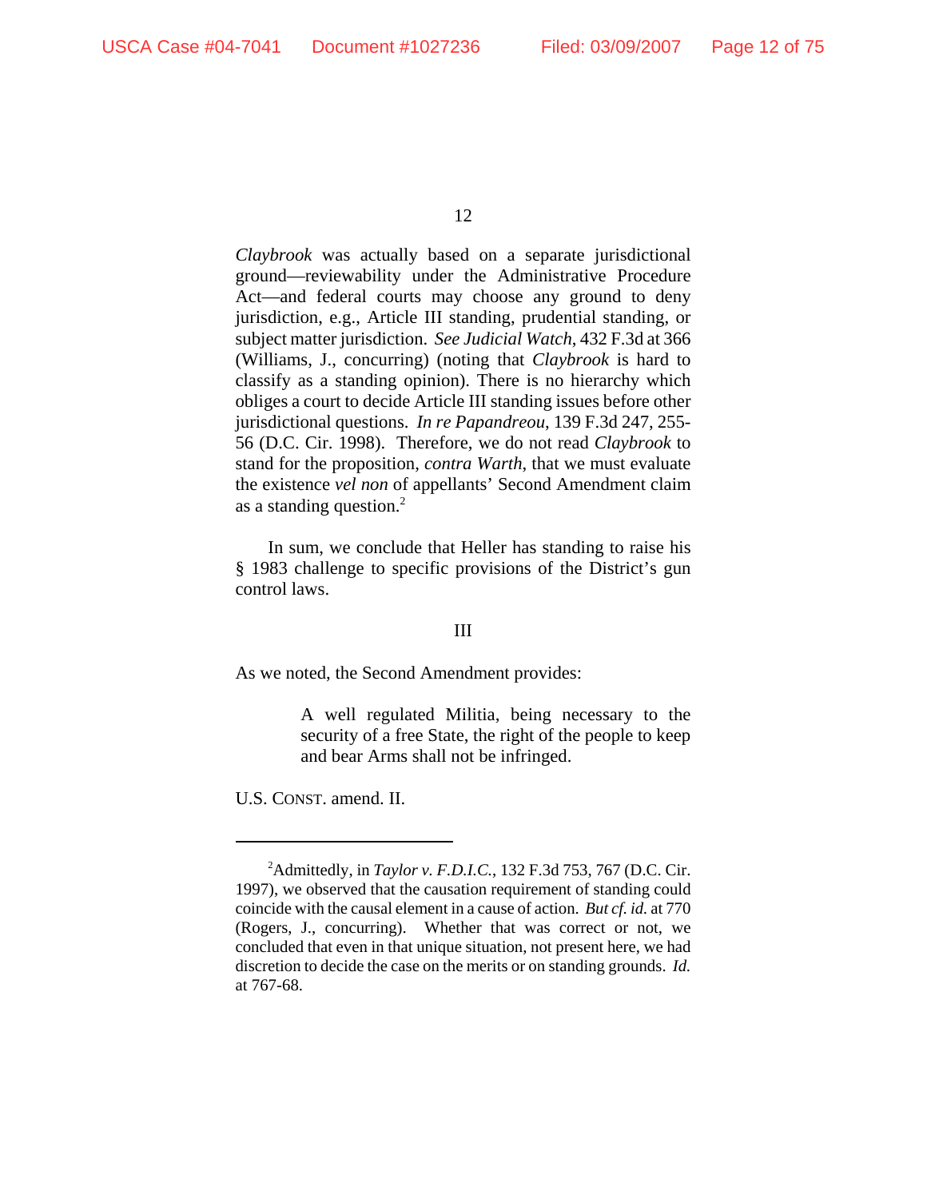*Claybrook* was actually based on a separate jurisdictional ground—reviewability under the Administrative Procedure Act—and federal courts may choose any ground to deny jurisdiction, e.g., Article III standing, prudential standing, or subject matter jurisdiction. *See Judicial Watch*, 432 F.3d at 366 (Williams, J., concurring) (noting that *Claybrook* is hard to classify as a standing opinion). There is no hierarchy which obliges a court to decide Article III standing issues before other jurisdictional questions. *In re Papandreou*, 139 F.3d 247, 255-56 (D.C. Cir. 1998). Therefore, we do not read *Claybrook* to stand for the proposition, *contra Warth*, that we must evaluate the existence *vel non* of appellants' Second Amendment claim as a standing question.[2]

In sum, we conclude that Heller has standing to raise his § 1983 challenge to specific provisions of the District's gun control laws.

## III

As we noted, the Second Amendment provides:

> A well regulated Militia, being necessary to the security of a free State, the right of the people to keep and bear Arms shall not be infringed.

U.S. CONST. amend. II.

---

[2] Admittedly, in *Taylor v. F.D.I.C.*, 132 F.3d 753, 767 (D.C. Cir. 1997), we observed that the causation requirement of standing could coincide with the causal element in a cause of action. *But cf. id.* at 770 (Rogers, J., concurring). Whether that was correct or not, we concluded that even in that unique situation, not present here, we had discretion to decide the case on the merits or on standing grounds. *Id.* at 767-68.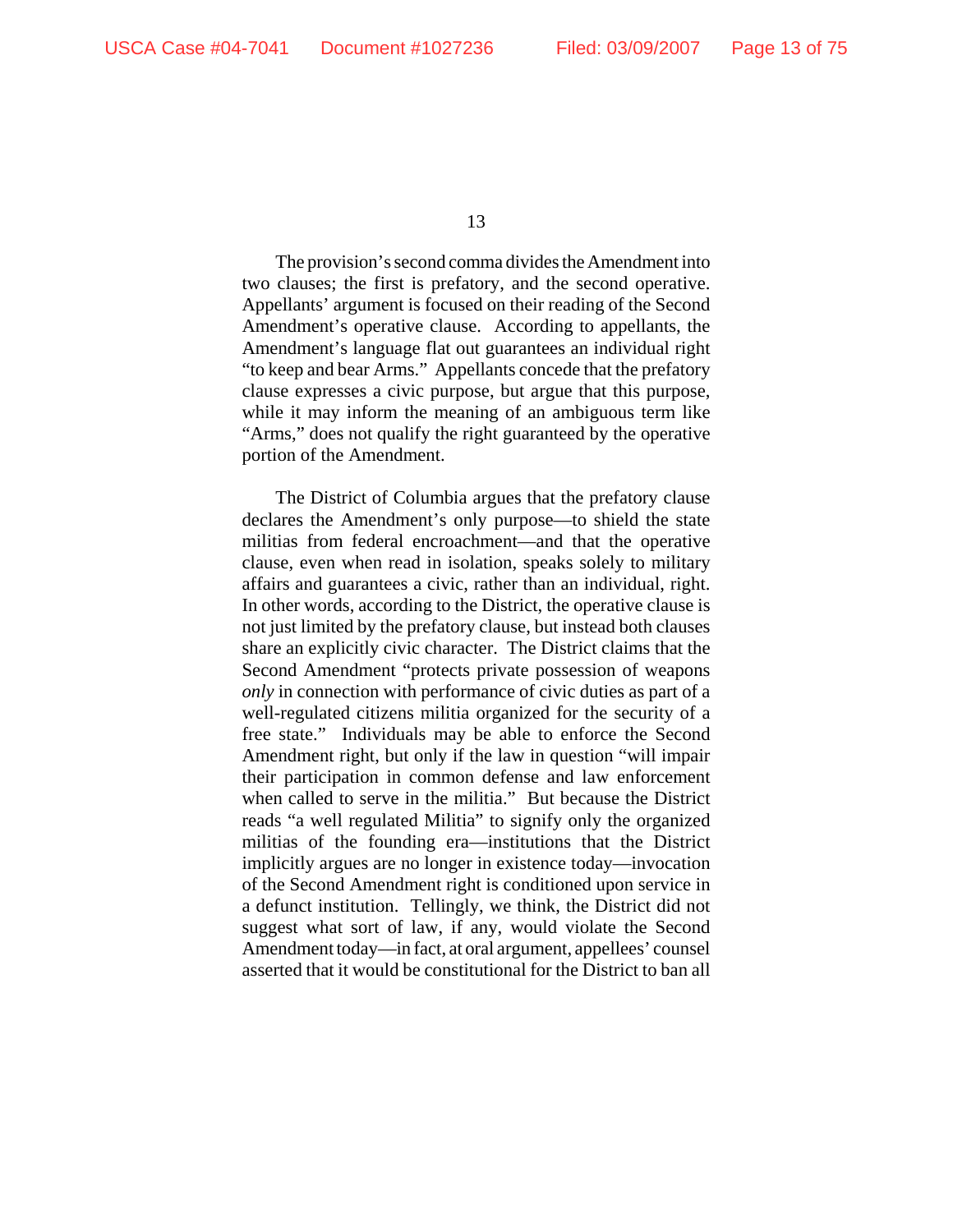The provision's second comma divides the Amendment into two clauses; the first is prefatory, and the second operative. Appellants' argument is focused on their reading of the Second Amendment's operative clause. According to appellants, the Amendment's language flat out guarantees an individual right "to keep and bear Arms." Appellants concede that the prefatory clause expresses a civic purpose, but argue that this purpose, while it may inform the meaning of an ambiguous term like "Arms," does not qualify the right guaranteed by the operative portion of the Amendment.

The District of Columbia argues that the prefatory clause declares the Amendment's only purpose—to shield the state militias from federal encroachment—and that the operative clause, even when read in isolation, speaks solely to military affairs and guarantees a civic, rather than an individual, right. In other words, according to the District, the operative clause is not just limited by the prefatory clause, but instead both clauses share an explicitly civic character. The District claims that the Second Amendment "protects private possession of weapons *only* in connection with performance of civic duties as part of a well-regulated citizens militia organized for the security of a free state." Individuals may be able to enforce the Second Amendment right, but only if the law in question "will impair their participation in common defense and law enforcement when called to serve in the militia." But because the District reads "a well regulated Militia" to signify only the organized militias of the founding era—institutions that the District implicitly argues are no longer in existence today—invocation of the Second Amendment right is conditioned upon service in a defunct institution. Tellingly, we think, the District did not suggest what sort of law, if any, would violate the Second Amendment today—in fact, at oral argument, appellees' counsel asserted that it would be constitutional for the District to ban all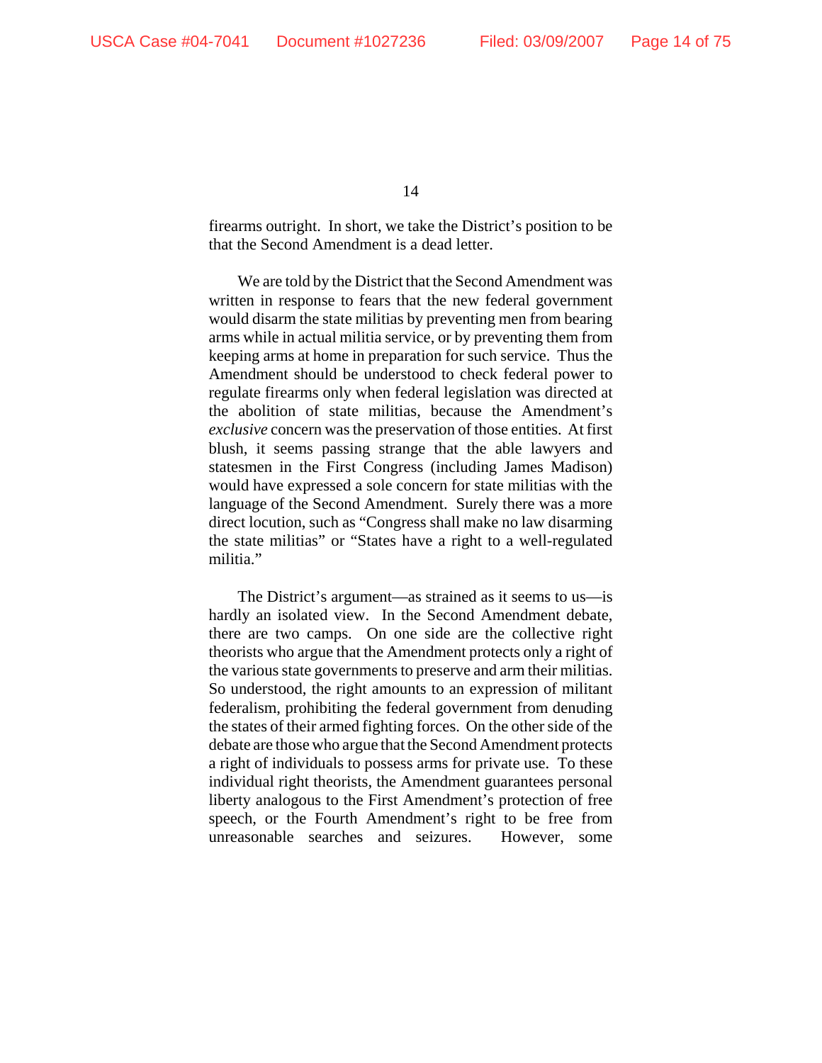firearms outright. In short, we take the District's position to be that the Second Amendment is a dead letter.

We are told by the District that the Second Amendment was written in response to fears that the new federal government would disarm the state militias by preventing men from bearing arms while in actual militia service, or by preventing them from keeping arms at home in preparation for such service. Thus the Amendment should be understood to check federal power to regulate firearms only when federal legislation was directed at the abolition of state militias, because the Amendment's *exclusive* concern was the preservation of those entities. At first blush, it seems passing strange that the able lawyers and statesmen in the First Congress (including James Madison) would have expressed a sole concern for state militias with the language of the Second Amendment. Surely there was a more direct locution, such as "Congress shall make no law disarming the state militias" or "States have a right to a well-regulated militia."

The District's argument—as strained as it seems to us—is hardly an isolated view. In the Second Amendment debate, there are two camps. On one side are the collective right theorists who argue that the Amendment protects only a right of the various state governments to preserve and arm their militias. So understood, the right amounts to an expression of militant federalism, prohibiting the federal government from denuding the states of their armed fighting forces. On the other side of the debate are those who argue that the Second Amendment protects a right of individuals to possess arms for private use. To these individual right theorists, the Amendment guarantees personal liberty analogous to the First Amendment's protection of free speech, or the Fourth Amendment's right to be free from unreasonable searches and seizures. However, some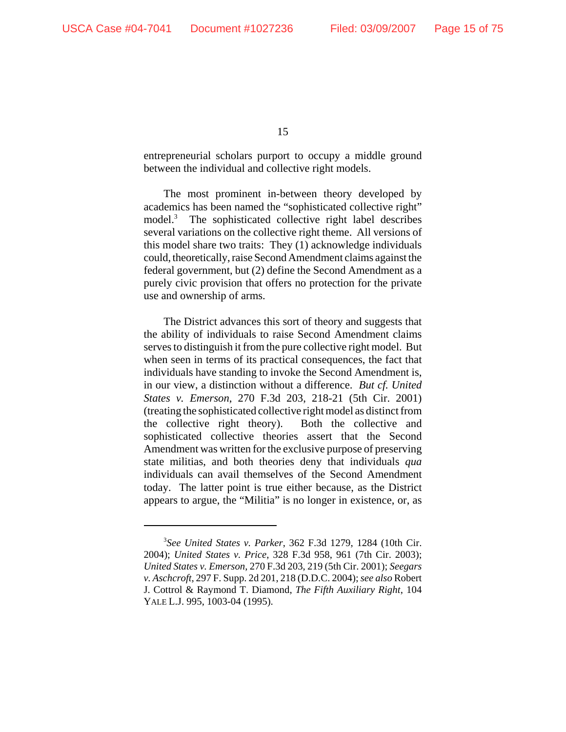entrepreneurial scholars purport to occupy a middle ground between the individual and collective right models.

The most prominent in-between theory developed by academics has been named the "sophisticated collective right" model.[3] The sophisticated collective right label describes several variations on the collective right theme. All versions of this model share two traits: They (1) acknowledge individuals could, theoretically, raise Second Amendment claims against the federal government, but (2) define the Second Amendment as a purely civic provision that offers no protection for the private use and ownership of arms.

The District advances this sort of theory and suggests that the ability of individuals to raise Second Amendment claims serves to distinguish it from the pure collective right model. But when seen in terms of its practical consequences, the fact that individuals have standing to invoke the Second Amendment is, in our view, a distinction without a difference. *But cf. United States v. Emerson*, 270 F.3d 203, 218-21 (5th Cir. 2001) (treating the sophisticated collective right model as distinct from the collective right theory). Both the collective and sophisticated collective theories assert that the Second Amendment was written for the exclusive purpose of preserving state militias, and both theories deny that individuals *qua* individuals can avail themselves of the Second Amendment today. The latter point is true either because, as the District appears to argue, the "Militia" is no longer in existence, or, as

---

[3] *See United States v. Parker*, 362 F.3d 1279, 1284 (10th Cir. 2004); *United States v. Price*, 328 F.3d 958, 961 (7th Cir. 2003); *United States v. Emerson*, 270 F.3d 203, 219 (5th Cir. 2001); *Seegars v. Aschcroft*, 297 F. Supp. 2d 201, 218 (D.D.C. 2004); *see also* Robert J. Cottrol & Raymond T. Diamond, *The Fifth Auxiliary Right*, 104 YALE L.J. 995, 1003-04 (1995).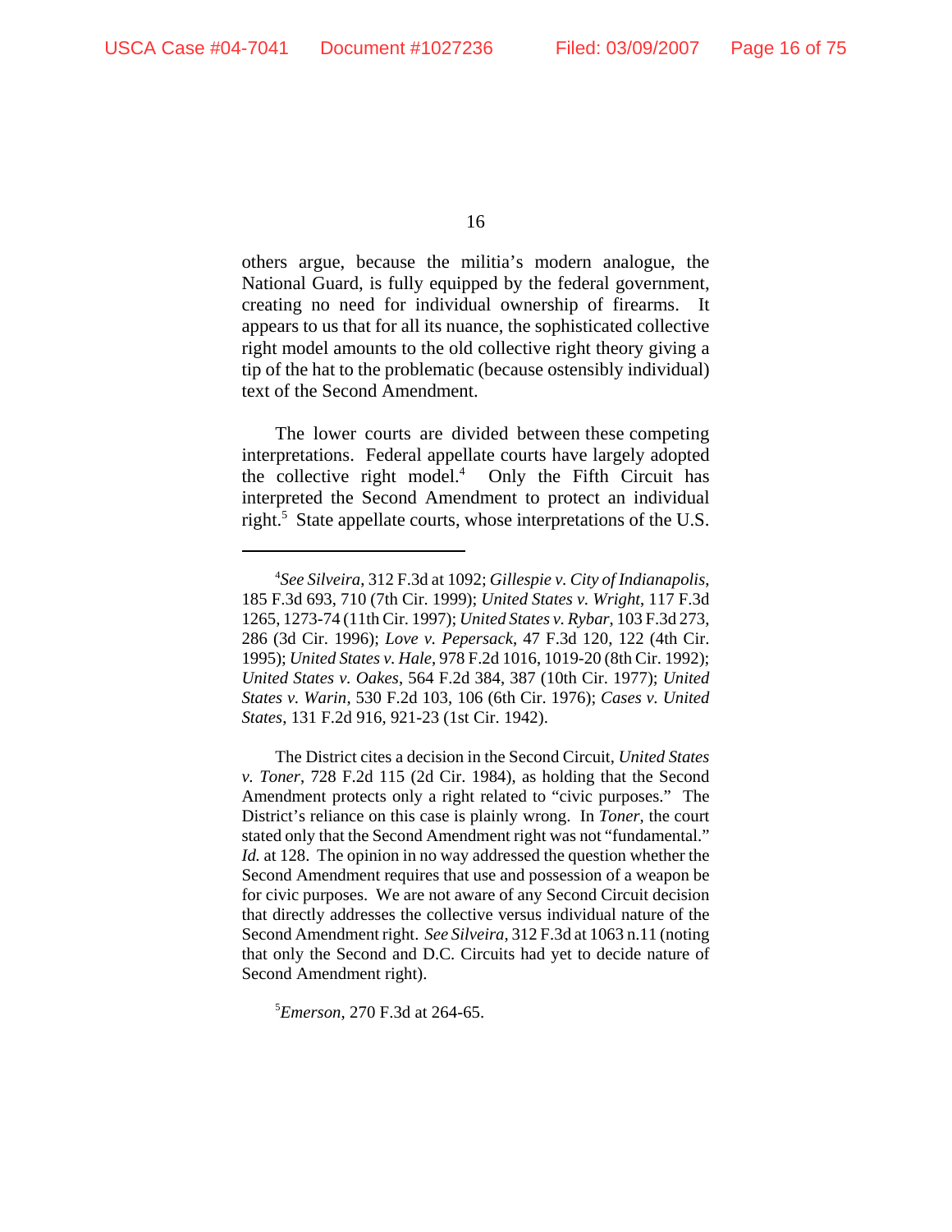others argue, because the militia's modern analogue, the National Guard, is fully equipped by the federal government, creating no need for individual ownership of firearms. It appears to us that for all its nuance, the sophisticated collective right model amounts to the old collective right theory giving a tip of the hat to the problematic (because ostensibly individual) text of the Second Amendment.

The lower courts are divided between these competing interpretations. Federal appellate courts have largely adopted the collective right model.[4] Only the Fifth Circuit has interpreted the Second Amendment to protect an individual right.[5] State appellate courts, whose interpretations of the U.S.

---

[4]*See Silveira*, 312 F.3d at 1092; *Gillespie v. City of Indianapolis*, 185 F.3d 693, 710 (7th Cir. 1999); *United States v. Wright*, 117 F.3d 1265, 1273-74 (11th Cir. 1997); *United States v. Rybar*, 103 F.3d 273, 286 (3d Cir. 1996); *Love v. Pepersack*, 47 F.3d 120, 122 (4th Cir. 1995); *United States v. Hale*, 978 F.2d 1016, 1019-20 (8th Cir. 1992); *United States v. Oakes*, 564 F.2d 384, 387 (10th Cir. 1977); *United States v. Warin*, 530 F.2d 103, 106 (6th Cir. 1976); *Cases v. United States*, 131 F.2d 916, 921-23 (1st Cir. 1942).

The District cites a decision in the Second Circuit, *United States v. Toner*, 728 F.2d 115 (2d Cir. 1984), as holding that the Second Amendment protects only a right related to "civic purposes." The District's reliance on this case is plainly wrong. In *Toner*, the court stated only that the Second Amendment right was not "fundamental." *Id.* at 128. The opinion in no way addressed the question whether the Second Amendment requires that use and possession of a weapon be for civic purposes. We are not aware of any Second Circuit decision that directly addresses the collective versus individual nature of the Second Amendment right. *See Silveira*, 312 F.3d at 1063 n.11 (noting that only the Second and D.C. Circuits had yet to decide nature of Second Amendment right).

[5]*Emerson*, 270 F.3d at 264-65.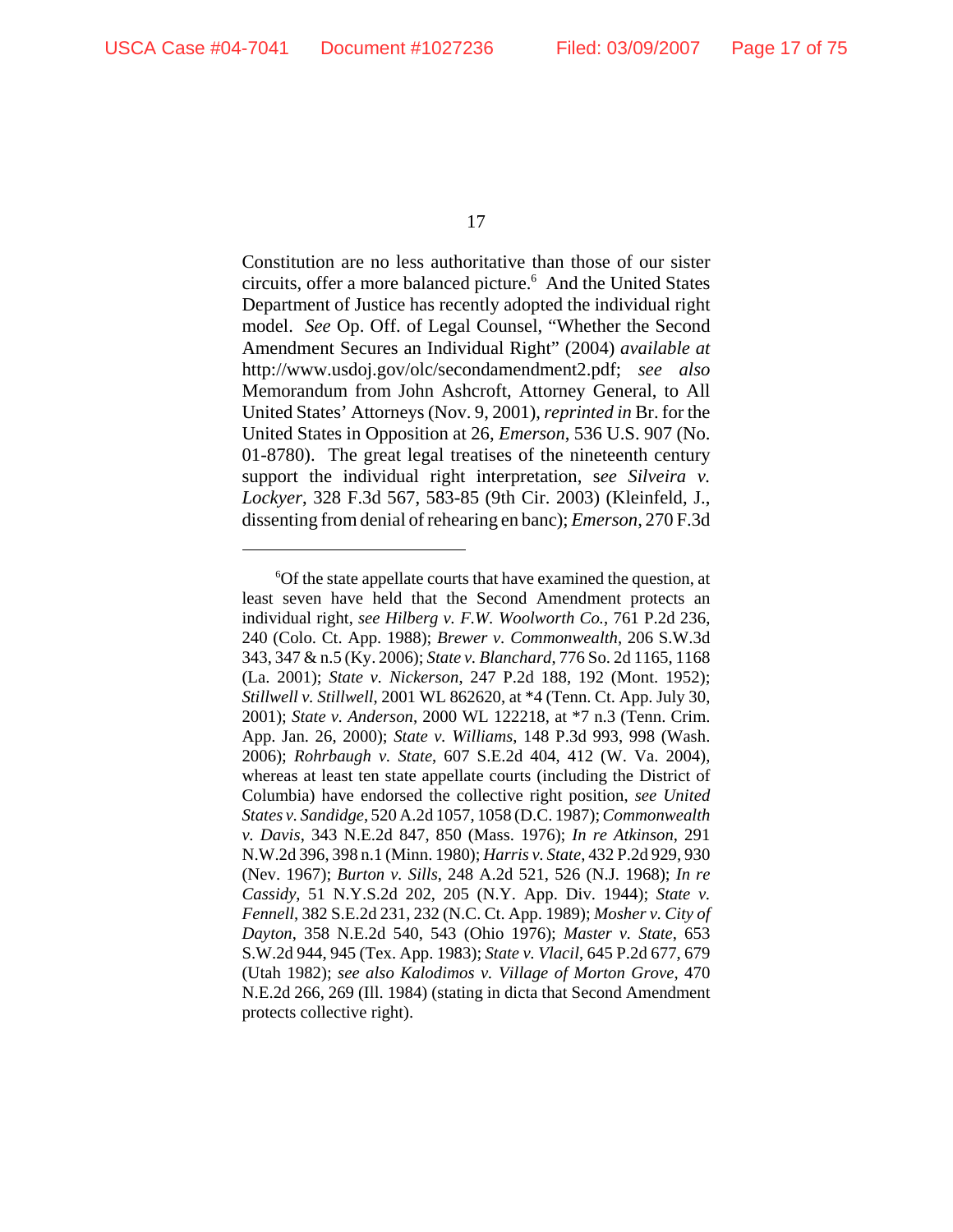Constitution are no less authoritative than those of our sister circuits, offer a more balanced picture.[6] And the United States Department of Justice has recently adopted the individual right model. *See* Op. Off. of Legal Counsel, "Whether the Second Amendment Secures an Individual Right" (2004) *available at* http://www.usdoj.gov/olc/secondamendment2.pdf; *see also* Memorandum from John Ashcroft, Attorney General, to All United States' Attorneys (Nov. 9, 2001), *reprinted in* Br. for the United States in Opposition at 26, *Emerson*, 536 U.S. 907 (No. 01-8780). The great legal treatises of the nineteenth century support the individual right interpretation, s*ee Silveira v. Lockyer*, 328 F.3d 567, 583-85 (9th Cir. 2003) (Kleinfeld, J., dissenting from denial of rehearing en banc); *Emerson*, 270 F.3d

---

[6]Of the state appellate courts that have examined the question, at least seven have held that the Second Amendment protects an individual right, *see Hilberg v. F.W. Woolworth Co.*, 761 P.2d 236, 240 (Colo. Ct. App. 1988); *Brewer v. Commonwealth*, 206 S.W.3d 343, 347 & n.5 (Ky. 2006); *State v. Blanchard*, 776 So. 2d 1165, 1168 (La. 2001); *State v. Nickerson*, 247 P.2d 188, 192 (Mont. 1952); *Stillwell v. Stillwell*, 2001 WL 862620, at *4 (Tenn. Ct. App. July 30, 2001); *State v. Anderson*, 2000 WL 122218, at *7 n.3 (Tenn. Crim. App. Jan. 26, 2000); *State v. Williams*, 148 P.3d 993, 998 (Wash. 2006); *Rohrbaugh v. State*, 607 S.E.2d 404, 412 (W. Va. 2004), whereas at least ten state appellate courts (including the District of Columbia) have endorsed the collective right position, *see United States v. Sandidge*, 520 A.2d 1057, 1058 (D.C. 1987); *Commonwealth v. Davis*, 343 N.E.2d 847, 850 (Mass. 1976); *In re Atkinson*, 291 N.W.2d 396, 398 n.1 (Minn. 1980); *Harris v. State*, 432 P.2d 929, 930 (Nev. 1967); *Burton v. Sills*, 248 A.2d 521, 526 (N.J. 1968); *In re Cassidy*, 51 N.Y.S.2d 202, 205 (N.Y. App. Div. 1944); *State v. Fennell*, 382 S.E.2d 231, 232 (N.C. Ct. App. 1989); *Mosher v. City of Dayton*, 358 N.E.2d 540, 543 (Ohio 1976); *Master v. State*, 653 S.W.2d 944, 945 (Tex. App. 1983); *State v. Vlacil*, 645 P.2d 677, 679 (Utah 1982); *see also Kalodimos v. Village of Morton Grove*, 470 N.E.2d 266, 269 (Ill. 1984) (stating in dicta that Second Amendment protects collective right).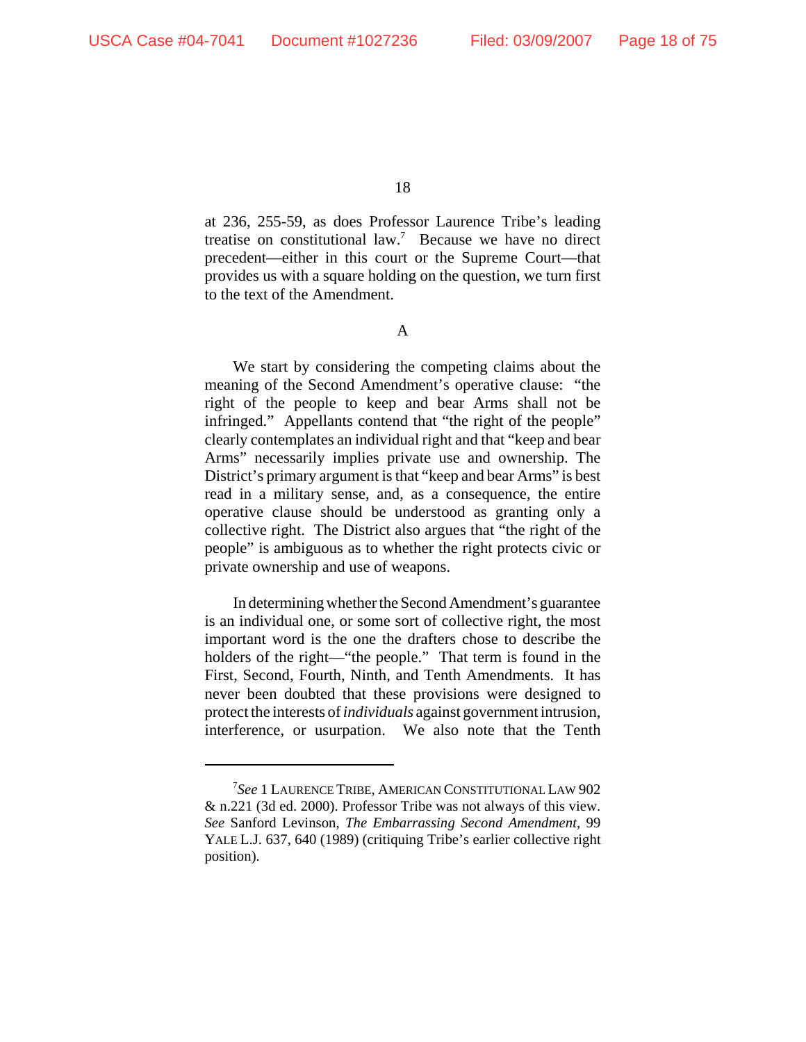at 236, 255-59, as does Professor Laurence Tribe's leading treatise on constitutional law.[7] Because we have no direct precedent—either in this court or the Supreme Court—that provides us with a square holding on the question, we turn first to the text of the Amendment.

### A

We start by considering the competing claims about the meaning of the Second Amendment's operative clause: "the right of the people to keep and bear Arms shall not be infringed." Appellants contend that "the right of the people" clearly contemplates an individual right and that "keep and bear Arms" necessarily implies private use and ownership. The District's primary argument is that "keep and bear Arms" is best read in a military sense, and, as a consequence, the entire operative clause should be understood as granting only a collective right. The District also argues that "the right of the people" is ambiguous as to whether the right protects civic or private ownership and use of weapons.

In determining whether the Second Amendment's guarantee is an individual one, or some sort of collective right, the most important word is the one the drafters chose to describe the holders of the right—"the people." That term is found in the First, Second, Fourth, Ninth, and Tenth Amendments. It has never been doubted that these provisions were designed to protect the interests of *individuals* against government intrusion, interference, or usurpation. We also note that the Tenth

---

[7]*See* 1 LAURENCE TRIBE, AMERICAN CONSTITUTIONAL LAW 902 & n.221 (3d ed. 2000). Professor Tribe was not always of this view. *See* Sanford Levinson, *The Embarrassing Second Amendment*, 99 YALE L.J. 637, 640 (1989) (critiquing Tribe's earlier collective right position).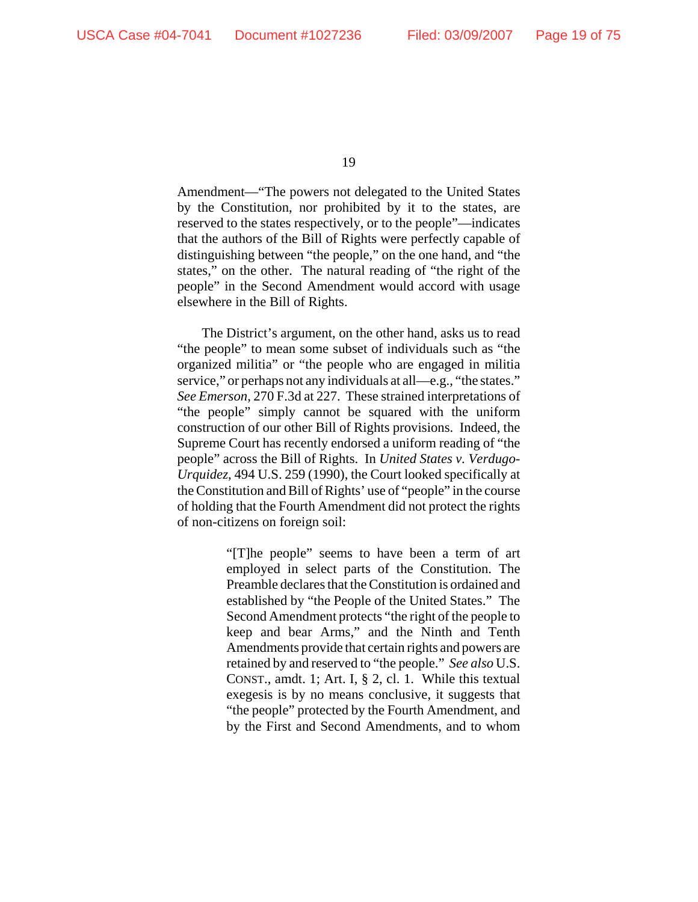Amendment—"The powers not delegated to the United States by the Constitution, nor prohibited by it to the states, are reserved to the states respectively, or to the people"—indicates that the authors of the Bill of Rights were perfectly capable of distinguishing between "the people," on the one hand, and "the states," on the other. The natural reading of "the right of the people" in the Second Amendment would accord with usage elsewhere in the Bill of Rights.

The District's argument, on the other hand, asks us to read "the people" to mean some subset of individuals such as "the organized militia" or "the people who are engaged in militia service," or perhaps not any individuals at all—e.g., "the states." *See Emerson*, 270 F.3d at 227. These strained interpretations of "the people" simply cannot be squared with the uniform construction of our other Bill of Rights provisions. Indeed, the Supreme Court has recently endorsed a uniform reading of "the people" across the Bill of Rights. In *United States v. Verdugo-Urquidez*, 494 U.S. 259 (1990), the Court looked specifically at the Constitution and Bill of Rights' use of "people" in the course of holding that the Fourth Amendment did not protect the rights of non-citizens on foreign soil:

> "[T]he people" seems to have been a term of art employed in select parts of the Constitution. The Preamble declares that the Constitution is ordained and established by "the People of the United States." The Second Amendment protects "the right of the people to keep and bear Arms," and the Ninth and Tenth Amendments provide that certain rights and powers are retained by and reserved to "the people." *See also* U.S. CONST., amdt. 1; Art. I, § 2, cl. 1. While this textual exegesis is by no means conclusive, it suggests that "the people" protected by the Fourth Amendment, and by the First and Second Amendments, and to whom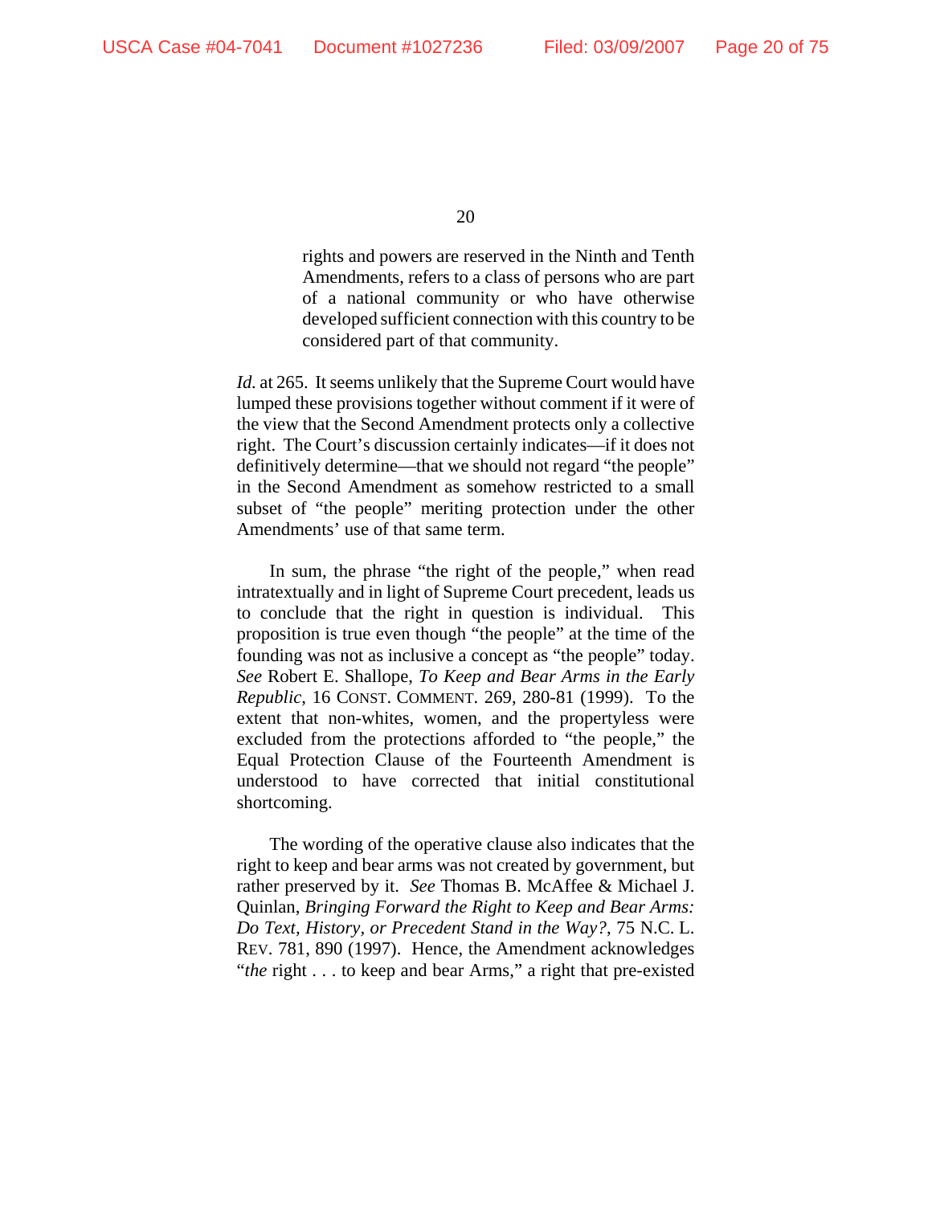> rights and powers are reserved in the Ninth and Tenth Amendments, refers to a class of persons who are part of a national community or who have otherwise developed sufficient connection with this country to be considered part of that community.

*Id.* at 265. It seems unlikely that the Supreme Court would have lumped these provisions together without comment if it were of the view that the Second Amendment protects only a collective right. The Court's discussion certainly indicates—if it does not definitively determine—that we should not regard "the people" in the Second Amendment as somehow restricted to a small subset of "the people" meriting protection under the other Amendments' use of that same term.

In sum, the phrase "the right of the people," when read intratextually and in light of Supreme Court precedent, leads us to conclude that the right in question is individual. This proposition is true even though "the people" at the time of the founding was not as inclusive a concept as "the people" today. *See* Robert E. Shallope, *To Keep and Bear Arms in the Early Republic*, 16 CONST. COMMENT. 269, 280-81 (1999). To the extent that non-whites, women, and the propertyless were excluded from the protections afforded to "the people," the Equal Protection Clause of the Fourteenth Amendment is understood to have corrected that initial constitutional shortcoming.

The wording of the operative clause also indicates that the right to keep and bear arms was not created by government, but rather preserved by it. *See* Thomas B. McAffee & Michael J. Quinlan, *Bringing Forward the Right to Keep and Bear Arms: Do Text, History, or Precedent Stand in the Way?*, 75 N.C. L. REV. 781, 890 (1997). Hence, the Amendment acknowledges "*the* right . . . to keep and bear Arms," a right that pre-existed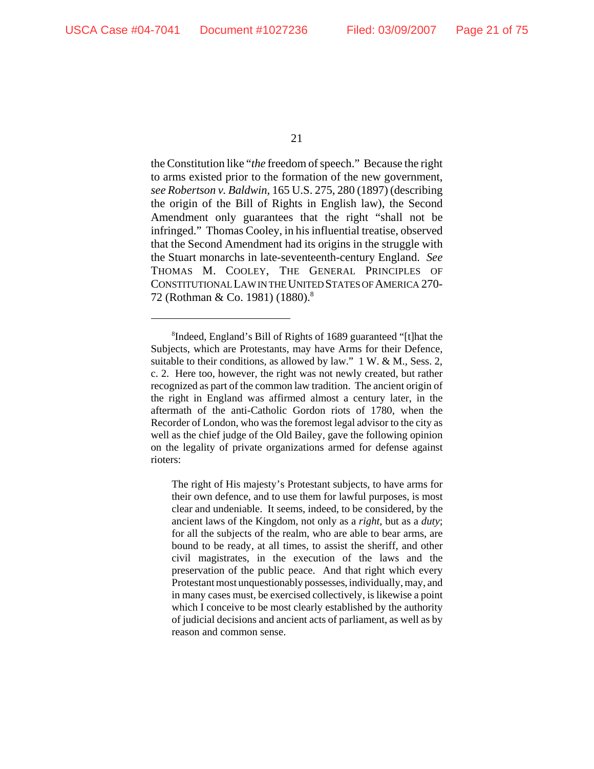the Constitution like "*the* freedom of speech." Because the right to arms existed prior to the formation of the new government, *see Robertson v. Baldwin*, 165 U.S. 275, 280 (1897) (describing the origin of the Bill of Rights in English law), the Second Amendment only guarantees that the right "shall not be infringed." Thomas Cooley, in his influential treatise, observed that the Second Amendment had its origins in the struggle with the Stuart monarchs in late-seventeenth-century England. *See* THOMAS M. COOLEY, THE GENERAL PRINCIPLES OF CONSTITUTIONAL LAW IN THE UNITED STATES OF AMERICA 270-72 (Rothman & Co. 1981) (1880).[8]

---

[8]Indeed, England's Bill of Rights of 1689 guaranteed "[t]hat the Subjects, which are Protestants, may have Arms for their Defence, suitable to their conditions, as allowed by law." 1 W. & M., Sess. 2, c. 2. Here too, however, the right was not newly created, but rather recognized as part of the common law tradition. The ancient origin of the right in England was affirmed almost a century later, in the aftermath of the anti-Catholic Gordon riots of 1780, when the Recorder of London, who was the foremost legal advisor to the city as well as the chief judge of the Old Bailey, gave the following opinion on the legality of private organizations armed for defense against rioters:

> The right of His majesty's Protestant subjects, to have arms for their own defence, and to use them for lawful purposes, is most clear and undeniable. It seems, indeed, to be considered, by the ancient laws of the Kingdom, not only as a *right*, but as a *duty*; for all the subjects of the realm, who are able to bear arms, are bound to be ready, at all times, to assist the sheriff, and other civil magistrates, in the execution of the laws and the preservation of the public peace. And that right which every Protestant most unquestionably possesses, individually, may, and in many cases must, be exercised collectively, is likewise a point which I conceive to be most clearly established by the authority of judicial decisions and ancient acts of parliament, as well as by reason and common sense.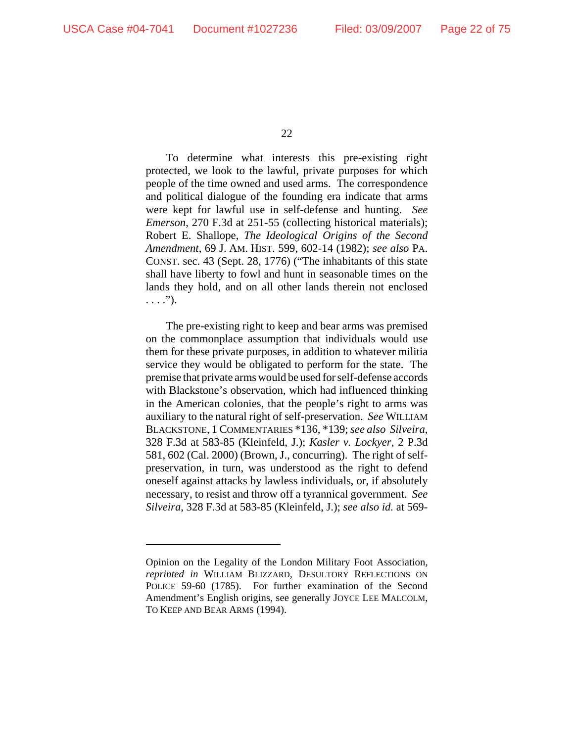To determine what interests this pre-existing right protected, we look to the lawful, private purposes for which people of the time owned and used arms. The correspondence and political dialogue of the founding era indicate that arms were kept for lawful use in self-defense and hunting. *See Emerson*, 270 F.3d at 251-55 (collecting historical materials); Robert E. Shallope, *The Ideological Origins of the Second Amendment*, 69 J. AM. HIST. 599, 602-14 (1982); *see also* PA. CONST. sec. 43 (Sept. 28, 1776) ("The inhabitants of this state shall have liberty to fowl and hunt in seasonable times on the lands they hold, and on all other lands therein not enclosed . . . .").

The pre-existing right to keep and bear arms was premised on the commonplace assumption that individuals would use them for these private purposes, in addition to whatever militia service they would be obligated to perform for the state. The premise that private arms would be used for self-defense accords with Blackstone's observation, which had influenced thinking in the American colonies, that the people's right to arms was auxiliary to the natural right of self-preservation. *See* WILLIAM BLACKSTONE, 1 COMMENTARIES *136, *139; *see also Silveira*, 328 F.3d at 583-85 (Kleinfeld, J.); *Kasler v. Lockyer*, 2 P.3d 581, 602 (Cal. 2000) (Brown, J., concurring). The right of self-preservation, in turn, was understood as the right to defend oneself against attacks by lawless individuals, or, if absolutely necessary, to resist and throw off a tyrannical government. *See Silveira*, 328 F.3d at 583-85 (Kleinfeld, J.); *see also id.* at 569-

---

Opinion on the Legality of the London Military Foot Association, *reprinted in* WILLIAM BLIZZARD, DESULTORY REFLECTIONS ON POLICE 59-60 (1785). For further examination of the Second Amendment's English origins, see generally JOYCE LEE MALCOLM, TO KEEP AND BEAR ARMS (1994).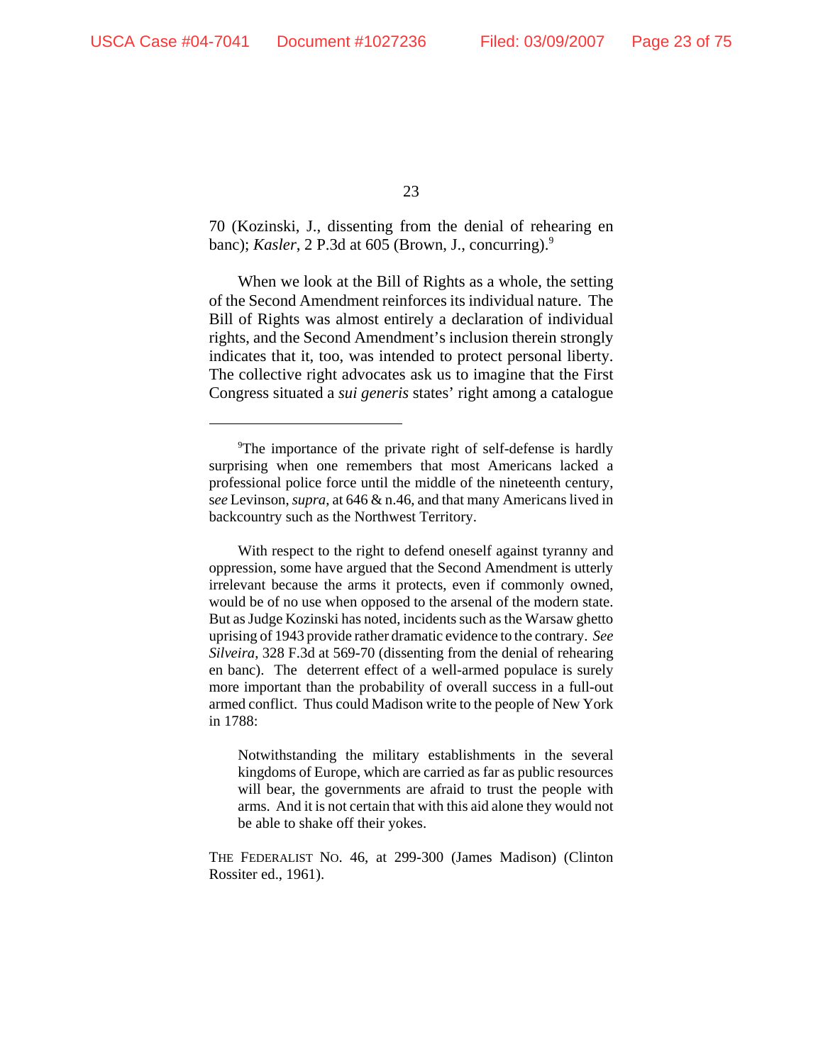70 (Kozinski, J., dissenting from the denial of rehearing en banc); *Kasler*, 2 P.3d at 605 (Brown, J., concurring).[9]

When we look at the Bill of Rights as a whole, the setting of the Second Amendment reinforces its individual nature. The Bill of Rights was almost entirely a declaration of individual rights, and the Second Amendment's inclusion therein strongly indicates that it, too, was intended to protect personal liberty. The collective right advocates ask us to imagine that the First Congress situated a *sui generis* states' right among a catalogue

---

[9]The importance of the private right of self-defense is hardly surprising when one remembers that most Americans lacked a professional police force until the middle of the nineteenth century, s*ee* Levinson, *supra*, at 646 & n.46, and that many Americans lived in backcountry such as the Northwest Territory.

With respect to the right to defend oneself against tyranny and oppression, some have argued that the Second Amendment is utterly irrelevant because the arms it protects, even if commonly owned, would be of no use when opposed to the arsenal of the modern state. But as Judge Kozinski has noted, incidents such as the Warsaw ghetto uprising of 1943 provide rather dramatic evidence to the contrary. *See Silveira*, 328 F.3d at 569-70 (dissenting from the denial of rehearing en banc). The deterrent effect of a well-armed populace is surely more important than the probability of overall success in a full-out armed conflict. Thus could Madison write to the people of New York in 1788:

> Notwithstanding the military establishments in the several kingdoms of Europe, which are carried as far as public resources will bear, the governments are afraid to trust the people with arms. And it is not certain that with this aid alone they would not be able to shake off their yokes.

THE FEDERALIST NO. 46, at 299-300 (James Madison) (Clinton Rossiter ed., 1961).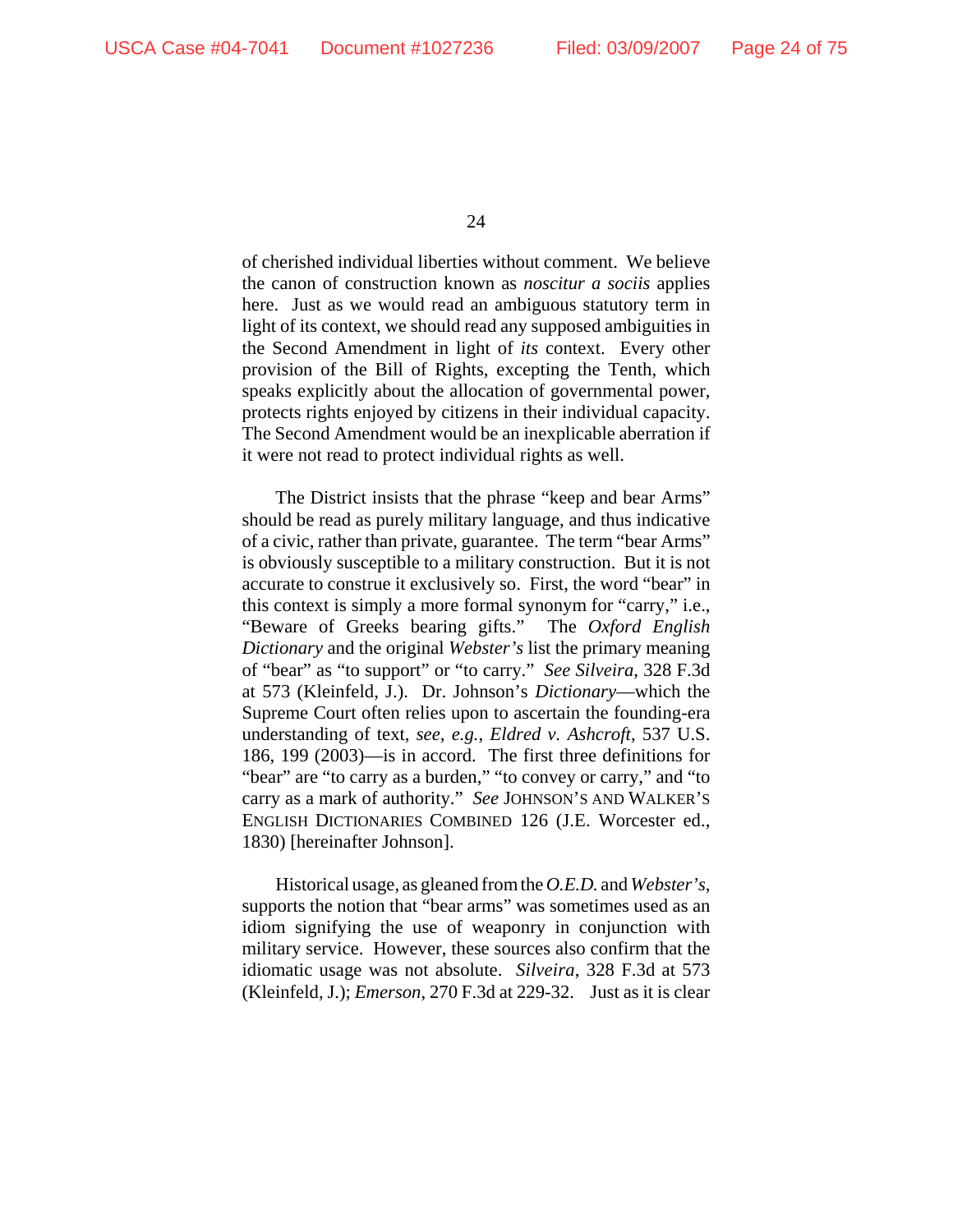of cherished individual liberties without comment. We believe the canon of construction known as *noscitur a sociis* applies here. Just as we would read an ambiguous statutory term in light of its context, we should read any supposed ambiguities in the Second Amendment in light of *its* context. Every other provision of the Bill of Rights, excepting the Tenth, which speaks explicitly about the allocation of governmental power, protects rights enjoyed by citizens in their individual capacity. The Second Amendment would be an inexplicable aberration if it were not read to protect individual rights as well.

The District insists that the phrase "keep and bear Arms" should be read as purely military language, and thus indicative of a civic, rather than private, guarantee. The term "bear Arms" is obviously susceptible to a military construction. But it is not accurate to construe it exclusively so. First, the word "bear" in this context is simply a more formal synonym for "carry," i.e., "Beware of Greeks bearing gifts." The *Oxford English Dictionary* and the original *Webster's* list the primary meaning of "bear" as "to support" or "to carry." *See Silveira*, 328 F.3d at 573 (Kleinfeld, J.). Dr. Johnson's *Dictionary*—which the Supreme Court often relies upon to ascertain the founding-era understanding of text, *see, e.g.*, *Eldred v. Ashcroft*, 537 U.S. 186, 199 (2003)—is in accord. The first three definitions for "bear" are "to carry as a burden," "to convey or carry," and "to carry as a mark of authority." *See* JOHNSON'S AND WALKER'S ENGLISH DICTIONARIES COMBINED 126 (J.E. Worcester ed., 1830) [hereinafter Johnson].

Historical usage, as gleaned from the *O.E.D.* and *Webster's*, supports the notion that "bear arms" was sometimes used as an idiom signifying the use of weaponry in conjunction with military service. However, these sources also confirm that the idiomatic usage was not absolute. *Silveira*, 328 F.3d at 573 (Kleinfeld, J.); *Emerson*, 270 F.3d at 229-32. Just as it is clear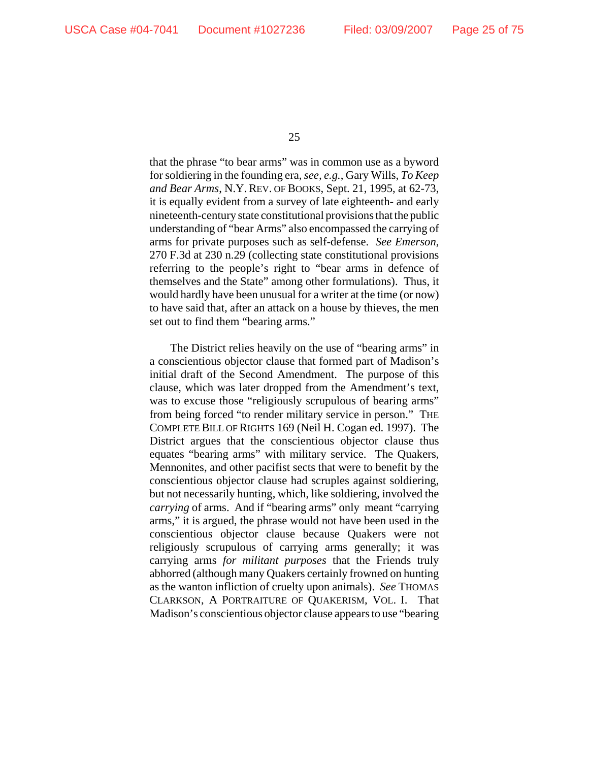that the phrase "to bear arms" was in common use as a byword for soldiering in the founding era, *see, e.g.*, Gary Wills, *To Keep and Bear Arms*, N.Y. REV. OF BOOKS, Sept. 21, 1995, at 62-73, it is equally evident from a survey of late eighteenth- and early nineteenth-century state constitutional provisions that the public understanding of "bear Arms" also encompassed the carrying of arms for private purposes such as self-defense. *See Emerson*, 270 F.3d at 230 n.29 (collecting state constitutional provisions referring to the people's right to "bear arms in defence of themselves and the State" among other formulations). Thus, it would hardly have been unusual for a writer at the time (or now) to have said that, after an attack on a house by thieves, the men set out to find them "bearing arms."

The District relies heavily on the use of "bearing arms" in a conscientious objector clause that formed part of Madison's initial draft of the Second Amendment. The purpose of this clause, which was later dropped from the Amendment's text, was to excuse those "religiously scrupulous of bearing arms" from being forced "to render military service in person." THE COMPLETE BILL OF RIGHTS 169 (Neil H. Cogan ed. 1997). The District argues that the conscientious objector clause thus equates "bearing arms" with military service. The Quakers, Mennonites, and other pacifist sects that were to benefit by the conscientious objector clause had scruples against soldiering, but not necessarily hunting, which, like soldiering, involved the *carrying* of arms. And if "bearing arms" only meant "carrying arms," it is argued, the phrase would not have been used in the conscientious objector clause because Quakers were not religiously scrupulous of carrying arms generally; it was carrying arms *for militant purposes* that the Friends truly abhorred (although many Quakers certainly frowned on hunting as the wanton infliction of cruelty upon animals). *See* THOMAS CLARKSON, A PORTRAITURE OF QUAKERISM, VOL. I. That Madison's conscientious objector clause appears to use "bearing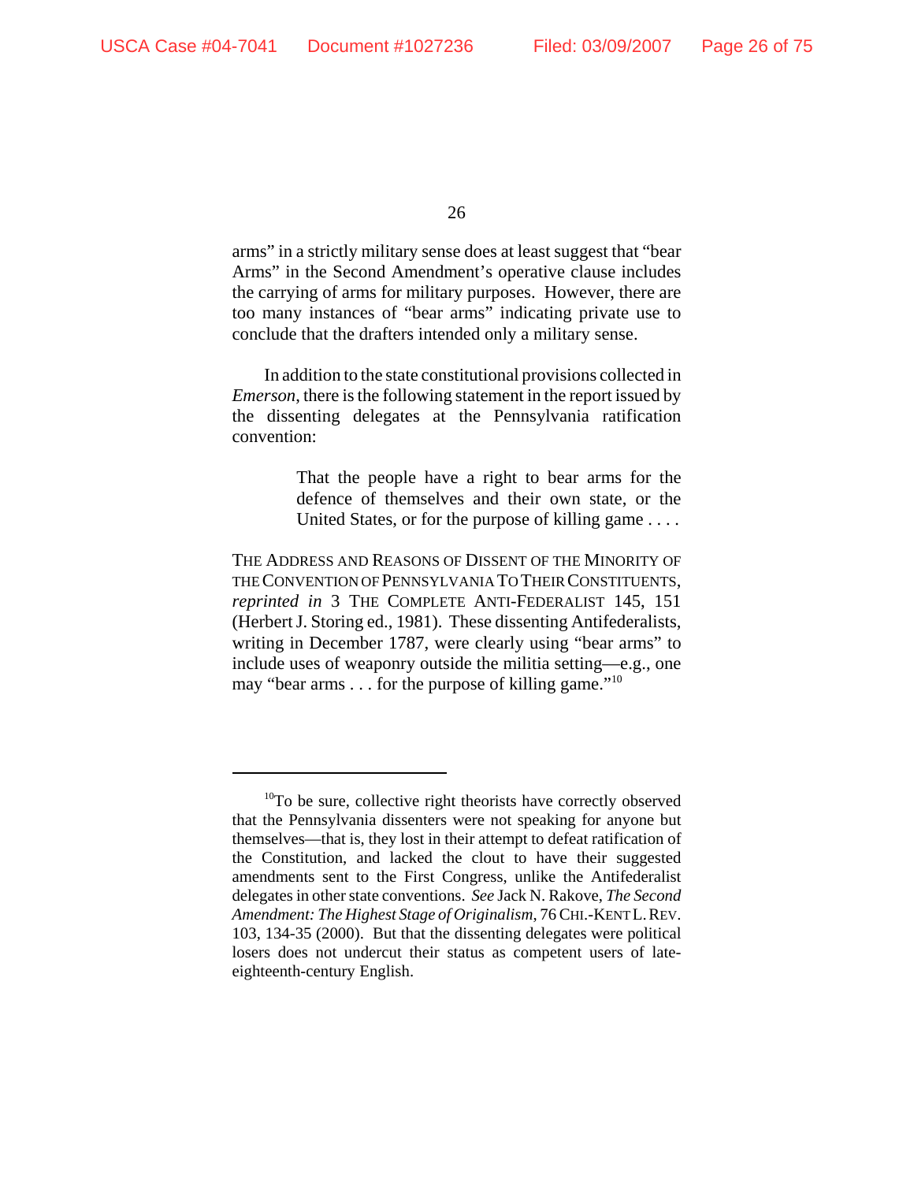arms" in a strictly military sense does at least suggest that "bear Arms" in the Second Amendment's operative clause includes the carrying of arms for military purposes. However, there are too many instances of "bear arms" indicating private use to conclude that the drafters intended only a military sense.

In addition to the state constitutional provisions collected in *Emerson*, there is the following statement in the report issued by the dissenting delegates at the Pennsylvania ratification convention:

> That the people have a right to bear arms for the defence of themselves and their own state, or the United States, or for the purpose of killing game . . . .

THE ADDRESS AND REASONS OF DISSENT OF THE MINORITY OF THE CONVENTION OF PENNSYLVANIA TO THEIR CONSTITUENTS, *reprinted in* 3 THE COMPLETE ANTI-FEDERALIST 145, 151 (Herbert J. Storing ed., 1981). These dissenting Antifederalists, writing in December 1787, were clearly using "bear arms" to include uses of weaponry outside the militia setting—e.g., one may "bear arms . . . for the purpose of killing game."[10]

---

[10]To be sure, collective right theorists have correctly observed that the Pennsylvania dissenters were not speaking for anyone but themselves—that is, they lost in their attempt to defeat ratification of the Constitution, and lacked the clout to have their suggested amendments sent to the First Congress, unlike the Antifederalist delegates in other state conventions. *See* Jack N. Rakove, *The Second Amendment: The Highest Stage of Originalism*, 76 CHI.-KENT L. REV. 103, 134-35 (2000). But that the dissenting delegates were political losers does not undercut their status as competent users of late-eighteenth-century English.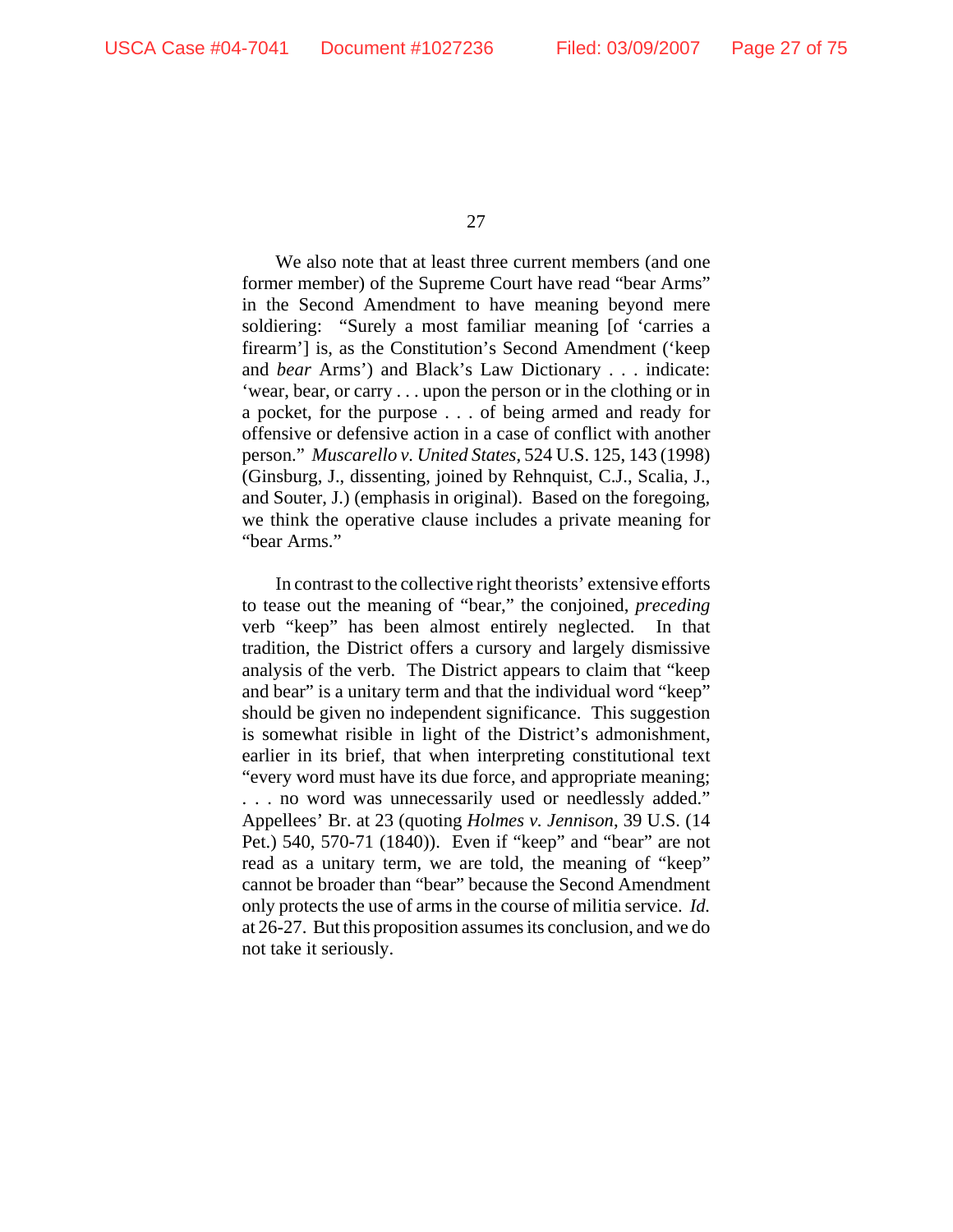We also note that at least three current members (and one former member) of the Supreme Court have read "bear Arms" in the Second Amendment to have meaning beyond mere soldiering: "Surely a most familiar meaning [of 'carries a firearm'] is, as the Constitution's Second Amendment ('keep and *bear* Arms') and Black's Law Dictionary . . . indicate: 'wear, bear, or carry . . . upon the person or in the clothing or in a pocket, for the purpose . . . of being armed and ready for offensive or defensive action in a case of conflict with another person." *Muscarello v. United States*, 524 U.S. 125, 143 (1998) (Ginsburg, J., dissenting, joined by Rehnquist, C.J., Scalia, J., and Souter, J.) (emphasis in original). Based on the foregoing, we think the operative clause includes a private meaning for "bear Arms."

In contrast to the collective right theorists' extensive efforts to tease out the meaning of "bear," the conjoined, *preceding* verb "keep" has been almost entirely neglected. In that tradition, the District offers a cursory and largely dismissive analysis of the verb. The District appears to claim that "keep and bear" is a unitary term and that the individual word "keep" should be given no independent significance. This suggestion is somewhat risible in light of the District's admonishment, earlier in its brief, that when interpreting constitutional text "every word must have its due force, and appropriate meaning; . . . no word was unnecessarily used or needlessly added." Appellees' Br. at 23 (quoting *Holmes v. Jennison*, 39 U.S. (14 Pet.) 540, 570-71 (1840)). Even if "keep" and "bear" are not read as a unitary term, we are told, the meaning of "keep" cannot be broader than "bear" because the Second Amendment only protects the use of arms in the course of militia service. *Id.* at 26-27. But this proposition assumes its conclusion, and we do not take it seriously.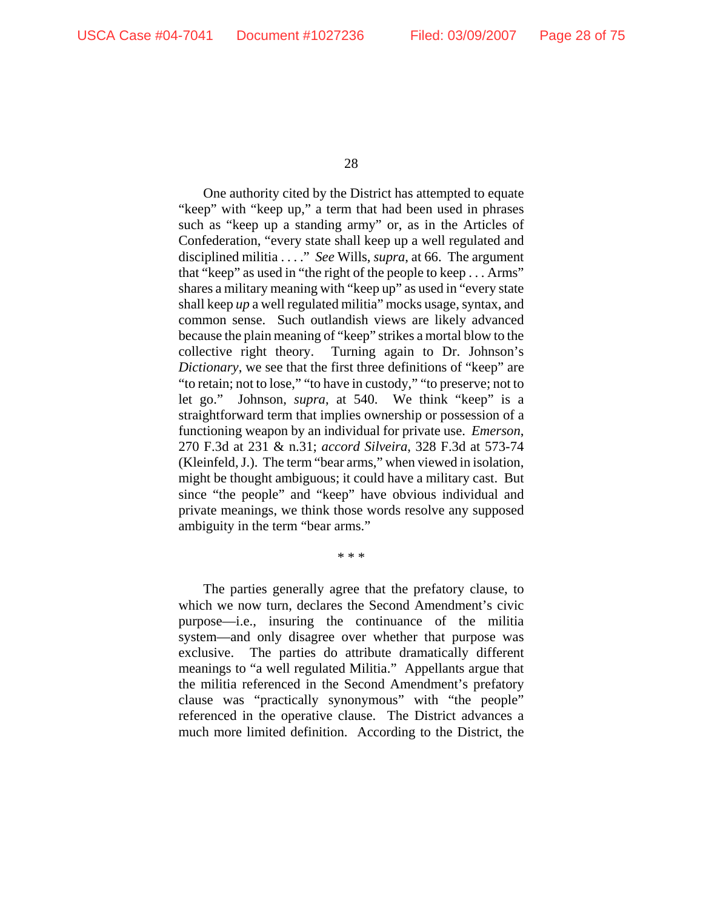One authority cited by the District has attempted to equate "keep" with "keep up," a term that had been used in phrases such as "keep up a standing army" or, as in the Articles of Confederation, "every state shall keep up a well regulated and disciplined militia . . . ." *See* Wills, *supra*, at 66. The argument that "keep" as used in "the right of the people to keep . . . Arms" shares a military meaning with "keep up" as used in "every state shall keep *up* a well regulated militia" mocks usage, syntax, and common sense. Such outlandish views are likely advanced because the plain meaning of "keep" strikes a mortal blow to the collective right theory. Turning again to Dr. Johnson's *Dictionary*, we see that the first three definitions of "keep" are "to retain; not to lose," "to have in custody," "to preserve; not to let go." Johnson, *supra*, at 540. We think "keep" is a straightforward term that implies ownership or possession of a functioning weapon by an individual for private use. *Emerson*, 270 F.3d at 231 & n.31; *accord Silveira*, 328 F.3d at 573-74 (Kleinfeld, J.). The term "bear arms," when viewed in isolation, might be thought ambiguous; it could have a military cast. But since "the people" and "keep" have obvious individual and private meanings, we think those words resolve any supposed ambiguity in the term "bear arms."

\* \* \*

The parties generally agree that the prefatory clause, to which we now turn, declares the Second Amendment's civic purpose—i.e., insuring the continuance of the militia system—and only disagree over whether that purpose was exclusive. The parties do attribute dramatically different meanings to "a well regulated Militia." Appellants argue that the militia referenced in the Second Amendment's prefatory clause was "practically synonymous" with "the people" referenced in the operative clause. The District advances a much more limited definition. According to the District, the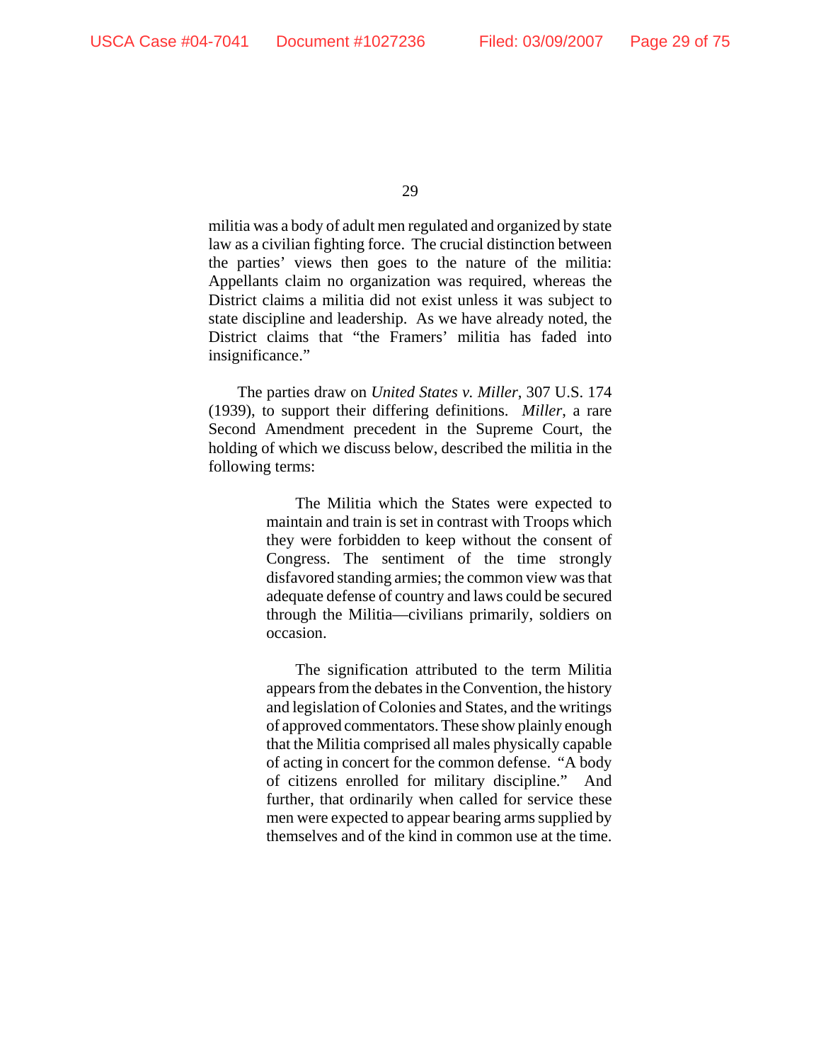militia was a body of adult men regulated and organized by state law as a civilian fighting force. The crucial distinction between the parties' views then goes to the nature of the militia: Appellants claim no organization was required, whereas the District claims a militia did not exist unless it was subject to state discipline and leadership. As we have already noted, the District claims that "the Framers' militia has faded into insignificance."

The parties draw on *United States v. Miller*, 307 U.S. 174 (1939), to support their differing definitions. *Miller*, a rare Second Amendment precedent in the Supreme Court, the holding of which we discuss below, described the militia in the following terms:

> The Militia which the States were expected to maintain and train is set in contrast with Troops which they were forbidden to keep without the consent of Congress. The sentiment of the time strongly disfavored standing armies; the common view was that adequate defense of country and laws could be secured through the Militia—civilians primarily, soldiers on occasion.
>
> The signification attributed to the term Militia appears from the debates in the Convention, the history and legislation of Colonies and States, and the writings of approved commentators. These show plainly enough that the Militia comprised all males physically capable of acting in concert for the common defense. "A body of citizens enrolled for military discipline." And further, that ordinarily when called for service these men were expected to appear bearing arms supplied by themselves and of the kind in common use at the time.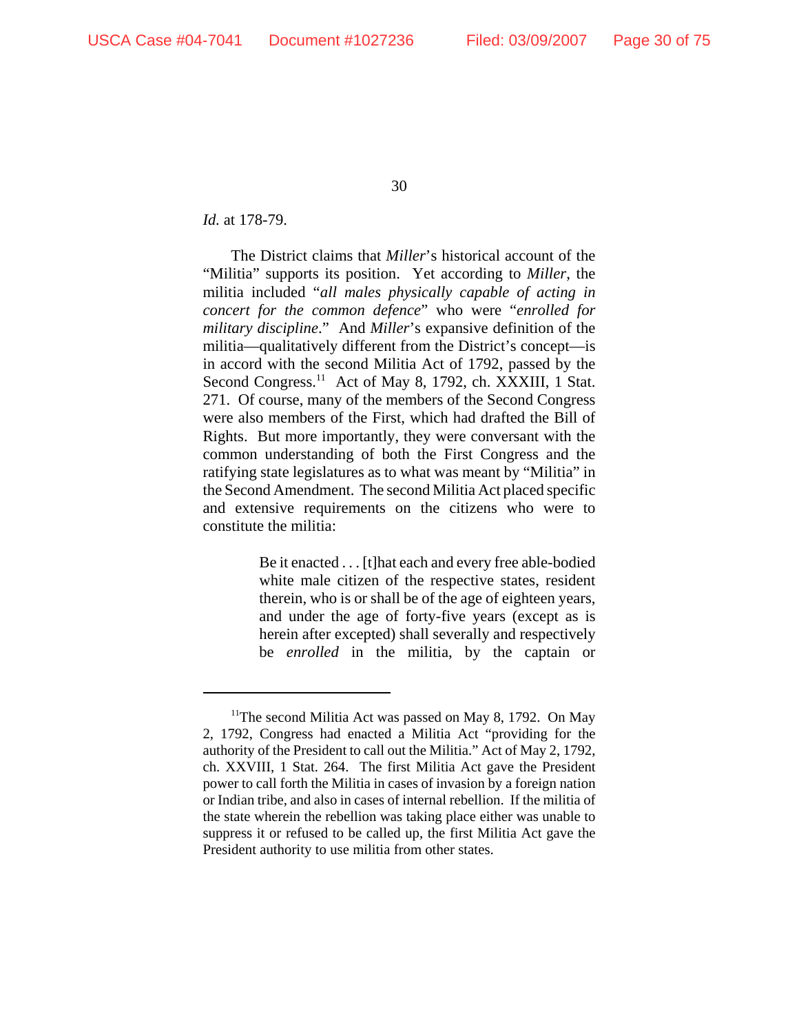*Id.* at 178-79.

The District claims that *Miller*'s historical account of the "Militia" supports its position. Yet according to *Miller*, the militia included "*all males physically capable of acting in concert for the common defence*" who were "*enrolled for military discipline*." And *Miller*'s expansive definition of the militia—qualitatively different from the District's concept—is in accord with the second Militia Act of 1792, passed by the Second Congress.[11] Act of May 8, 1792, ch. XXXIII, 1 Stat. 271. Of course, many of the members of the Second Congress were also members of the First, which had drafted the Bill of Rights. But more importantly, they were conversant with the common understanding of both the First Congress and the ratifying state legislatures as to what was meant by "Militia" in the Second Amendment. The second Militia Act placed specific and extensive requirements on the citizens who were to constitute the militia:

> Be it enacted . . . [t]hat each and every free able-bodied white male citizen of the respective states, resident therein, who is or shall be of the age of eighteen years, and under the age of forty-five years (except as is herein after excepted) shall severally and respectively be *enrolled* in the militia, by the captain or

---

[11]The second Militia Act was passed on May 8, 1792. On May 2, 1792, Congress had enacted a Militia Act "providing for the authority of the President to call out the Militia." Act of May 2, 1792, ch. XXVIII, 1 Stat. 264. The first Militia Act gave the President power to call forth the Militia in cases of invasion by a foreign nation or Indian tribe, and also in cases of internal rebellion. If the militia of the state wherein the rebellion was taking place either was unable to suppress it or refused to be called up, the first Militia Act gave the President authority to use militia from other states.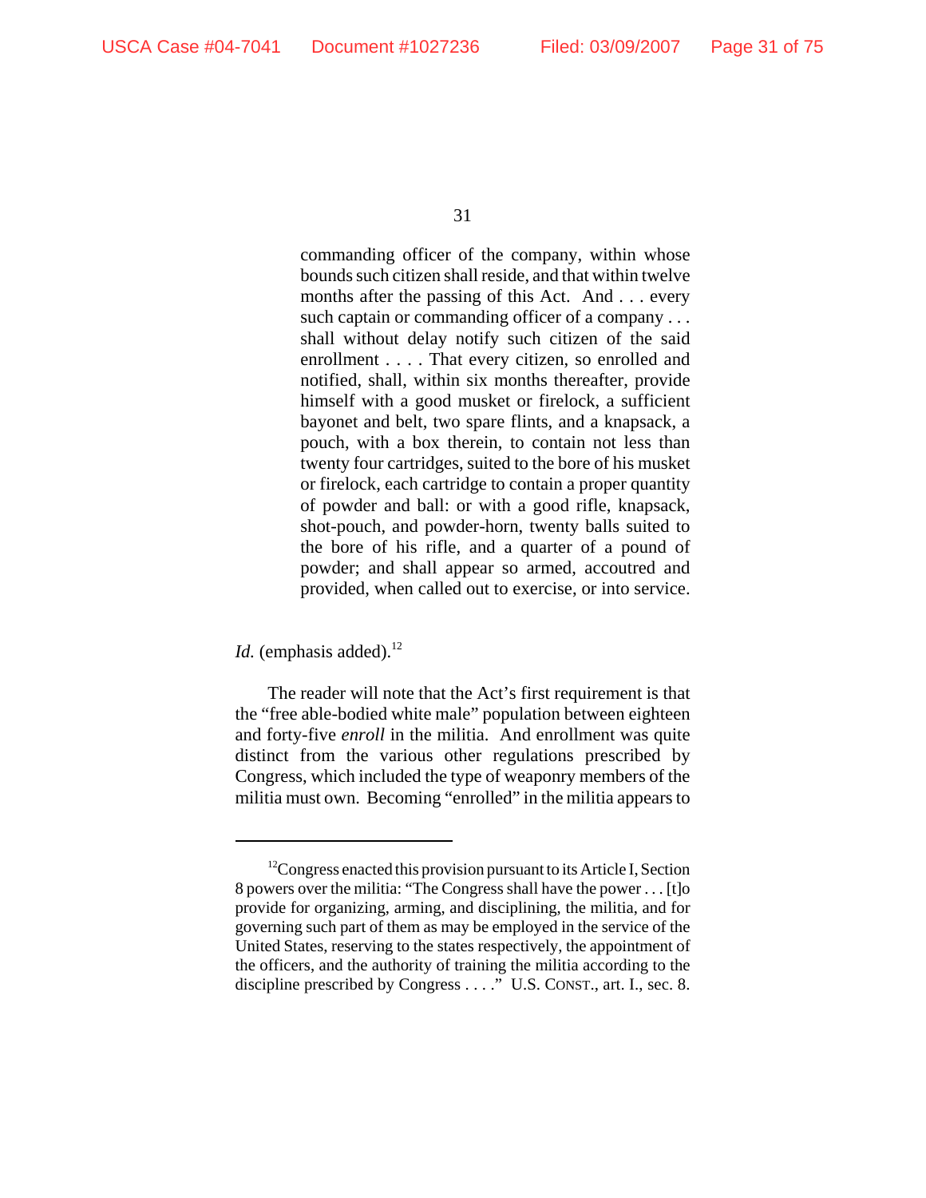> commanding officer of the company, within whose bounds such citizen shall reside, and that within twelve months after the passing of this Act. And . . . every such captain or commanding officer of a company . . . shall without delay notify such citizen of the said enrollment . . . . That every citizen, so enrolled and notified, shall, within six months thereafter, provide himself with a good musket or firelock, a sufficient bayonet and belt, two spare flints, and a knapsack, a pouch, with a box therein, to contain not less than twenty four cartridges, suited to the bore of his musket or firelock, each cartridge to contain a proper quantity of powder and ball: or with a good rifle, knapsack, shot-pouch, and powder-horn, twenty balls suited to the bore of his rifle, and a quarter of a pound of powder; and shall appear so armed, accoutred and provided, when called out to exercise, or into service.

*Id.* (emphasis added).[12]

The reader will note that the Act's first requirement is that the "free able-bodied white male" population between eighteen and forty-five *enroll* in the militia. And enrollment was quite distinct from the various other regulations prescribed by Congress, which included the type of weaponry members of the militia must own. Becoming "enrolled" in the militia appears to

---

[12] Congress enacted this provision pursuant to its Article I, Section 8 powers over the militia: "The Congress shall have the power . . . [t]o provide for organizing, arming, and disciplining, the militia, and for governing such part of them as may be employed in the service of the United States, reserving to the states respectively, the appointment of the officers, and the authority of training the militia according to the discipline prescribed by Congress . . . ." U.S. CONST., art. I., sec. 8.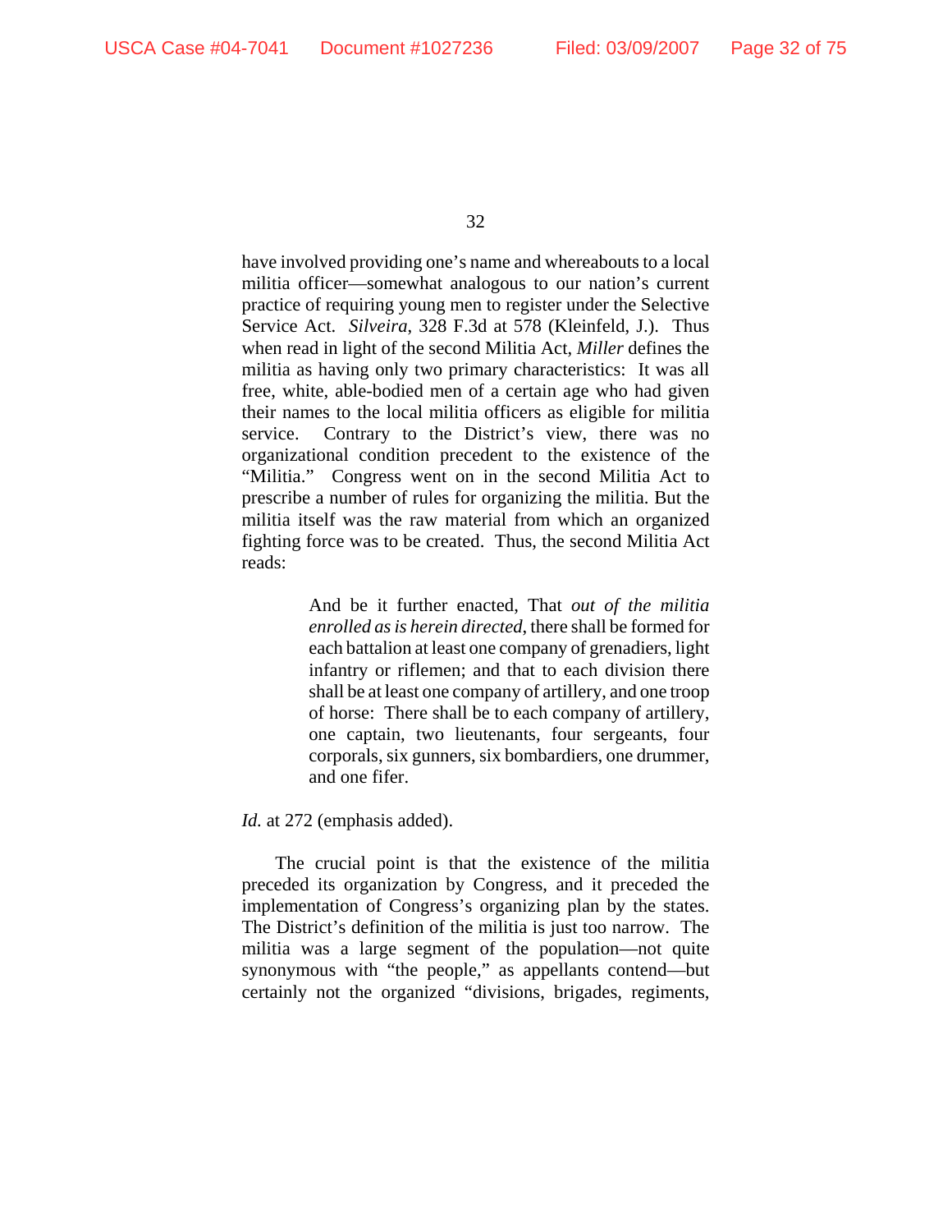have involved providing one's name and whereabouts to a local militia officer—somewhat analogous to our nation's current practice of requiring young men to register under the Selective Service Act. *Silveira*, 328 F.3d at 578 (Kleinfeld, J.). Thus when read in light of the second Militia Act, *Miller* defines the militia as having only two primary characteristics: It was all free, white, able-bodied men of a certain age who had given their names to the local militia officers as eligible for militia service. Contrary to the District's view, there was no organizational condition precedent to the existence of the "Militia." Congress went on in the second Militia Act to prescribe a number of rules for organizing the militia. But the militia itself was the raw material from which an organized fighting force was to be created. Thus, the second Militia Act reads:

> And be it further enacted, That *out of the militia enrolled as is herein directed*, there shall be formed for each battalion at least one company of grenadiers, light infantry or riflemen; and that to each division there shall be at least one company of artillery, and one troop of horse: There shall be to each company of artillery, one captain, two lieutenants, four sergeants, four corporals, six gunners, six bombardiers, one drummer, and one fifer.

*Id.* at 272 (emphasis added).

The crucial point is that the existence of the militia preceded its organization by Congress, and it preceded the implementation of Congress's organizing plan by the states. The District's definition of the militia is just too narrow. The militia was a large segment of the population—not quite synonymous with "the people," as appellants contend—but certainly not the organized "divisions, brigades, regiments,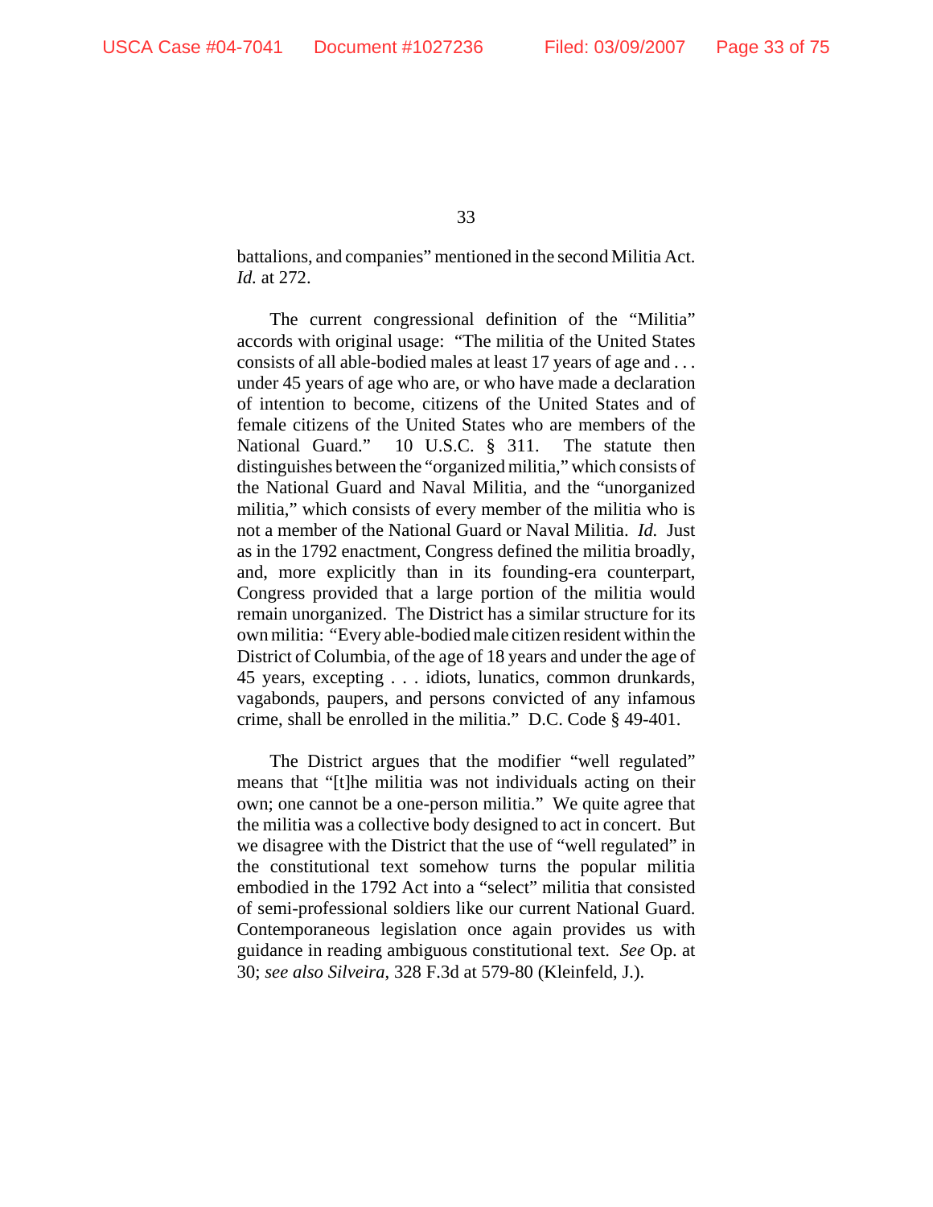battalions, and companies" mentioned in the second Militia Act. *Id.* at 272.

The current congressional definition of the "Militia" accords with original usage: "The militia of the United States consists of all able-bodied males at least 17 years of age and . . . under 45 years of age who are, or who have made a declaration of intention to become, citizens of the United States and of female citizens of the United States who are members of the National Guard." 10 U.S.C. § 311. The statute then distinguishes between the "organized militia," which consists of the National Guard and Naval Militia, and the "unorganized militia," which consists of every member of the militia who is not a member of the National Guard or Naval Militia. *Id.* Just as in the 1792 enactment, Congress defined the militia broadly, and, more explicitly than in its founding-era counterpart, Congress provided that a large portion of the militia would remain unorganized. The District has a similar structure for its own militia: "Every able-bodied male citizen resident within the District of Columbia, of the age of 18 years and under the age of 45 years, excepting . . . idiots, lunatics, common drunkards, vagabonds, paupers, and persons convicted of any infamous crime, shall be enrolled in the militia." D.C. Code § 49-401.

The District argues that the modifier "well regulated" means that "[t]he militia was not individuals acting on their own; one cannot be a one-person militia." We quite agree that the militia was a collective body designed to act in concert. But we disagree with the District that the use of "well regulated" in the constitutional text somehow turns the popular militia embodied in the 1792 Act into a "select" militia that consisted of semi-professional soldiers like our current National Guard. Contemporaneous legislation once again provides us with guidance in reading ambiguous constitutional text. *See* Op. at 30; *see also Silveira*, 328 F.3d at 579-80 (Kleinfeld, J.).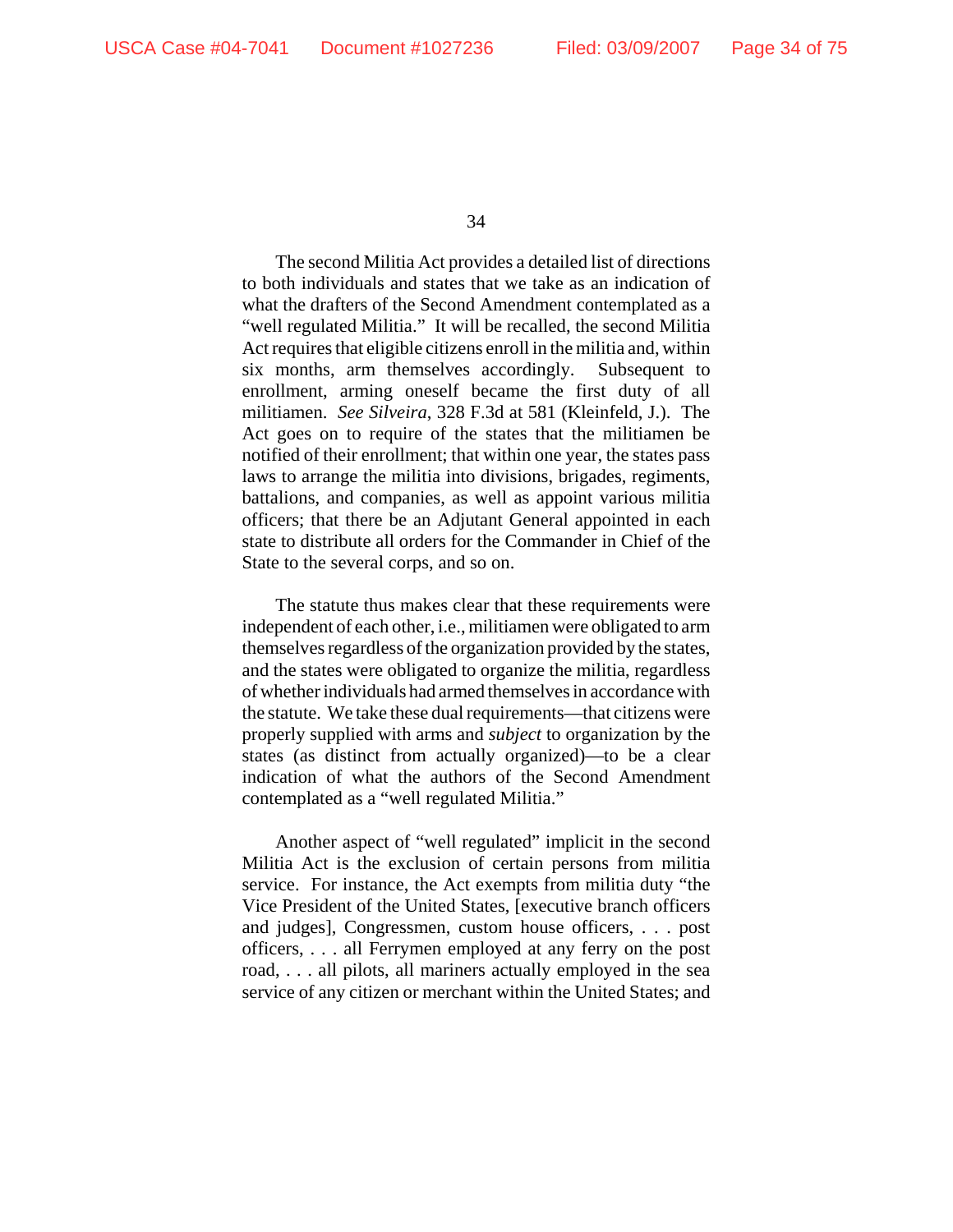The second Militia Act provides a detailed list of directions to both individuals and states that we take as an indication of what the drafters of the Second Amendment contemplated as a "well regulated Militia." It will be recalled, the second Militia Act requires that eligible citizens enroll in the militia and, within six months, arm themselves accordingly. Subsequent to enrollment, arming oneself became the first duty of all militiamen. *See Silveira*, 328 F.3d at 581 (Kleinfeld, J.). The Act goes on to require of the states that the militiamen be notified of their enrollment; that within one year, the states pass laws to arrange the militia into divisions, brigades, regiments, battalions, and companies, as well as appoint various militia officers; that there be an Adjutant General appointed in each state to distribute all orders for the Commander in Chief of the State to the several corps, and so on.

The statute thus makes clear that these requirements were independent of each other, i.e., militiamen were obligated to arm themselves regardless of the organization provided by the states, and the states were obligated to organize the militia, regardless of whether individuals had armed themselves in accordance with the statute. We take these dual requirements—that citizens were properly supplied with arms and *subject* to organization by the states (as distinct from actually organized)—to be a clear indication of what the authors of the Second Amendment contemplated as a "well regulated Militia."

Another aspect of "well regulated" implicit in the second Militia Act is the exclusion of certain persons from militia service. For instance, the Act exempts from militia duty "the Vice President of the United States, [executive branch officers and judges], Congressmen, custom house officers, . . . post officers, . . . all Ferrymen employed at any ferry on the post road, . . . all pilots, all mariners actually employed in the sea service of any citizen or merchant within the United States; and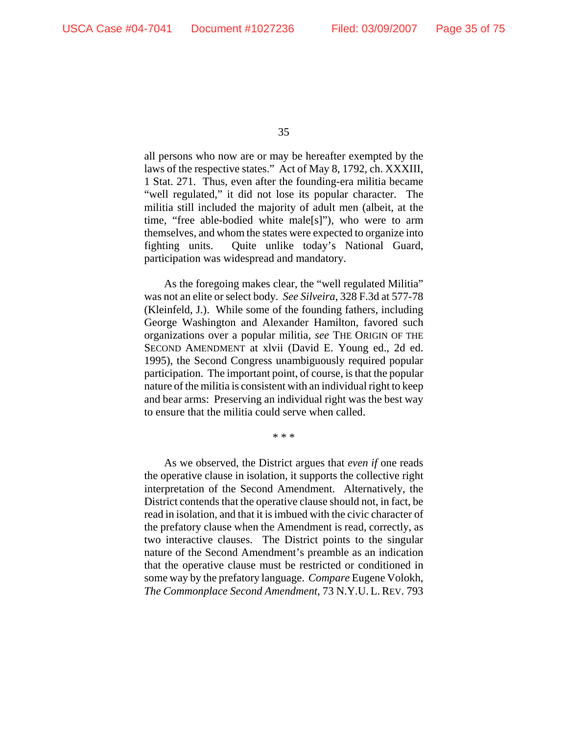all persons who now are or may be hereafter exempted by the laws of the respective states." Act of May 8, 1792, ch. XXXIII, 1 Stat. 271. Thus, even after the founding-era militia became "well regulated," it did not lose its popular character. The militia still included the majority of adult men (albeit, at the time, "free able-bodied white male[s]"), who were to arm themselves, and whom the states were expected to organize into fighting units. Quite unlike today's National Guard, participation was widespread and mandatory.

As the foregoing makes clear, the "well regulated Militia" was not an elite or select body. *See Silveira*, 328 F.3d at 577-78 (Kleinfeld, J.). While some of the founding fathers, including George Washington and Alexander Hamilton, favored such organizations over a popular militia, *see* THE ORIGIN OF THE SECOND AMENDMENT at xlvii (David E. Young ed., 2d ed. 1995), the Second Congress unambiguously required popular participation. The important point, of course, is that the popular nature of the militia is consistent with an individual right to keep and bear arms: Preserving an individual right was the best way to ensure that the militia could serve when called.

\* \* \*

As we observed, the District argues that *even if* one reads the operative clause in isolation, it supports the collective right interpretation of the Second Amendment. Alternatively, the District contends that the operative clause should not, in fact, be read in isolation, and that it is imbued with the civic character of the prefatory clause when the Amendment is read, correctly, as two interactive clauses. The District points to the singular nature of the Second Amendment's preamble as an indication that the operative clause must be restricted or conditioned in some way by the prefatory language. *Compare* Eugene Volokh, *The Commonplace Second Amendment*, 73 N.Y.U. L. REV. 793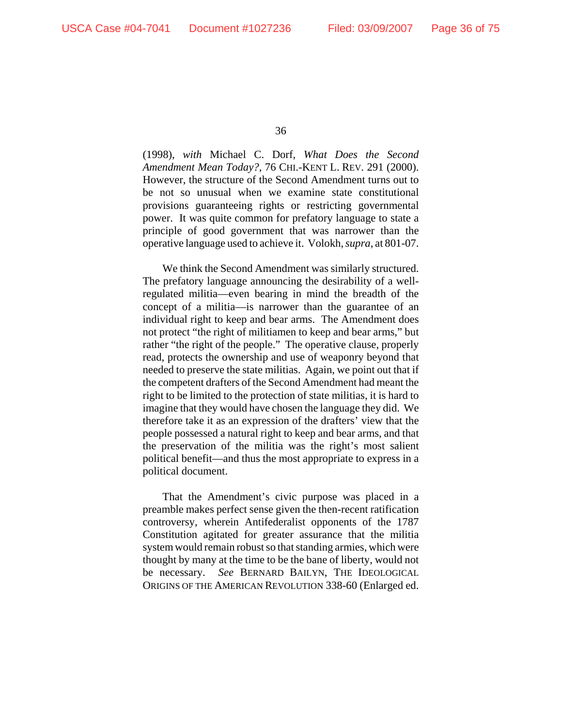(1998), *with* Michael C. Dorf, *What Does the Second Amendment Mean Today?*, 76 CHI.-KENT L. REV. 291 (2000). However, the structure of the Second Amendment turns out to be not so unusual when we examine state constitutional provisions guaranteeing rights or restricting governmental power. It was quite common for prefatory language to state a principle of good government that was narrower than the operative language used to achieve it. Volokh, *supra*, at 801-07.

We think the Second Amendment was similarly structured. The prefatory language announcing the desirability of a well-regulated militia—even bearing in mind the breadth of the concept of a militia—is narrower than the guarantee of an individual right to keep and bear arms. The Amendment does not protect "the right of militiamen to keep and bear arms," but rather "the right of the people." The operative clause, properly read, protects the ownership and use of weaponry beyond that needed to preserve the state militias. Again, we point out that if the competent drafters of the Second Amendment had meant the right to be limited to the protection of state militias, it is hard to imagine that they would have chosen the language they did. We therefore take it as an expression of the drafters' view that the people possessed a natural right to keep and bear arms, and that the preservation of the militia was the right's most salient political benefit—and thus the most appropriate to express in a political document.

That the Amendment's civic purpose was placed in a preamble makes perfect sense given the then-recent ratification controversy, wherein Antifederalist opponents of the 1787 Constitution agitated for greater assurance that the militia system would remain robust so that standing armies, which were thought by many at the time to be the bane of liberty, would not be necessary. *See* BERNARD BAILYN, THE IDEOLOGICAL ORIGINS OF THE AMERICAN REVOLUTION 338-60 (Enlarged ed.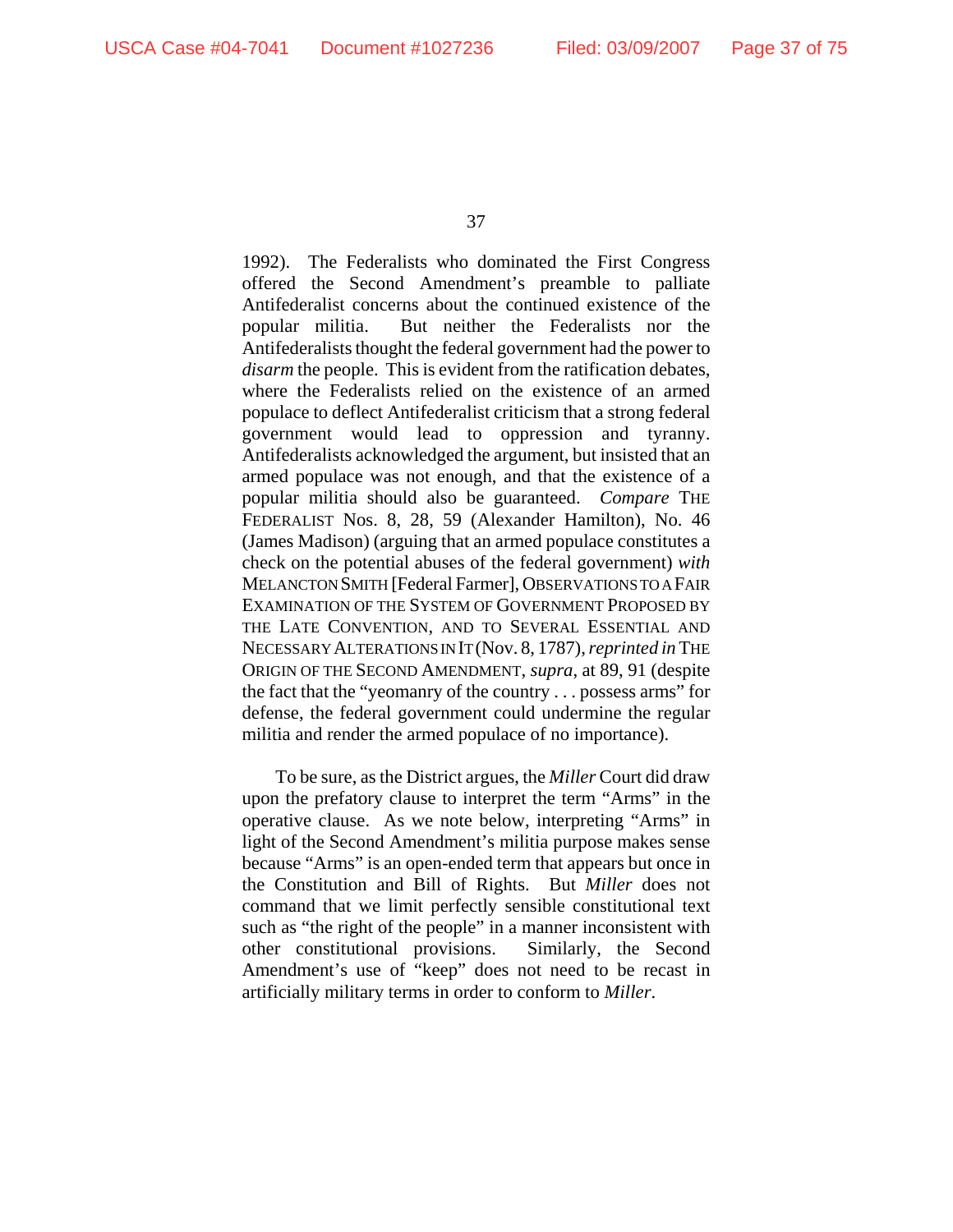1992). The Federalists who dominated the First Congress offered the Second Amendment's preamble to palliate Antifederalist concerns about the continued existence of the popular militia. But neither the Federalists nor the Antifederalists thought the federal government had the power to *disarm* the people. This is evident from the ratification debates, where the Federalists relied on the existence of an armed populace to deflect Antifederalist criticism that a strong federal government would lead to oppression and tyranny. Antifederalists acknowledged the argument, but insisted that an armed populace was not enough, and that the existence of a popular militia should also be guaranteed. *Compare* THE FEDERALIST Nos. 8, 28, 59 (Alexander Hamilton), No. 46 (James Madison) (arguing that an armed populace constitutes a check on the potential abuses of the federal government) *with* MELANCTON SMITH [Federal Farmer], OBSERVATIONS TO A FAIR EXAMINATION OF THE SYSTEM OF GOVERNMENT PROPOSED BY THE LATE CONVENTION, AND TO SEVERAL ESSENTIAL AND NECESSARY ALTERATIONS IN IT (Nov. 8, 1787), *reprinted in* THE ORIGIN OF THE SECOND AMENDMENT, *supra*, at 89, 91 (despite the fact that the "yeomanry of the country . . . possess arms" for defense, the federal government could undermine the regular militia and render the armed populace of no importance).

To be sure, as the District argues, the *Miller* Court did draw upon the prefatory clause to interpret the term "Arms" in the operative clause. As we note below, interpreting "Arms" in light of the Second Amendment's militia purpose makes sense because "Arms" is an open-ended term that appears but once in the Constitution and Bill of Rights. But *Miller* does not command that we limit perfectly sensible constitutional text such as "the right of the people" in a manner inconsistent with other constitutional provisions. Similarly, the Second Amendment's use of "keep" does not need to be recast in artificially military terms in order to conform to *Miller*.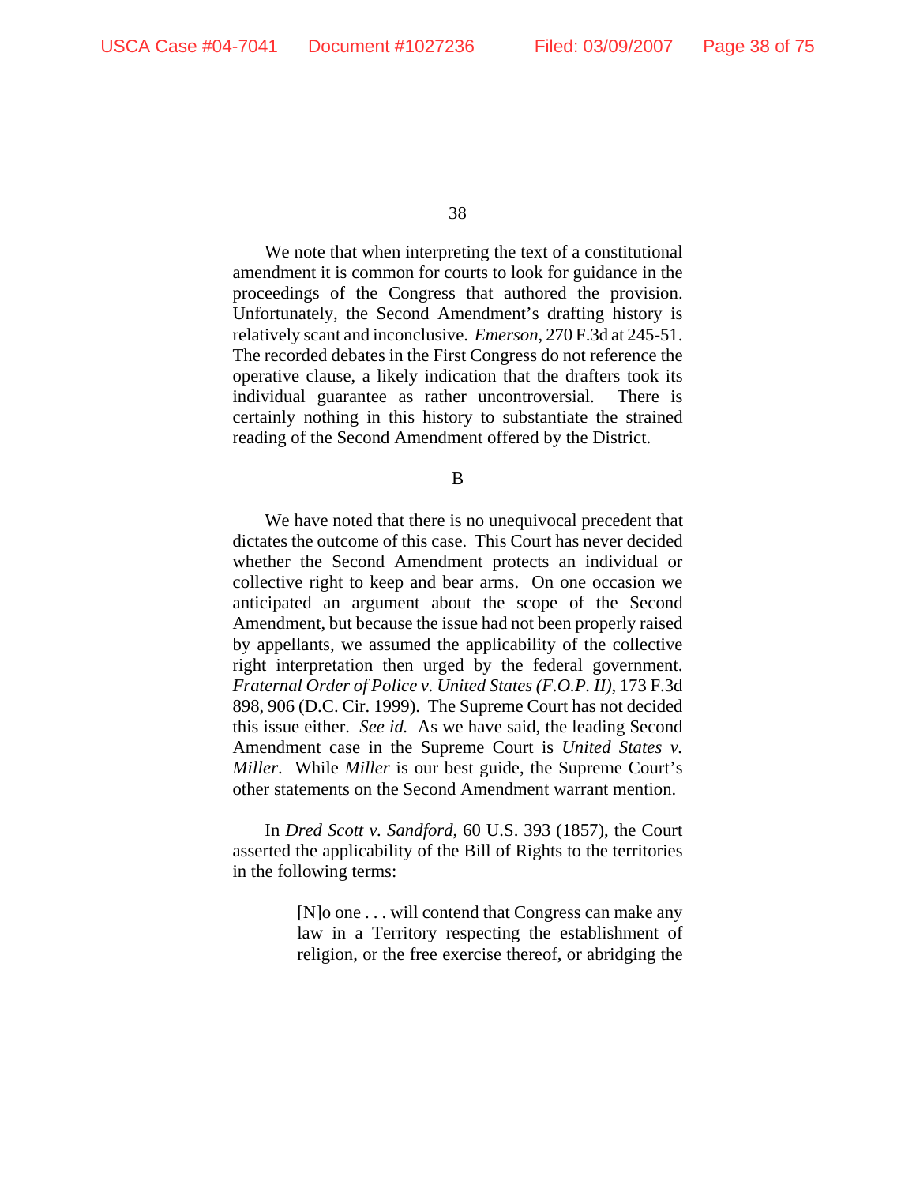We note that when interpreting the text of a constitutional amendment it is common for courts to look for guidance in the proceedings of the Congress that authored the provision. Unfortunately, the Second Amendment's drafting history is relatively scant and inconclusive. *Emerson*, 270 F.3d at 245-51. The recorded debates in the First Congress do not reference the operative clause, a likely indication that the drafters took its individual guarantee as rather uncontroversial. There is certainly nothing in this history to substantiate the strained reading of the Second Amendment offered by the District.

B

We have noted that there is no unequivocal precedent that dictates the outcome of this case. This Court has never decided whether the Second Amendment protects an individual or collective right to keep and bear arms. On one occasion we anticipated an argument about the scope of the Second Amendment, but because the issue had not been properly raised by appellants, we assumed the applicability of the collective right interpretation then urged by the federal government. *Fraternal Order of Police v. United States (F.O.P. II)*, 173 F.3d 898, 906 (D.C. Cir. 1999). The Supreme Court has not decided this issue either. *See id.* As we have said, the leading Second Amendment case in the Supreme Court is *United States v. Miller*. While *Miller* is our best guide, the Supreme Court's other statements on the Second Amendment warrant mention.

In *Dred Scott v. Sandford*, 60 U.S. 393 (1857), the Court asserted the applicability of the Bill of Rights to the territories in the following terms:

> [N]o one . . . will contend that Congress can make any law in a Territory respecting the establishment of religion, or the free exercise thereof, or abridging the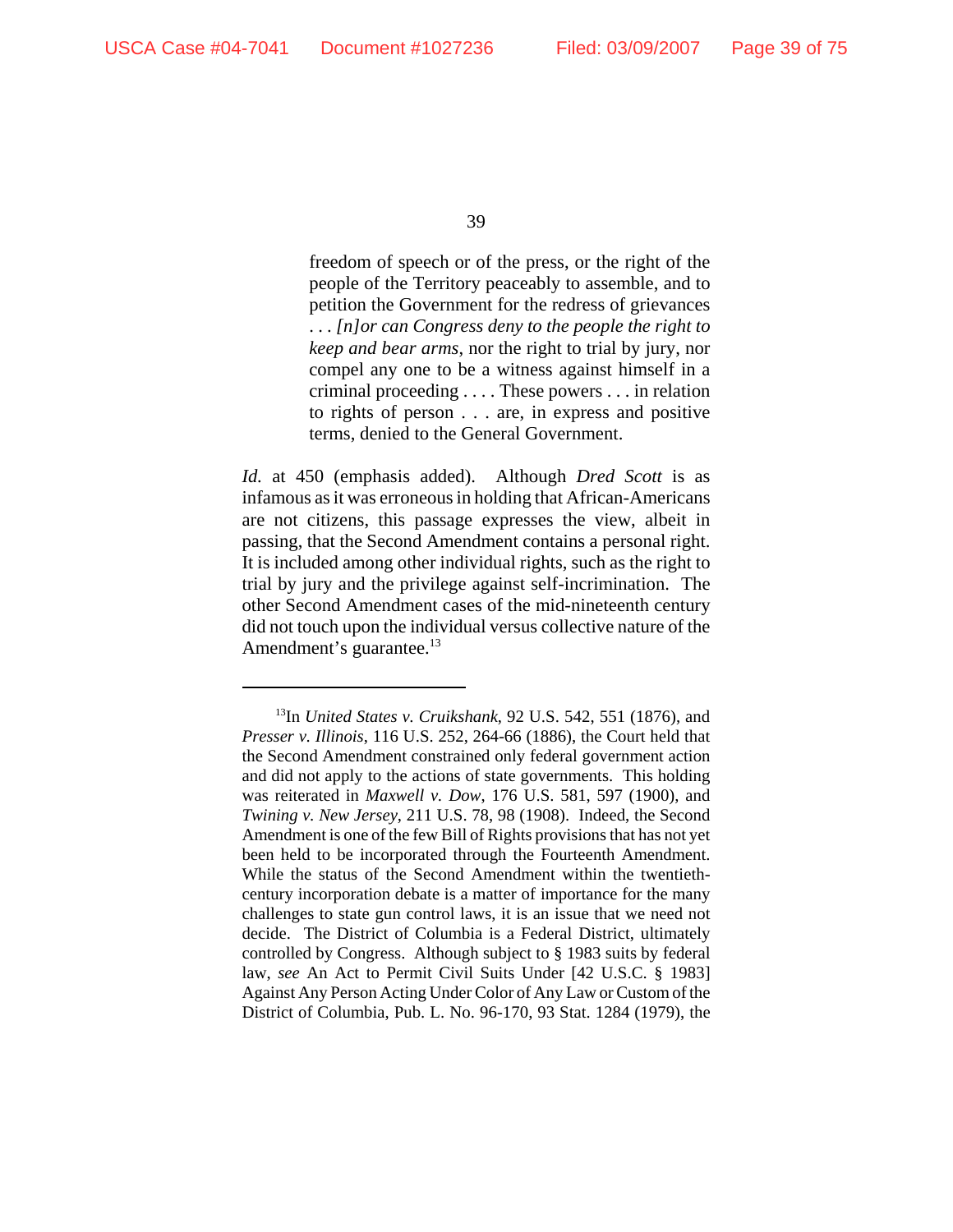> freedom of speech or of the press, or the right of the people of the Territory peaceably to assemble, and to petition the Government for the redress of grievances . . . *[n]or can Congress deny to the people the right to keep and bear arms*, nor the right to trial by jury, nor compel any one to be a witness against himself in a criminal proceeding . . . . These powers . . . in relation to rights of person . . . are, in express and positive terms, denied to the General Government.

*Id.* at 450 (emphasis added). Although *Dred Scott* is as infamous as it was erroneous in holding that African-Americans are not citizens, this passage expresses the view, albeit in passing, that the Second Amendment contains a personal right. It is included among other individual rights, such as the right to trial by jury and the privilege against self-incrimination. The other Second Amendment cases of the mid-nineteenth century did not touch upon the individual versus collective nature of the Amendment's guarantee.[13]

---

[13]In *United States v. Cruikshank*, 92 U.S. 542, 551 (1876), and *Presser v. Illinois*, 116 U.S. 252, 264-66 (1886), the Court held that the Second Amendment constrained only federal government action and did not apply to the actions of state governments. This holding was reiterated in *Maxwell v. Dow*, 176 U.S. 581, 597 (1900), and *Twining v. New Jersey*, 211 U.S. 78, 98 (1908). Indeed, the Second Amendment is one of the few Bill of Rights provisions that has not yet been held to be incorporated through the Fourteenth Amendment. While the status of the Second Amendment within the twentieth-century incorporation debate is a matter of importance for the many challenges to state gun control laws, it is an issue that we need not decide. The District of Columbia is a Federal District, ultimately controlled by Congress. Although subject to § 1983 suits by federal law, *see* An Act to Permit Civil Suits Under [42 U.S.C. § 1983] Against Any Person Acting Under Color of Any Law or Custom of the District of Columbia, Pub. L. No. 96-170, 93 Stat. 1284 (1979), the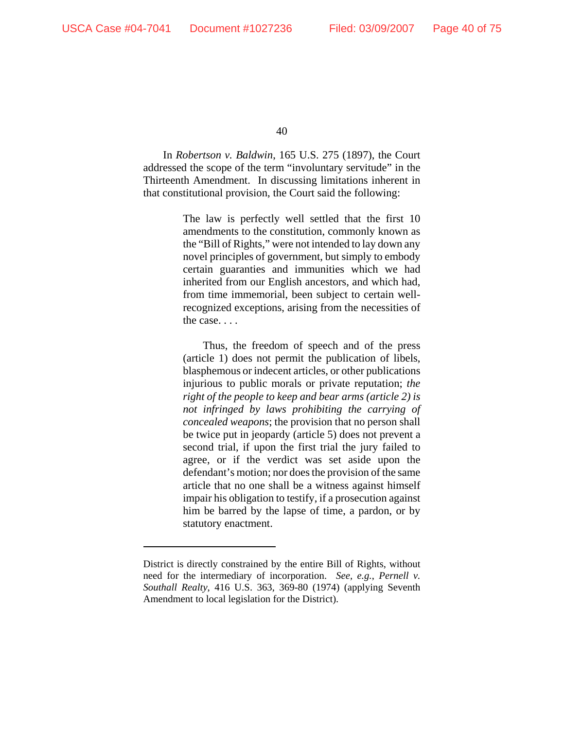In *Robertson v. Baldwin*, 165 U.S. 275 (1897), the Court addressed the scope of the term "involuntary servitude" in the Thirteenth Amendment. In discussing limitations inherent in that constitutional provision, the Court said the following:

> The law is perfectly well settled that the first 10 amendments to the constitution, commonly known as the "Bill of Rights," were not intended to lay down any novel principles of government, but simply to embody certain guaranties and immunities which we had inherited from our English ancestors, and which had, from time immemorial, been subject to certain well-recognized exceptions, arising from the necessities of the case. . . .
>
> Thus, the freedom of speech and of the press (article 1) does not permit the publication of libels, blasphemous or indecent articles, or other publications injurious to public morals or private reputation; *the right of the people to keep and bear arms (article 2) is not infringed by laws prohibiting the carrying of concealed weapons*; the provision that no person shall be twice put in jeopardy (article 5) does not prevent a second trial, if upon the first trial the jury failed to agree, or if the verdict was set aside upon the defendant's motion; nor does the provision of the same article that no one shall be a witness against himself impair his obligation to testify, if a prosecution against him be barred by the lapse of time, a pardon, or by statutory enactment.

---

District is directly constrained by the entire Bill of Rights, without need for the intermediary of incorporation. *See, e.g.*, *Pernell v. Southall Realty*, 416 U.S. 363, 369-80 (1974) (applying Seventh Amendment to local legislation for the District).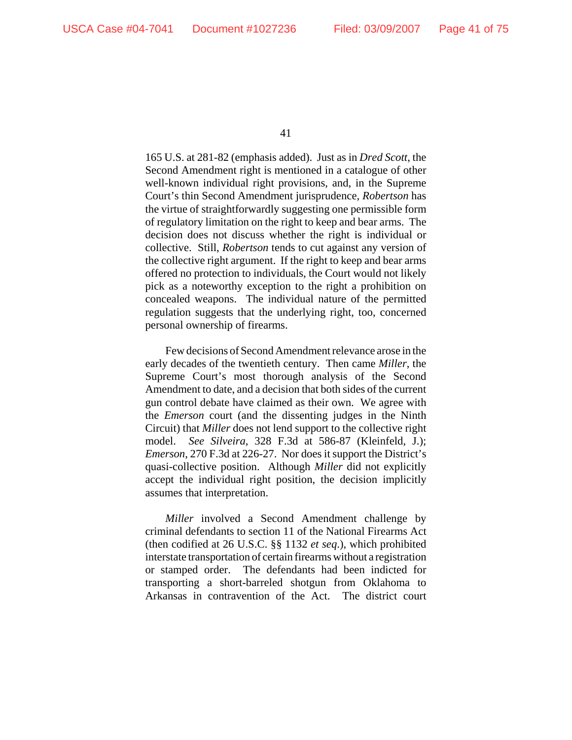165 U.S. at 281-82 (emphasis added). Just as in *Dred Scott*, the Second Amendment right is mentioned in a catalogue of other well-known individual right provisions, and, in the Supreme Court's thin Second Amendment jurisprudence, *Robertson* has the virtue of straightforwardly suggesting one permissible form of regulatory limitation on the right to keep and bear arms. The decision does not discuss whether the right is individual or collective. Still, *Robertson* tends to cut against any version of the collective right argument. If the right to keep and bear arms offered no protection to individuals, the Court would not likely pick as a noteworthy exception to the right a prohibition on concealed weapons. The individual nature of the permitted regulation suggests that the underlying right, too, concerned personal ownership of firearms.

Few decisions of Second Amendment relevance arose in the early decades of the twentieth century. Then came *Miller*, the Supreme Court's most thorough analysis of the Second Amendment to date, and a decision that both sides of the current gun control debate have claimed as their own. We agree with the *Emerson* court (and the dissenting judges in the Ninth Circuit) that *Miller* does not lend support to the collective right model. *See Silveira*, 328 F.3d at 586-87 (Kleinfeld, J.); *Emerson*, 270 F.3d at 226-27. Nor does it support the District's quasi-collective position. Although *Miller* did not explicitly accept the individual right position, the decision implicitly assumes that interpretation.

*Miller* involved a Second Amendment challenge by criminal defendants to section 11 of the National Firearms Act (then codified at 26 U.S.C. §§ 1132 *et seq.*), which prohibited interstate transportation of certain firearms without a registration or stamped order. The defendants had been indicted for transporting a short-barreled shotgun from Oklahoma to Arkansas in contravention of the Act. The district court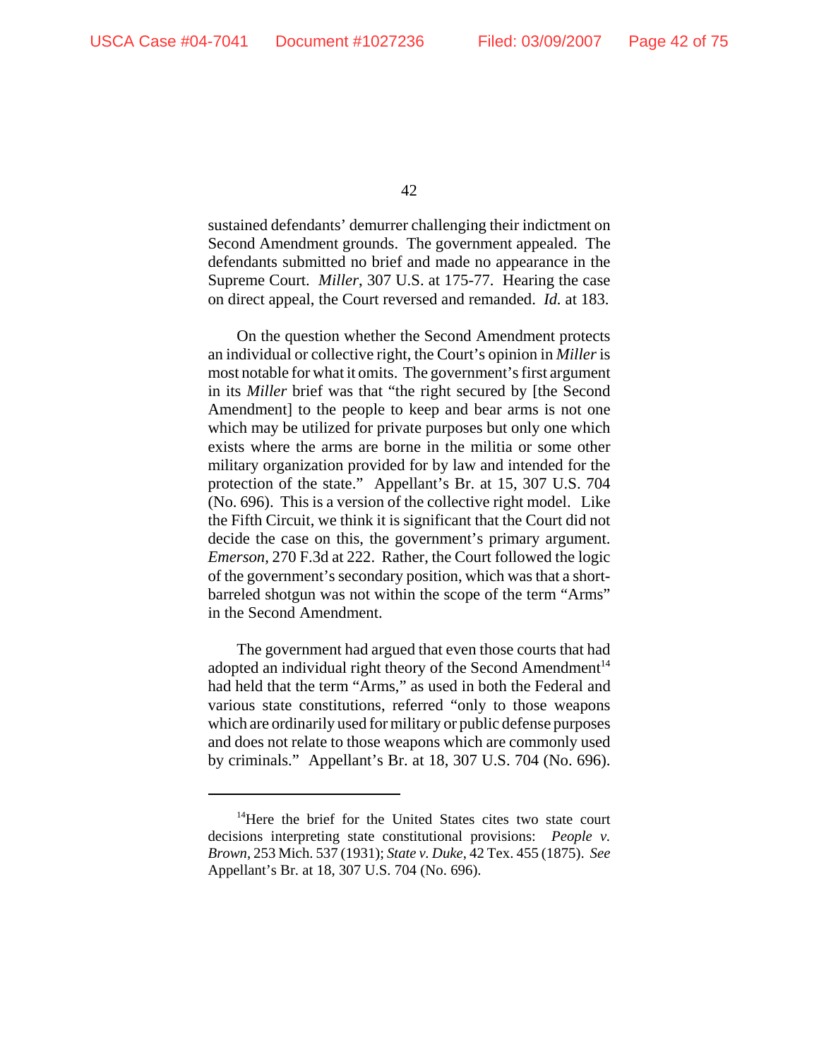sustained defendants' demurrer challenging their indictment on Second Amendment grounds. The government appealed. The defendants submitted no brief and made no appearance in the Supreme Court. *Miller*, 307 U.S. at 175-77. Hearing the case on direct appeal, the Court reversed and remanded. *Id.* at 183.

On the question whether the Second Amendment protects an individual or collective right, the Court's opinion in *Miller* is most notable for what it omits. The government's first argument in its *Miller* brief was that "the right secured by [the Second Amendment] to the people to keep and bear arms is not one which may be utilized for private purposes but only one which exists where the arms are borne in the militia or some other military organization provided for by law and intended for the protection of the state." Appellant's Br. at 15, 307 U.S. 704 (No. 696). This is a version of the collective right model. Like the Fifth Circuit, we think it is significant that the Court did not decide the case on this, the government's primary argument. *Emerson*, 270 F.3d at 222. Rather, the Court followed the logic of the government's secondary position, which was that a short-barreled shotgun was not within the scope of the term "Arms" in the Second Amendment.

The government had argued that even those courts that had adopted an individual right theory of the Second Amendment[14] had held that the term "Arms," as used in both the Federal and various state constitutions, referred "only to those weapons which are ordinarily used for military or public defense purposes and does not relate to those weapons which are commonly used by criminals." Appellant's Br. at 18, 307 U.S. 704 (No. 696).

---

[14] Here the brief for the United States cites two state court decisions interpreting state constitutional provisions: *People v. Brown*, 253 Mich. 537 (1931); *State v. Duke*, 42 Tex. 455 (1875). *See* Appellant's Br. at 18, 307 U.S. 704 (No. 696).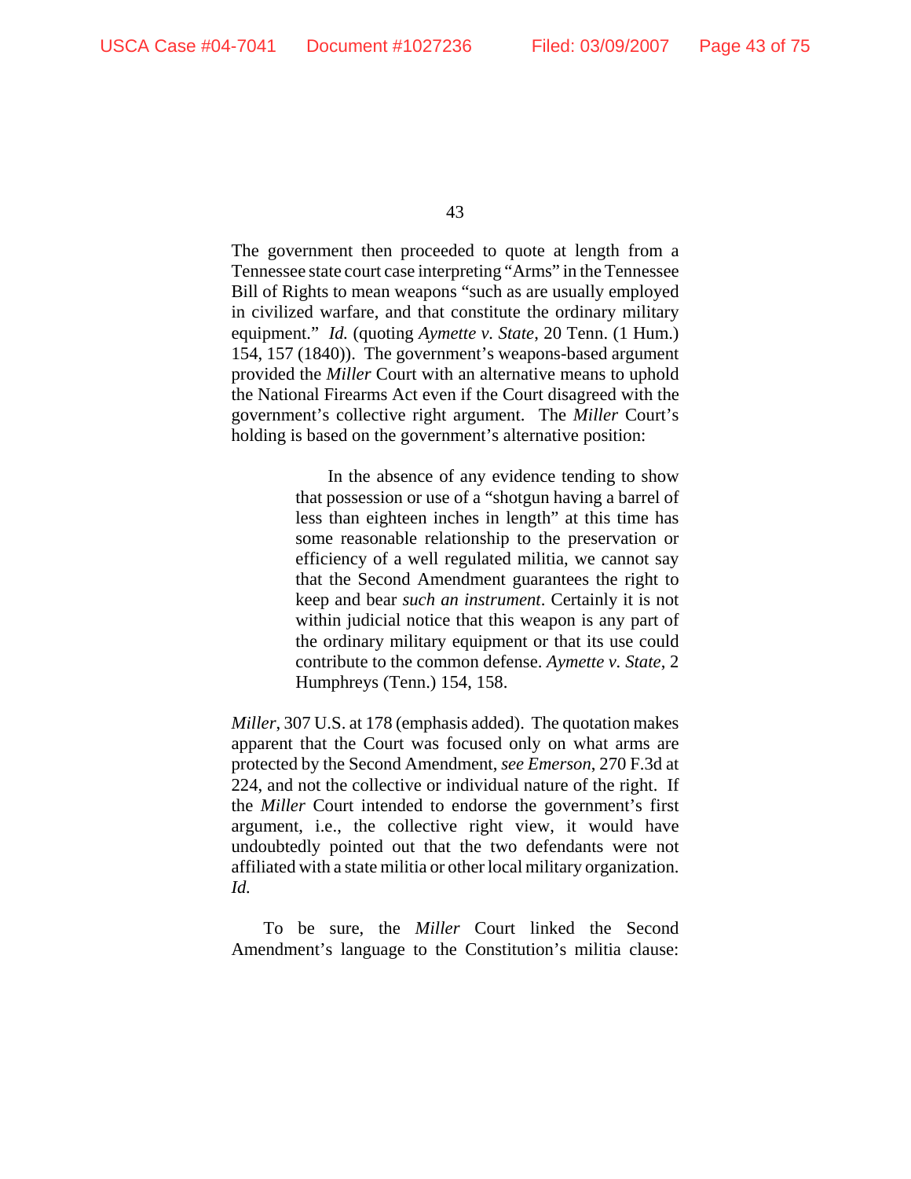The government then proceeded to quote at length from a Tennessee state court case interpreting "Arms" in the Tennessee Bill of Rights to mean weapons "such as are usually employed in civilized warfare, and that constitute the ordinary military equipment." *Id.* (quoting *Aymette v. State*, 20 Tenn. (1 Hum.) 154, 157 (1840)). The government's weapons-based argument provided the *Miller* Court with an alternative means to uphold the National Firearms Act even if the Court disagreed with the government's collective right argument. The *Miller* Court's holding is based on the government's alternative position:

> In the absence of any evidence tending to show that possession or use of a "shotgun having a barrel of less than eighteen inches in length" at this time has some reasonable relationship to the preservation or efficiency of a well regulated militia, we cannot say that the Second Amendment guarantees the right to keep and bear *such an instrument*. Certainly it is not within judicial notice that this weapon is any part of the ordinary military equipment or that its use could contribute to the common defense. *Aymette v. State*, 2 Humphreys (Tenn.) 154, 158.

*Miller*, 307 U.S. at 178 (emphasis added). The quotation makes apparent that the Court was focused only on what arms are protected by the Second Amendment, *see Emerson*, 270 F.3d at 224, and not the collective or individual nature of the right. If the *Miller* Court intended to endorse the government's first argument, i.e., the collective right view, it would have undoubtedly pointed out that the two defendants were not affiliated with a state militia or other local military organization. *Id.*

To be sure, the *Miller* Court linked the Second Amendment's language to the Constitution's militia clause: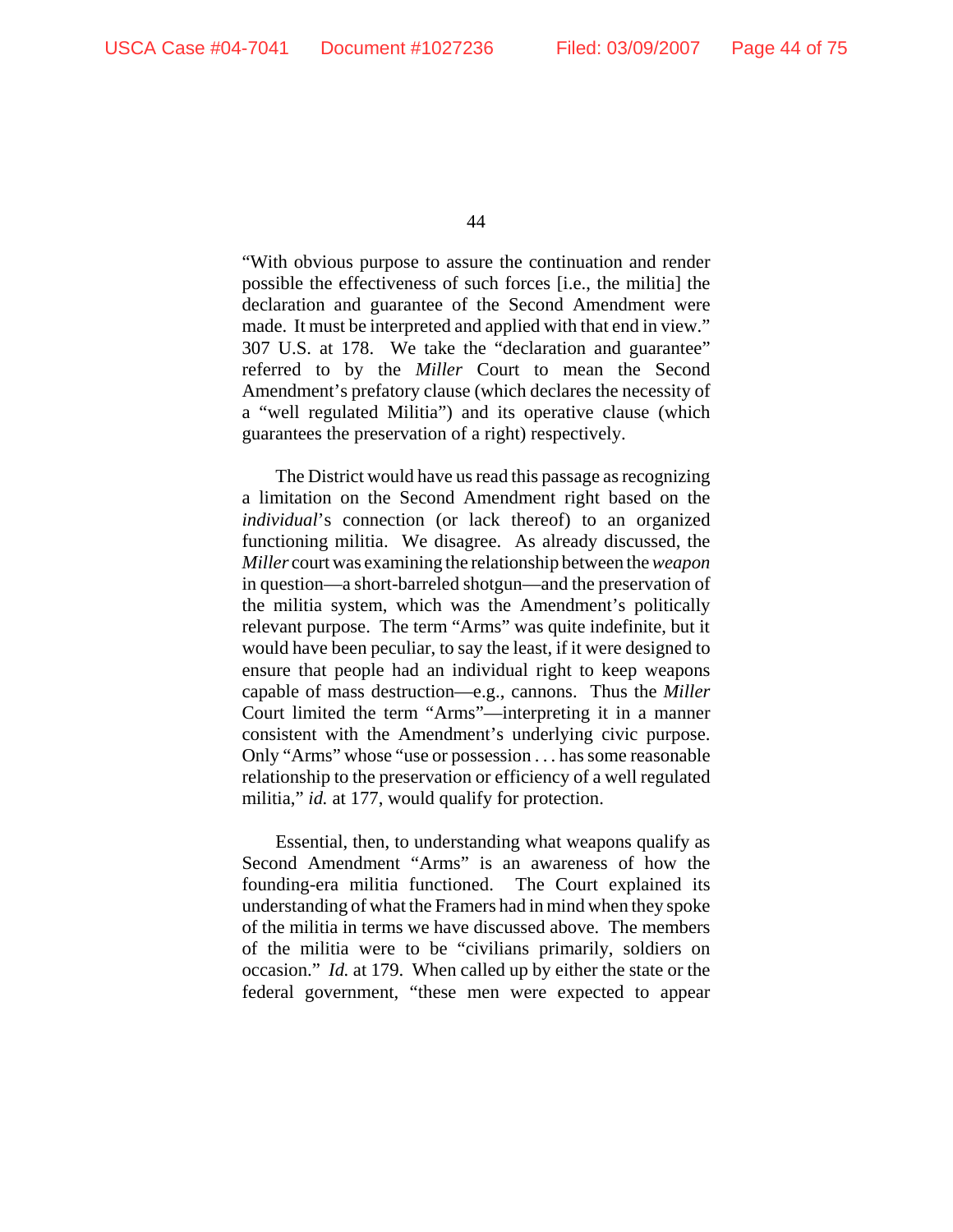"With obvious purpose to assure the continuation and render possible the effectiveness of such forces [i.e., the militia] the declaration and guarantee of the Second Amendment were made. It must be interpreted and applied with that end in view." 307 U.S. at 178. We take the "declaration and guarantee" referred to by the *Miller* Court to mean the Second Amendment's prefatory clause (which declares the necessity of a "well regulated Militia") and its operative clause (which guarantees the preservation of a right) respectively.

The District would have us read this passage as recognizing a limitation on the Second Amendment right based on the *individual*'s connection (or lack thereof) to an organized functioning militia. We disagree. As already discussed, the *Miller* court was examining the relationship between the *weapon* in question—a short-barreled shotgun—and the preservation of the militia system, which was the Amendment's politically relevant purpose. The term "Arms" was quite indefinite, but it would have been peculiar, to say the least, if it were designed to ensure that people had an individual right to keep weapons capable of mass destruction—e.g., cannons. Thus the *Miller* Court limited the term "Arms"—interpreting it in a manner consistent with the Amendment's underlying civic purpose. Only "Arms" whose "use or possession . . . has some reasonable relationship to the preservation or efficiency of a well regulated militia," *id.* at 177, would qualify for protection.

Essential, then, to understanding what weapons qualify as Second Amendment "Arms" is an awareness of how the founding-era militia functioned. The Court explained its understanding of what the Framers had in mind when they spoke of the militia in terms we have discussed above. The members of the militia were to be "civilians primarily, soldiers on occasion." *Id.* at 179. When called up by either the state or the federal government, "these men were expected to appear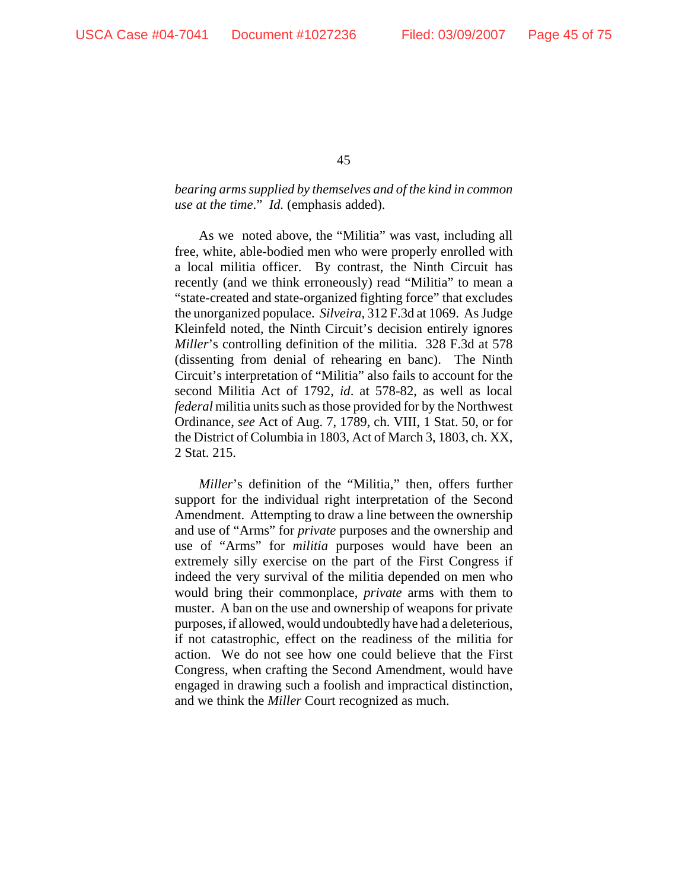*bearing arms supplied by themselves and of the kind in common use at the time*." *Id.* (emphasis added).

As we noted above, the "Militia" was vast, including all free, white, able-bodied men who were properly enrolled with a local militia officer. By contrast, the Ninth Circuit has recently (and we think erroneously) read "Militia" to mean a "state-created and state-organized fighting force" that excludes the unorganized populace. *Silveira*, 312 F.3d at 1069. As Judge Kleinfeld noted, the Ninth Circuit's decision entirely ignores *Miller*'s controlling definition of the militia. 328 F.3d at 578 (dissenting from denial of rehearing en banc). The Ninth Circuit's interpretation of "Militia" also fails to account for the second Militia Act of 1792, *id*. at 578-82, as well as local *federal* militia units such as those provided for by the Northwest Ordinance, *see* Act of Aug. 7, 1789, ch. VIII, 1 Stat. 50, or for the District of Columbia in 1803, Act of March 3, 1803, ch. XX, 2 Stat. 215.

*Miller*'s definition of the "Militia," then, offers further support for the individual right interpretation of the Second Amendment. Attempting to draw a line between the ownership and use of "Arms" for *private* purposes and the ownership and use of "Arms" for *militia* purposes would have been an extremely silly exercise on the part of the First Congress if indeed the very survival of the militia depended on men who would bring their commonplace, *private* arms with them to muster. A ban on the use and ownership of weapons for private purposes, if allowed, would undoubtedly have had a deleterious, if not catastrophic, effect on the readiness of the militia for action. We do not see how one could believe that the First Congress, when crafting the Second Amendment, would have engaged in drawing such a foolish and impractical distinction, and we think the *Miller* Court recognized as much.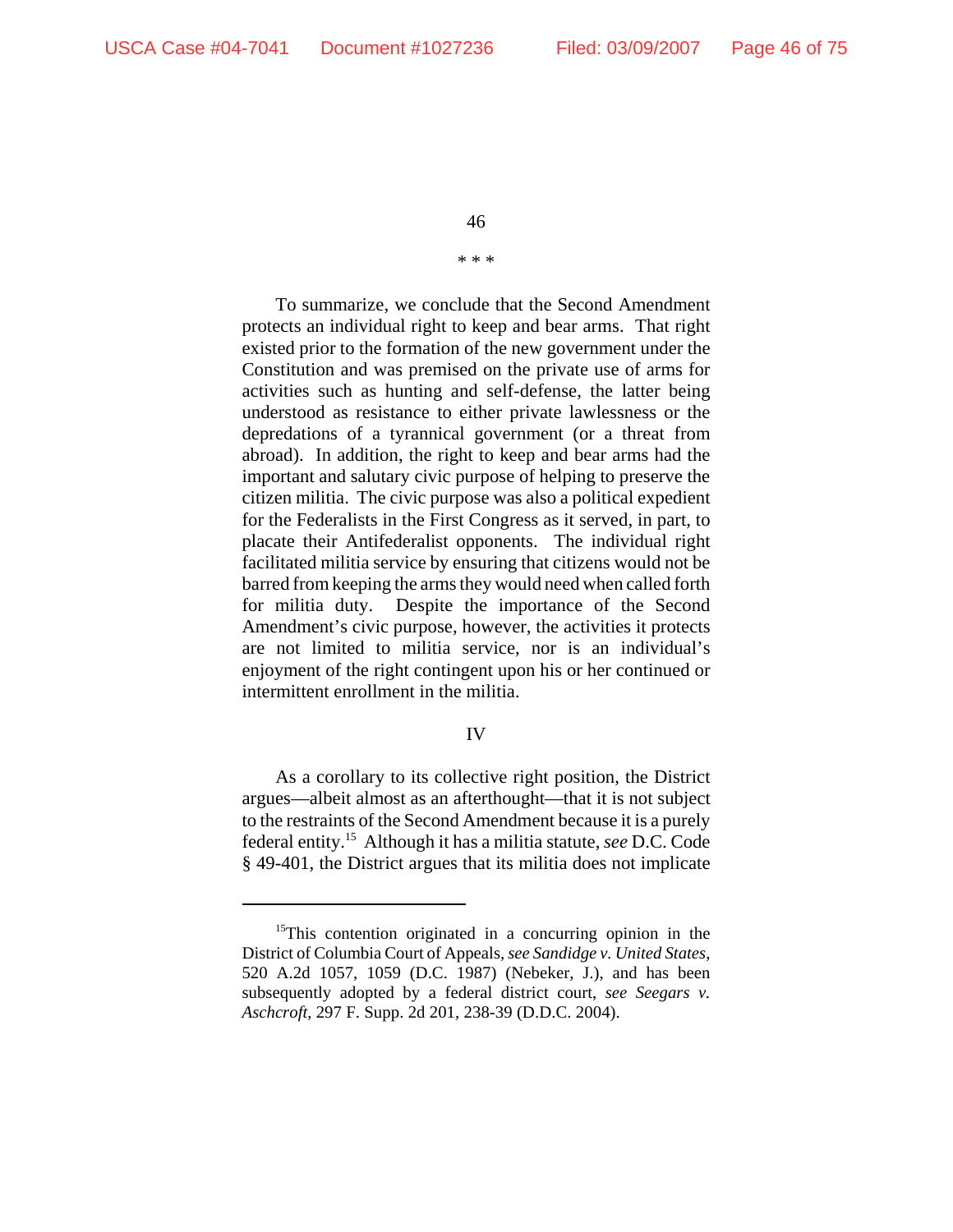\* \* \*

To summarize, we conclude that the Second Amendment protects an individual right to keep and bear arms. That right existed prior to the formation of the new government under the Constitution and was premised on the private use of arms for activities such as hunting and self-defense, the latter being understood as resistance to either private lawlessness or the depredations of a tyrannical government (or a threat from abroad). In addition, the right to keep and bear arms had the important and salutary civic purpose of helping to preserve the citizen militia. The civic purpose was also a political expedient for the Federalists in the First Congress as it served, in part, to placate their Antifederalist opponents. The individual right facilitated militia service by ensuring that citizens would not be barred from keeping the arms they would need when called forth for militia duty. Despite the importance of the Second Amendment's civic purpose, however, the activities it protects are not limited to militia service, nor is an individual's enjoyment of the right contingent upon his or her continued or intermittent enrollment in the militia.

## IV

As a corollary to its collective right position, the District argues—albeit almost as an afterthought—that it is not subject to the restraints of the Second Amendment because it is a purely federal entity.[15] Although it has a militia statute, *see* D.C. Code § 49-401, the District argues that its militia does not implicate

---

[15]This contention originated in a concurring opinion in the District of Columbia Court of Appeals, *see Sandidge v. United States*, 520 A.2d 1057, 1059 (D.C. 1987) (Nebeker, J.), and has been subsequently adopted by a federal district court, *see Seegars v. Aschcroft*, 297 F. Supp. 2d 201, 238-39 (D.D.C. 2004).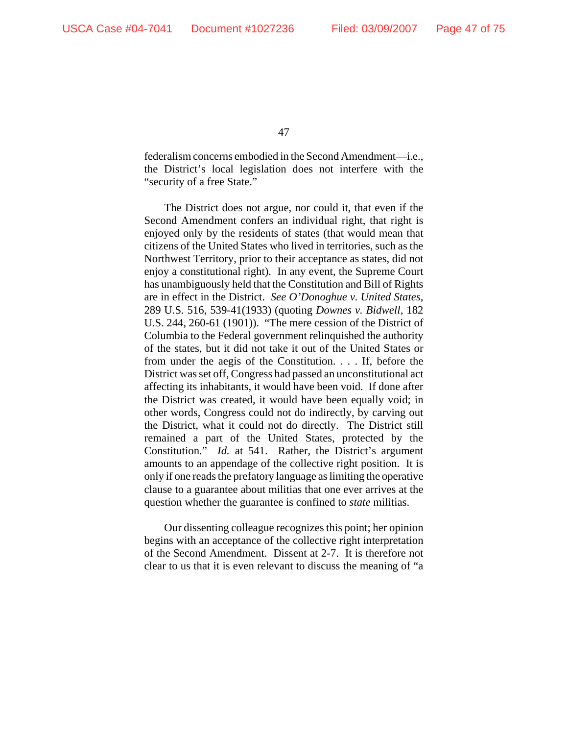federalism concerns embodied in the Second Amendment—i.e., the District's local legislation does not interfere with the "security of a free State."

The District does not argue, nor could it, that even if the Second Amendment confers an individual right, that right is enjoyed only by the residents of states (that would mean that citizens of the United States who lived in territories, such as the Northwest Territory, prior to their acceptance as states, did not enjoy a constitutional right). In any event, the Supreme Court has unambiguously held that the Constitution and Bill of Rights are in effect in the District. *See O'Donoghue v. United States*, 289 U.S. 516, 539-41(1933) (quoting *Downes v. Bidwell*, 182 U.S. 244, 260-61 (1901)). "The mere cession of the District of Columbia to the Federal government relinquished the authority of the states, but it did not take it out of the United States or from under the aegis of the Constitution. . . . If, before the District was set off, Congress had passed an unconstitutional act affecting its inhabitants, it would have been void. If done after the District was created, it would have been equally void; in other words, Congress could not do indirectly, by carving out the District, what it could not do directly. The District still remained a part of the United States, protected by the Constitution." *Id.* at 541. Rather, the District's argument amounts to an appendage of the collective right position. It is only if one reads the prefatory language as limiting the operative clause to a guarantee about militias that one ever arrives at the question whether the guarantee is confined to *state* militias.

Our dissenting colleague recognizes this point; her opinion begins with an acceptance of the collective right interpretation of the Second Amendment. Dissent at 2-7. It is therefore not clear to us that it is even relevant to discuss the meaning of "a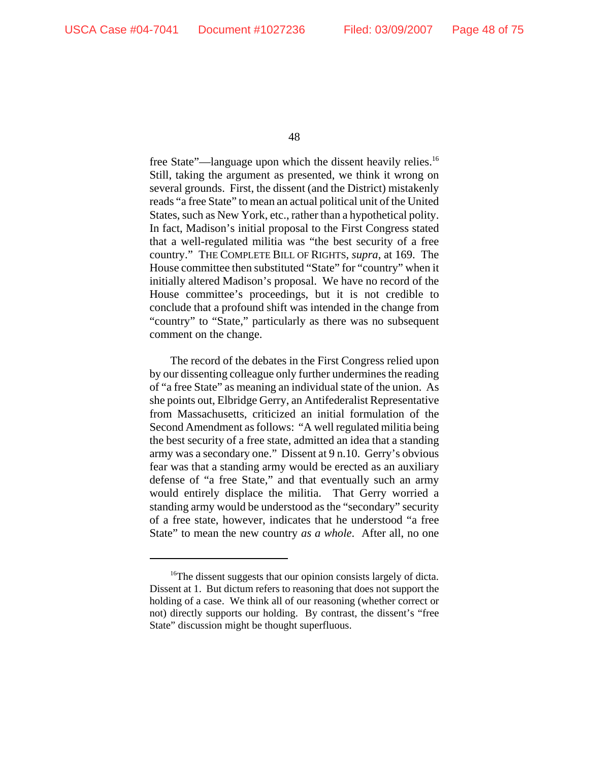free State"—language upon which the dissent heavily relies.[16] Still, taking the argument as presented, we think it wrong on several grounds. First, the dissent (and the District) mistakenly reads "a free State" to mean an actual political unit of the United States, such as New York, etc., rather than a hypothetical polity. In fact, Madison's initial proposal to the First Congress stated that a well-regulated militia was "the best security of a free country." THE COMPLETE BILL OF RIGHTS, *supra*, at 169. The House committee then substituted "State" for "country" when it initially altered Madison's proposal. We have no record of the House committee's proceedings, but it is not credible to conclude that a profound shift was intended in the change from "country" to "State," particularly as there was no subsequent comment on the change.

The record of the debates in the First Congress relied upon by our dissenting colleague only further undermines the reading of "a free State" as meaning an individual state of the union. As she points out, Elbridge Gerry, an Antifederalist Representative from Massachusetts, criticized an initial formulation of the Second Amendment as follows: "A well regulated militia being the best security of a free state, admitted an idea that a standing army was a secondary one." Dissent at 9 n.10. Gerry's obvious fear was that a standing army would be erected as an auxiliary defense of "a free State," and that eventually such an army would entirely displace the militia. That Gerry worried a standing army would be understood as the "secondary" security of a free state, however, indicates that he understood "a free State" to mean the new country *as a whole*. After all, no one

[16]The dissent suggests that our opinion consists largely of dicta. Dissent at 1. But dictum refers to reasoning that does not support the holding of a case. We think all of our reasoning (whether correct or not) directly supports our holding. By contrast, the dissent's "free State" discussion might be thought superfluous.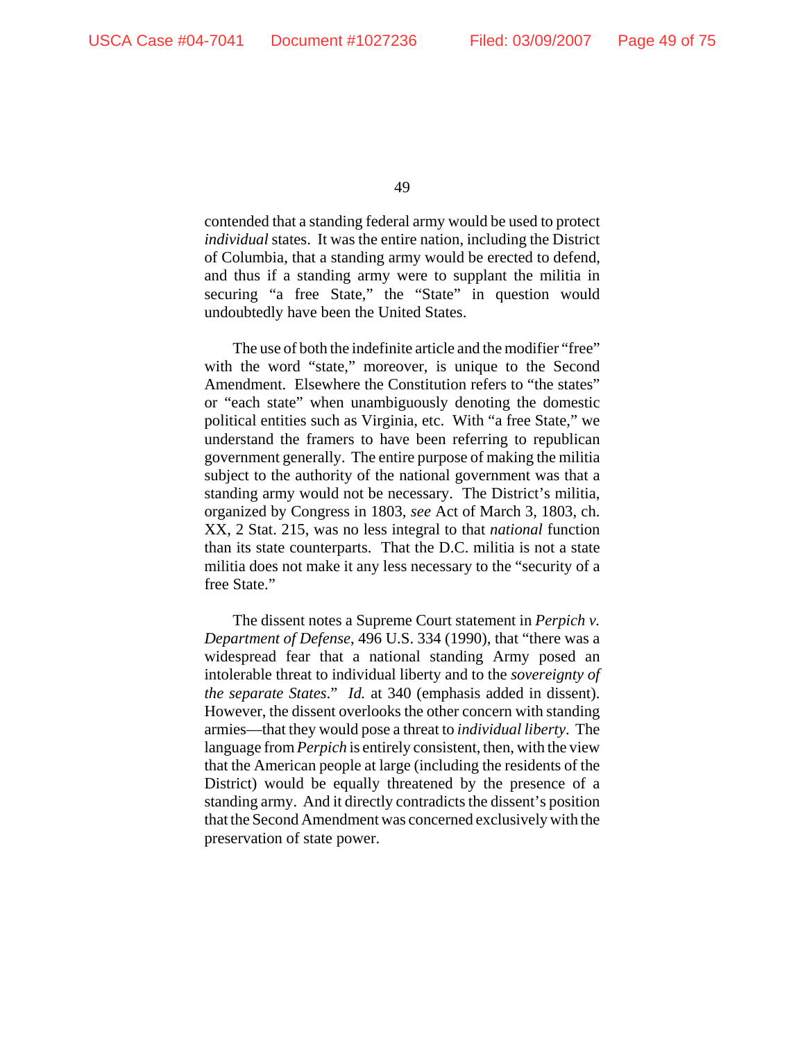contended that a standing federal army would be used to protect *individual* states. It was the entire nation, including the District of Columbia, that a standing army would be erected to defend, and thus if a standing army were to supplant the militia in securing "a free State," the "State" in question would undoubtedly have been the United States.

The use of both the indefinite article and the modifier "free" with the word "state," moreover, is unique to the Second Amendment. Elsewhere the Constitution refers to "the states" or "each state" when unambiguously denoting the domestic political entities such as Virginia, etc. With "a free State," we understand the framers to have been referring to republican government generally. The entire purpose of making the militia subject to the authority of the national government was that a standing army would not be necessary. The District's militia, organized by Congress in 1803, *see* Act of March 3, 1803, ch. XX, 2 Stat. 215, was no less integral to that *national* function than its state counterparts. That the D.C. militia is not a state militia does not make it any less necessary to the "security of a free State."

The dissent notes a Supreme Court statement in *Perpich v. Department of Defense*, 496 U.S. 334 (1990), that "there was a widespread fear that a national standing Army posed an intolerable threat to individual liberty and to the *sovereignty of the separate States*." *Id.* at 340 (emphasis added in dissent). However, the dissent overlooks the other concern with standing armies—that they would pose a threat to *individual liberty*. The language from *Perpich* is entirely consistent, then, with the view that the American people at large (including the residents of the District) would be equally threatened by the presence of a standing army. And it directly contradicts the dissent's position that the Second Amendment was concerned exclusively with the preservation of state power.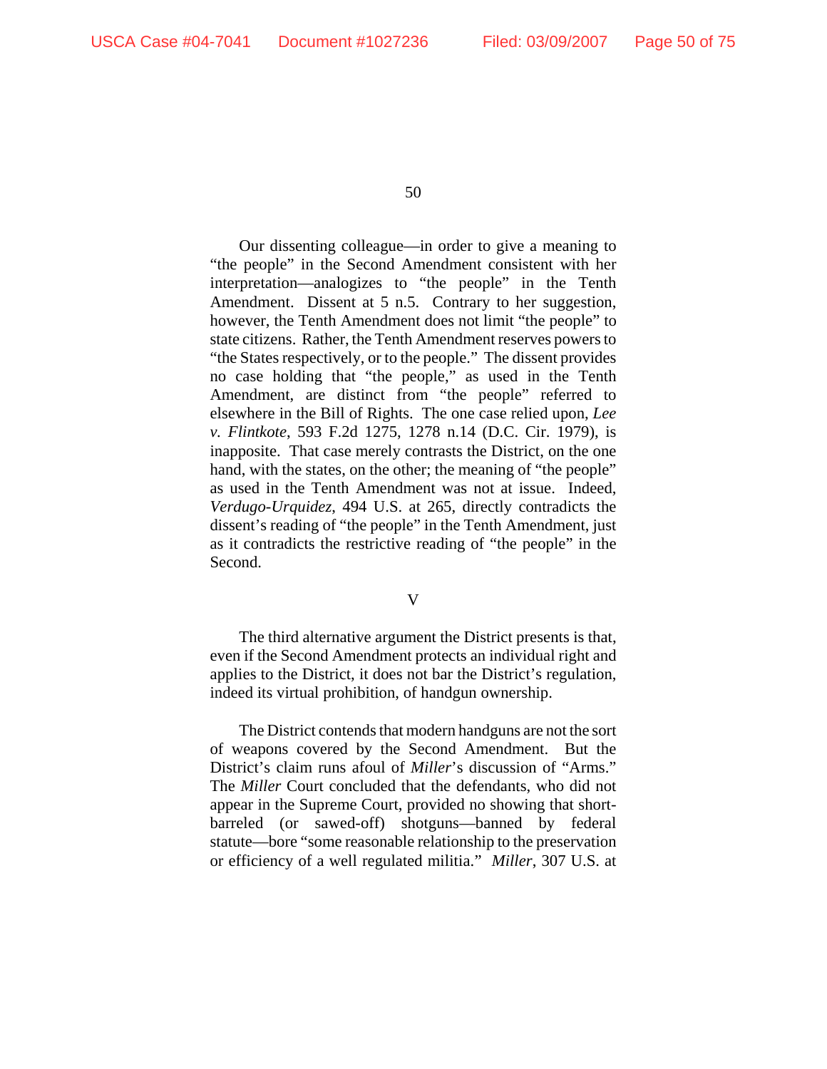Our dissenting colleague—in order to give a meaning to "the people" in the Second Amendment consistent with her interpretation—analogizes to "the people" in the Tenth Amendment. Dissent at 5 n.5. Contrary to her suggestion, however, the Tenth Amendment does not limit "the people" to state citizens. Rather, the Tenth Amendment reserves powers to "the States respectively, or to the people." The dissent provides no case holding that "the people," as used in the Tenth Amendment, are distinct from "the people" referred to elsewhere in the Bill of Rights. The one case relied upon, *Lee v. Flintkote*, 593 F.2d 1275, 1278 n.14 (D.C. Cir. 1979), is inapposite. That case merely contrasts the District, on the one hand, with the states, on the other; the meaning of "the people" as used in the Tenth Amendment was not at issue. Indeed, *Verdugo-Urquidez*, 494 U.S. at 265, directly contradicts the dissent's reading of "the people" in the Tenth Amendment, just as it contradicts the restrictive reading of "the people" in the Second.

## V

The third alternative argument the District presents is that, even if the Second Amendment protects an individual right and applies to the District, it does not bar the District's regulation, indeed its virtual prohibition, of handgun ownership.

The District contends that modern handguns are not the sort of weapons covered by the Second Amendment. But the District's claim runs afoul of *Miller*'s discussion of "Arms." The *Miller* Court concluded that the defendants, who did not appear in the Supreme Court, provided no showing that short-barreled (or sawed-off) shotguns—banned by federal statute—bore "some reasonable relationship to the preservation or efficiency of a well regulated militia." *Miller*, 307 U.S. at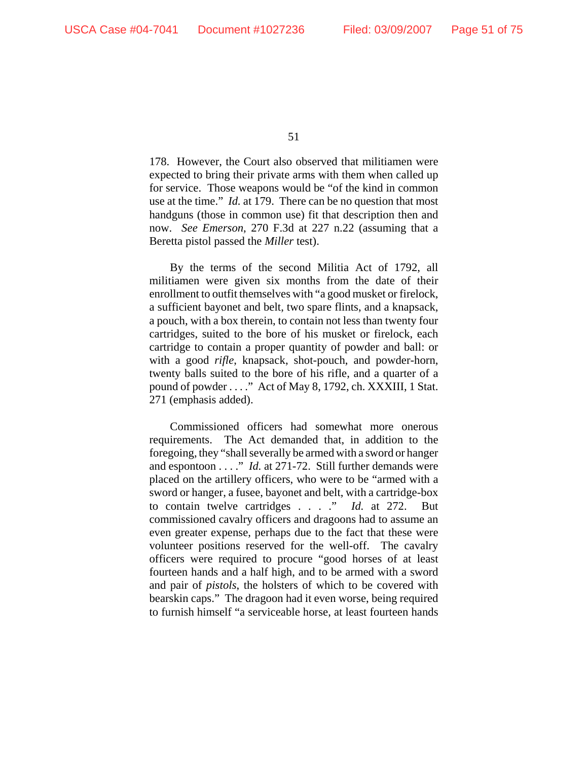178. However, the Court also observed that militiamen were expected to bring their private arms with them when called up for service. Those weapons would be "of the kind in common use at the time." *Id.* at 179. There can be no question that most handguns (those in common use) fit that description then and now. *See Emerson*, 270 F.3d at 227 n.22 (assuming that a Beretta pistol passed the *Miller* test).

By the terms of the second Militia Act of 1792, all militiamen were given six months from the date of their enrollment to outfit themselves with "a good musket or firelock, a sufficient bayonet and belt, two spare flints, and a knapsack, a pouch, with a box therein, to contain not less than twenty four cartridges, suited to the bore of his musket or firelock, each cartridge to contain a proper quantity of powder and ball: or with a good *rifle*, knapsack, shot-pouch, and powder-horn, twenty balls suited to the bore of his rifle, and a quarter of a pound of powder . . . ." Act of May 8, 1792, ch. XXXIII, 1 Stat. 271 (emphasis added).

Commissioned officers had somewhat more onerous requirements. The Act demanded that, in addition to the foregoing, they "shall severally be armed with a sword or hanger and espontoon . . . ." *Id.* at 271-72. Still further demands were placed on the artillery officers, who were to be "armed with a sword or hanger, a fusee, bayonet and belt, with a cartridge-box to contain twelve cartridges . . . ." *Id.* at 272. But commissioned cavalry officers and dragoons had to assume an even greater expense, perhaps due to the fact that these were volunteer positions reserved for the well-off. The cavalry officers were required to procure "good horses of at least fourteen hands and a half high, and to be armed with a sword and pair of *pistols*, the holsters of which to be covered with bearskin caps." The dragoon had it even worse, being required to furnish himself "a serviceable horse, at least fourteen hands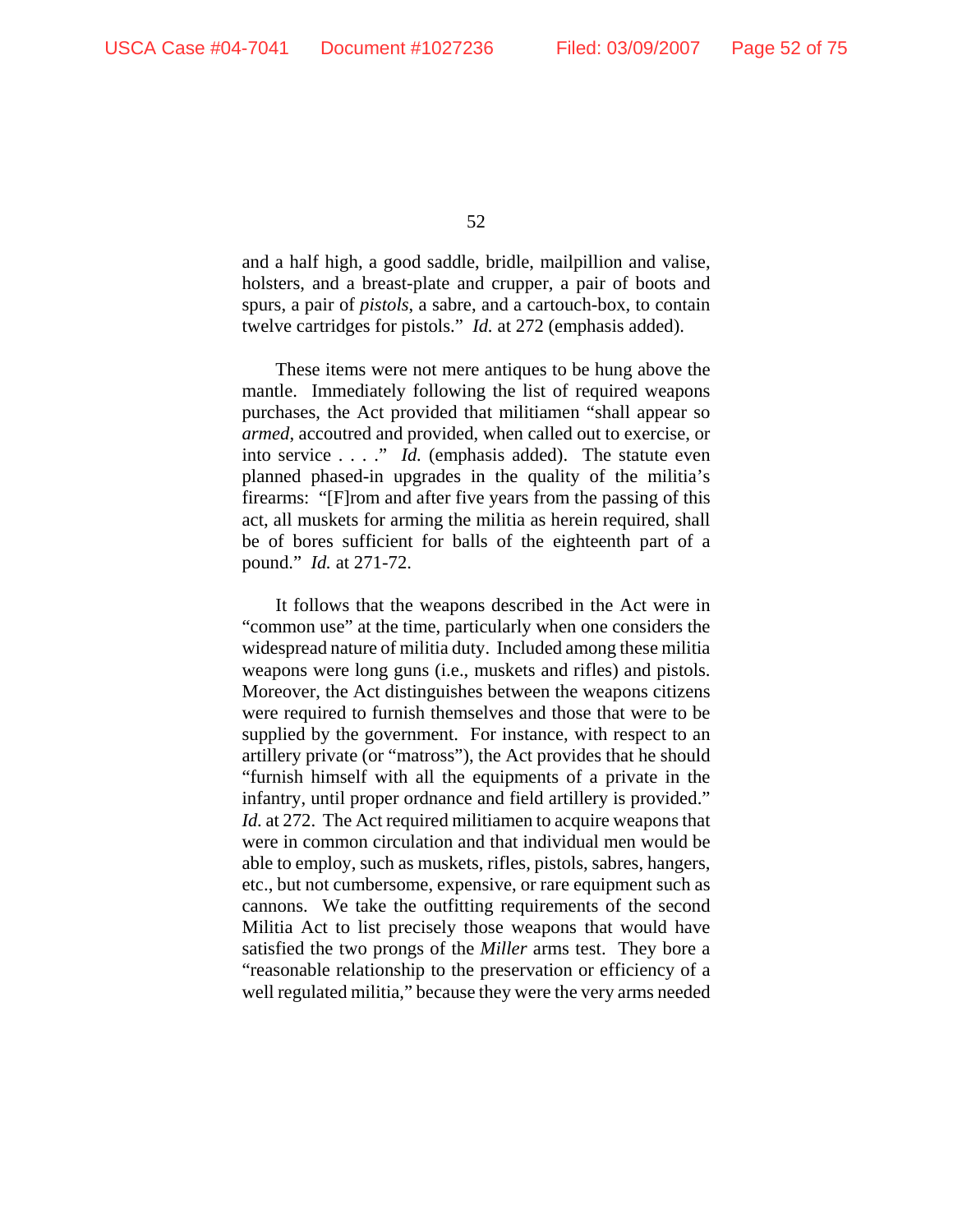and a half high, a good saddle, bridle, mailpillion and valise, holsters, and a breast-plate and crupper, a pair of boots and spurs, a pair of *pistols*, a sabre, and a cartouch-box, to contain twelve cartridges for pistols." *Id.* at 272 (emphasis added).

These items were not mere antiques to be hung above the mantle. Immediately following the list of required weapons purchases, the Act provided that militiamen "shall appear so *armed*, accoutred and provided, when called out to exercise, or into service . . . ." *Id.* (emphasis added). The statute even planned phased-in upgrades in the quality of the militia's firearms: "[F]rom and after five years from the passing of this act, all muskets for arming the militia as herein required, shall be of bores sufficient for balls of the eighteenth part of a pound." *Id.* at 271-72.

It follows that the weapons described in the Act were in "common use" at the time, particularly when one considers the widespread nature of militia duty. Included among these militia weapons were long guns (i.e., muskets and rifles) and pistols. Moreover, the Act distinguishes between the weapons citizens were required to furnish themselves and those that were to be supplied by the government. For instance, with respect to an artillery private (or "matross"), the Act provides that he should "furnish himself with all the equipments of a private in the infantry, until proper ordnance and field artillery is provided." *Id.* at 272. The Act required militiamen to acquire weapons that were in common circulation and that individual men would be able to employ, such as muskets, rifles, pistols, sabres, hangers, etc., but not cumbersome, expensive, or rare equipment such as cannons. We take the outfitting requirements of the second Militia Act to list precisely those weapons that would have satisfied the two prongs of the *Miller* arms test. They bore a "reasonable relationship to the preservation or efficiency of a well regulated militia," because they were the very arms needed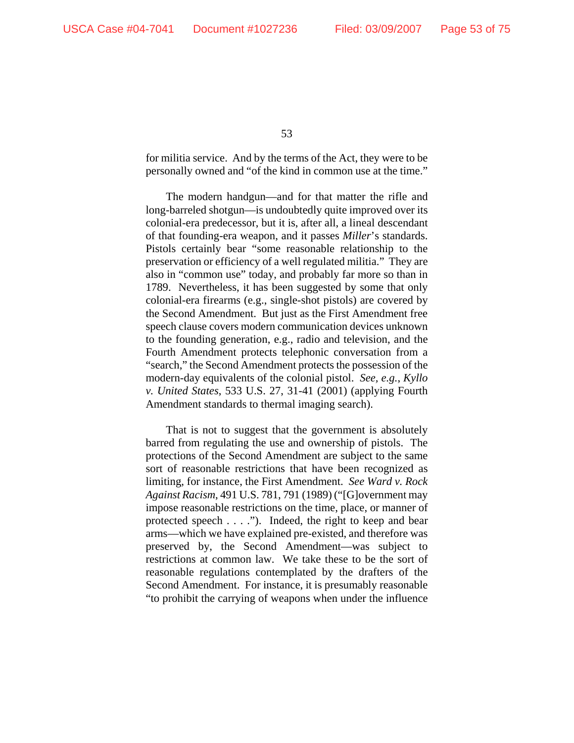for militia service. And by the terms of the Act, they were to be personally owned and "of the kind in common use at the time."

The modern handgun—and for that matter the rifle and long-barreled shotgun—is undoubtedly quite improved over its colonial-era predecessor, but it is, after all, a lineal descendant of that founding-era weapon, and it passes *Miller*'s standards. Pistols certainly bear "some reasonable relationship to the preservation or efficiency of a well regulated militia." They are also in "common use" today, and probably far more so than in 1789. Nevertheless, it has been suggested by some that only colonial-era firearms (e.g., single-shot pistols) are covered by the Second Amendment. But just as the First Amendment free speech clause covers modern communication devices unknown to the founding generation, e.g., radio and television, and the Fourth Amendment protects telephonic conversation from a "search," the Second Amendment protects the possession of the modern-day equivalents of the colonial pistol. *See, e.g.*, *Kyllo v. United States*, 533 U.S. 27, 31-41 (2001) (applying Fourth Amendment standards to thermal imaging search).

That is not to suggest that the government is absolutely barred from regulating the use and ownership of pistols. The protections of the Second Amendment are subject to the same sort of reasonable restrictions that have been recognized as limiting, for instance, the First Amendment. *See Ward v. Rock Against Racism*, 491 U.S. 781, 791 (1989) ("[G]overnment may impose reasonable restrictions on the time, place, or manner of protected speech . . . ."). Indeed, the right to keep and bear arms—which we have explained pre-existed, and therefore was preserved by, the Second Amendment—was subject to restrictions at common law. We take these to be the sort of reasonable regulations contemplated by the drafters of the Second Amendment. For instance, it is presumably reasonable "to prohibit the carrying of weapons when under the influence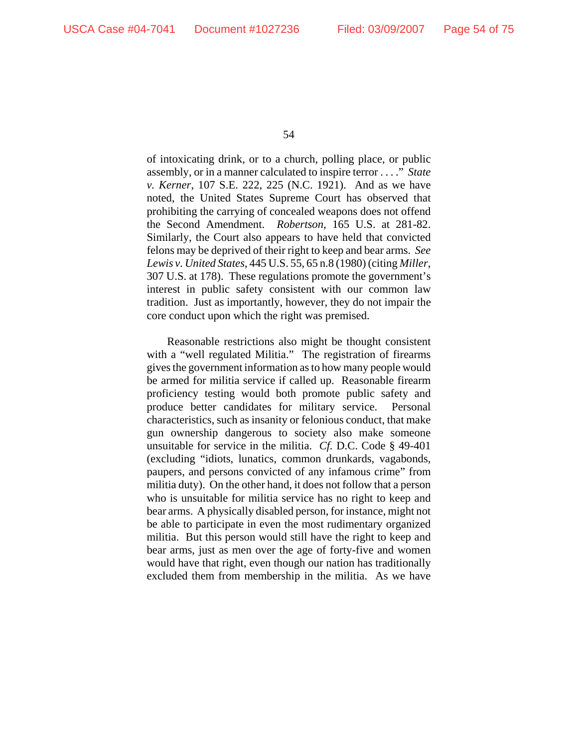of intoxicating drink, or to a church, polling place, or public assembly, or in a manner calculated to inspire terror . . . ." *State v. Kerner*, 107 S.E. 222, 225 (N.C. 1921). And as we have noted, the United States Supreme Court has observed that prohibiting the carrying of concealed weapons does not offend the Second Amendment. *Robertson*, 165 U.S. at 281-82. Similarly, the Court also appears to have held that convicted felons may be deprived of their right to keep and bear arms. *See Lewis v. United States*, 445 U.S. 55, 65 n.8 (1980) (citing *Miller*, 307 U.S. at 178). These regulations promote the government's interest in public safety consistent with our common law tradition. Just as importantly, however, they do not impair the core conduct upon which the right was premised.

Reasonable restrictions also might be thought consistent with a "well regulated Militia." The registration of firearms gives the government information as to how many people would be armed for militia service if called up. Reasonable firearm proficiency testing would both promote public safety and produce better candidates for military service. Personal characteristics, such as insanity or felonious conduct, that make gun ownership dangerous to society also make someone unsuitable for service in the militia. *Cf.* D.C. Code § 49-401 (excluding "idiots, lunatics, common drunkards, vagabonds, paupers, and persons convicted of any infamous crime" from militia duty). On the other hand, it does not follow that a person who is unsuitable for militia service has no right to keep and bear arms. A physically disabled person, for instance, might not be able to participate in even the most rudimentary organized militia. But this person would still have the right to keep and bear arms, just as men over the age of forty-five and women would have that right, even though our nation has traditionally excluded them from membership in the militia. As we have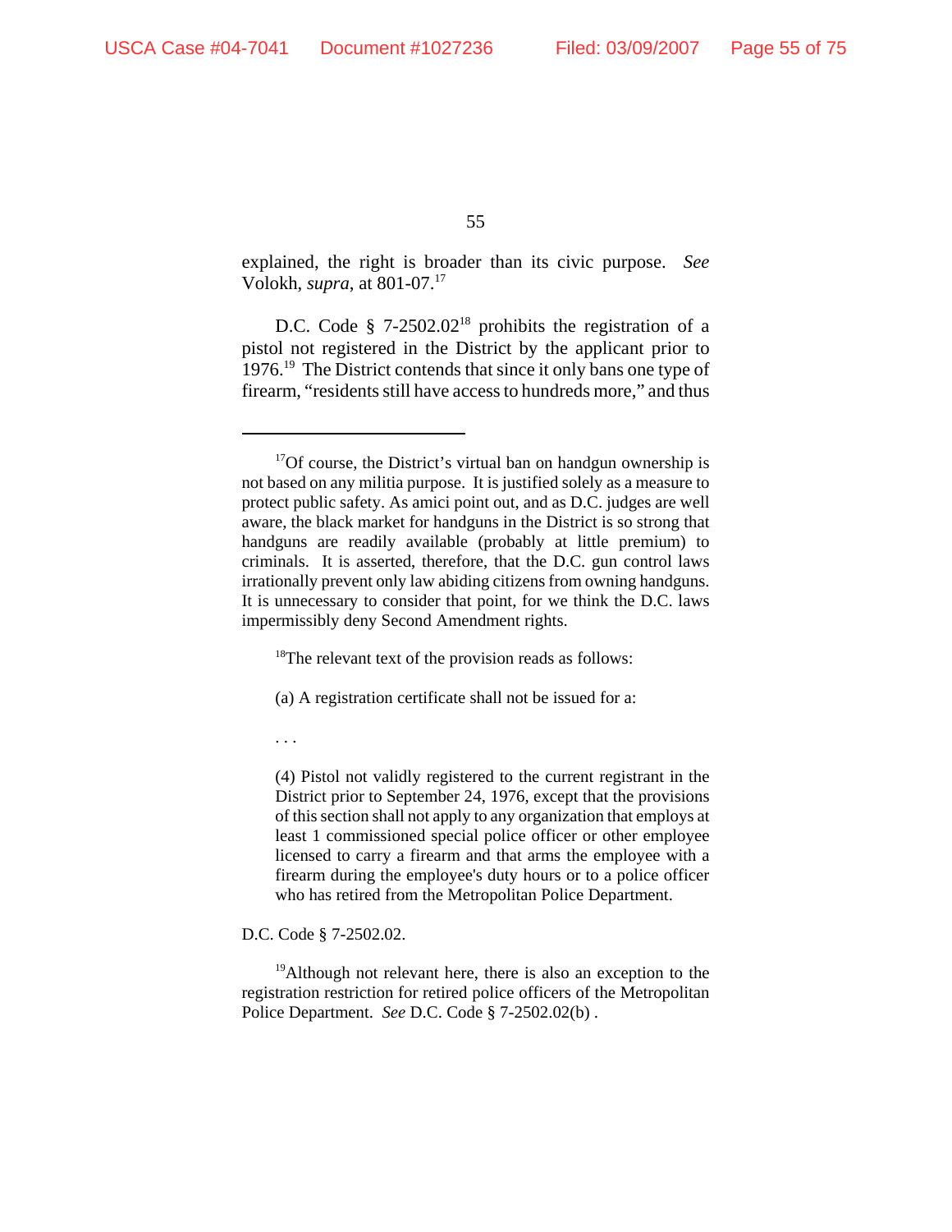explained, the right is broader than its civic purpose. *See* Volokh, *supra*, at 801-07.[17]

D.C. Code § 7-2502.02[18] prohibits the registration of a pistol not registered in the District by the applicant prior to 1976.[19] The District contends that since it only bans one type of firearm, "residents still have access to hundreds more," and thus

---

[17]Of course, the District's virtual ban on handgun ownership is not based on any militia purpose. It is justified solely as a measure to protect public safety. As amici point out, and as D.C. judges are well aware, the black market for handguns in the District is so strong that handguns are readily available (probably at little premium) to criminals. It is asserted, therefore, that the D.C. gun control laws irrationally prevent only law abiding citizens from owning handguns. It is unnecessary to consider that point, for we think the D.C. laws impermissibly deny Second Amendment rights.

[18]The relevant text of the provision reads as follows:

> (a) A registration certificate shall not be issued for a:
>
> . . .
>
> (4) Pistol not validly registered to the current registrant in the District prior to September 24, 1976, except that the provisions of this section shall not apply to any organization that employs at least 1 commissioned special police officer or other employee licensed to carry a firearm and that arms the employee with a firearm during the employee's duty hours or to a police officer who has retired from the Metropolitan Police Department.

D.C. Code § 7-2502.02.

[19]Although not relevant here, there is also an exception to the registration restriction for retired police officers of the Metropolitan Police Department. *See* D.C. Code § 7-2502.02(b) .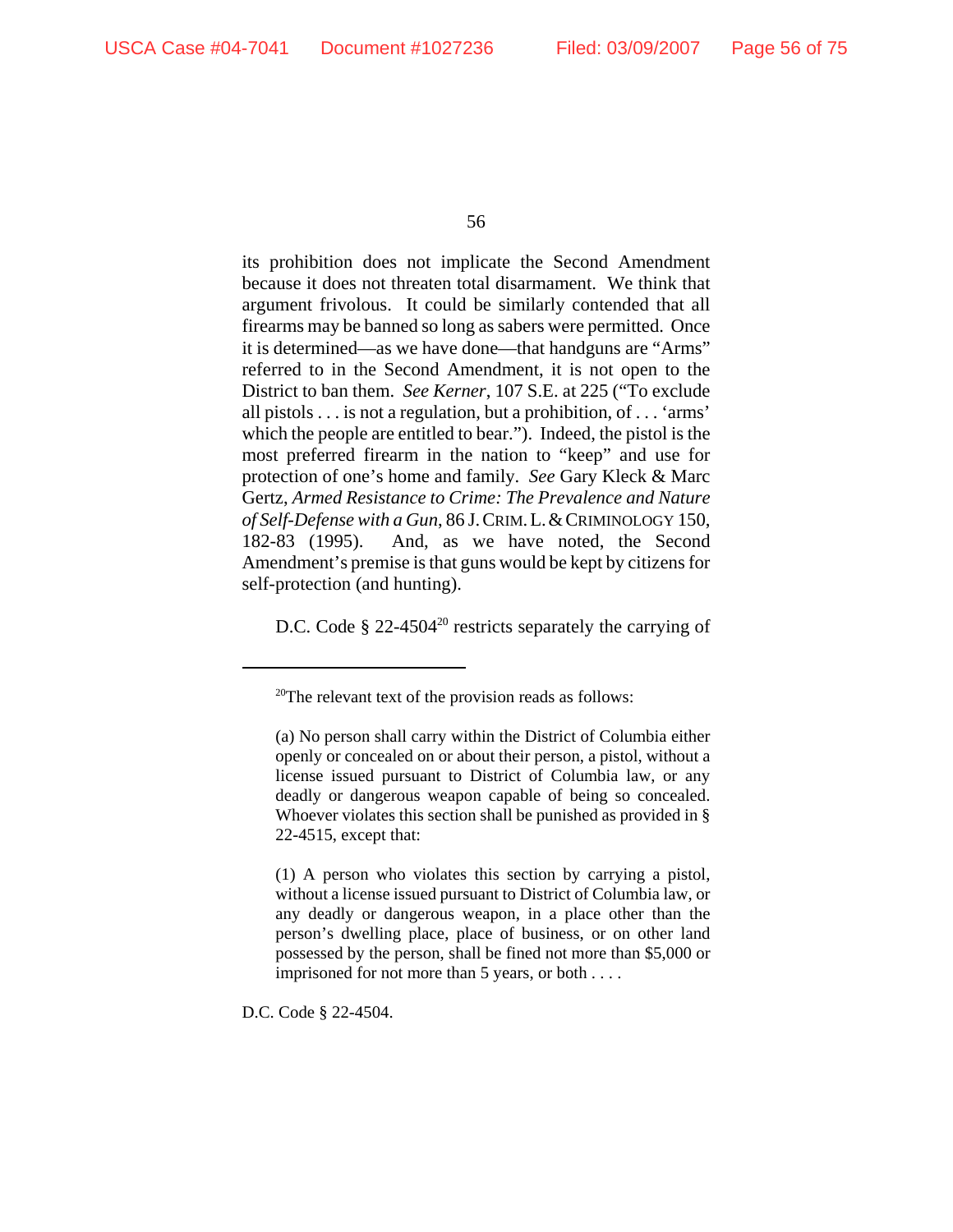its prohibition does not implicate the Second Amendment because it does not threaten total disarmament. We think that argument frivolous. It could be similarly contended that all firearms may be banned so long as sabers were permitted. Once it is determined—as we have done—that handguns are "Arms" referred to in the Second Amendment, it is not open to the District to ban them. *See Kerner*, 107 S.E. at 225 ("To exclude all pistols . . . is not a regulation, but a prohibition, of . . . 'arms' which the people are entitled to bear."). Indeed, the pistol is the most preferred firearm in the nation to "keep" and use for protection of one's home and family. *See* Gary Kleck & Marc Gertz, *Armed Resistance to Crime: The Prevalence and Nature of Self-Defense with a Gun*, 86 J. CRIM. L. & CRIMINOLOGY 150, 182-83 (1995). And, as we have noted, the Second Amendment's premise is that guns would be kept by citizens for self-protection (and hunting).

D.C. Code § 22-4504[20] restricts separately the carrying of

---

[20]The relevant text of the provision reads as follows:

> (a) No person shall carry within the District of Columbia either openly or concealed on or about their person, a pistol, without a license issued pursuant to District of Columbia law, or any deadly or dangerous weapon capable of being so concealed. Whoever violates this section shall be punished as provided in § 22-4515, except that:
>
> (1) A person who violates this section by carrying a pistol, without a license issued pursuant to District of Columbia law, or any deadly or dangerous weapon, in a place other than the person's dwelling place, place of business, or on other land possessed by the person, shall be fined not more than $5,000 or imprisoned for not more than 5 years, or both . . . .

D.C. Code § 22-4504.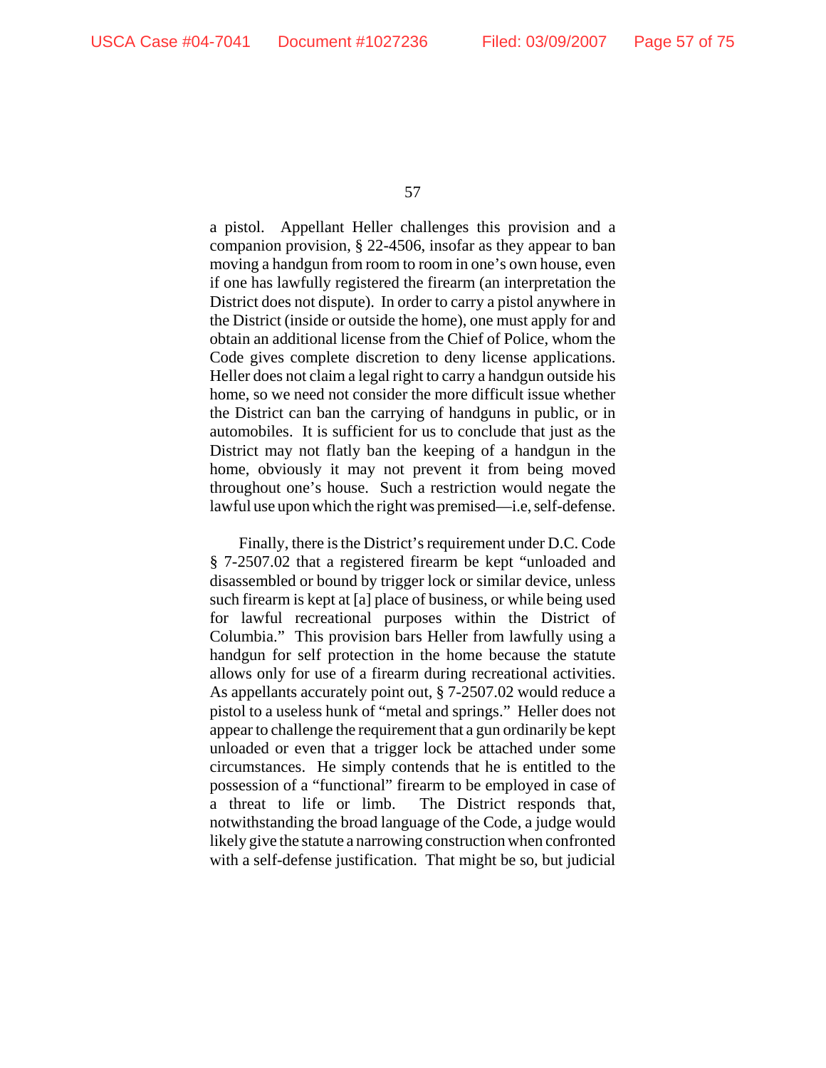a pistol. Appellant Heller challenges this provision and a companion provision, § 22-4506, insofar as they appear to ban moving a handgun from room to room in one's own house, even if one has lawfully registered the firearm (an interpretation the District does not dispute). In order to carry a pistol anywhere in the District (inside or outside the home), one must apply for and obtain an additional license from the Chief of Police, whom the Code gives complete discretion to deny license applications. Heller does not claim a legal right to carry a handgun outside his home, so we need not consider the more difficult issue whether the District can ban the carrying of handguns in public, or in automobiles. It is sufficient for us to conclude that just as the District may not flatly ban the keeping of a handgun in the home, obviously it may not prevent it from being moved throughout one's house. Such a restriction would negate the lawful use upon which the right was premised—i.e, self-defense.

Finally, there is the District's requirement under D.C. Code § 7-2507.02 that a registered firearm be kept "unloaded and disassembled or bound by trigger lock or similar device, unless such firearm is kept at [a] place of business, or while being used for lawful recreational purposes within the District of Columbia." This provision bars Heller from lawfully using a handgun for self protection in the home because the statute allows only for use of a firearm during recreational activities. As appellants accurately point out, § 7-2507.02 would reduce a pistol to a useless hunk of "metal and springs." Heller does not appear to challenge the requirement that a gun ordinarily be kept unloaded or even that a trigger lock be attached under some circumstances. He simply contends that he is entitled to the possession of a "functional" firearm to be employed in case of a threat to life or limb. The District responds that, notwithstanding the broad language of the Code, a judge would likely give the statute a narrowing construction when confronted with a self-defense justification. That might be so, but judicial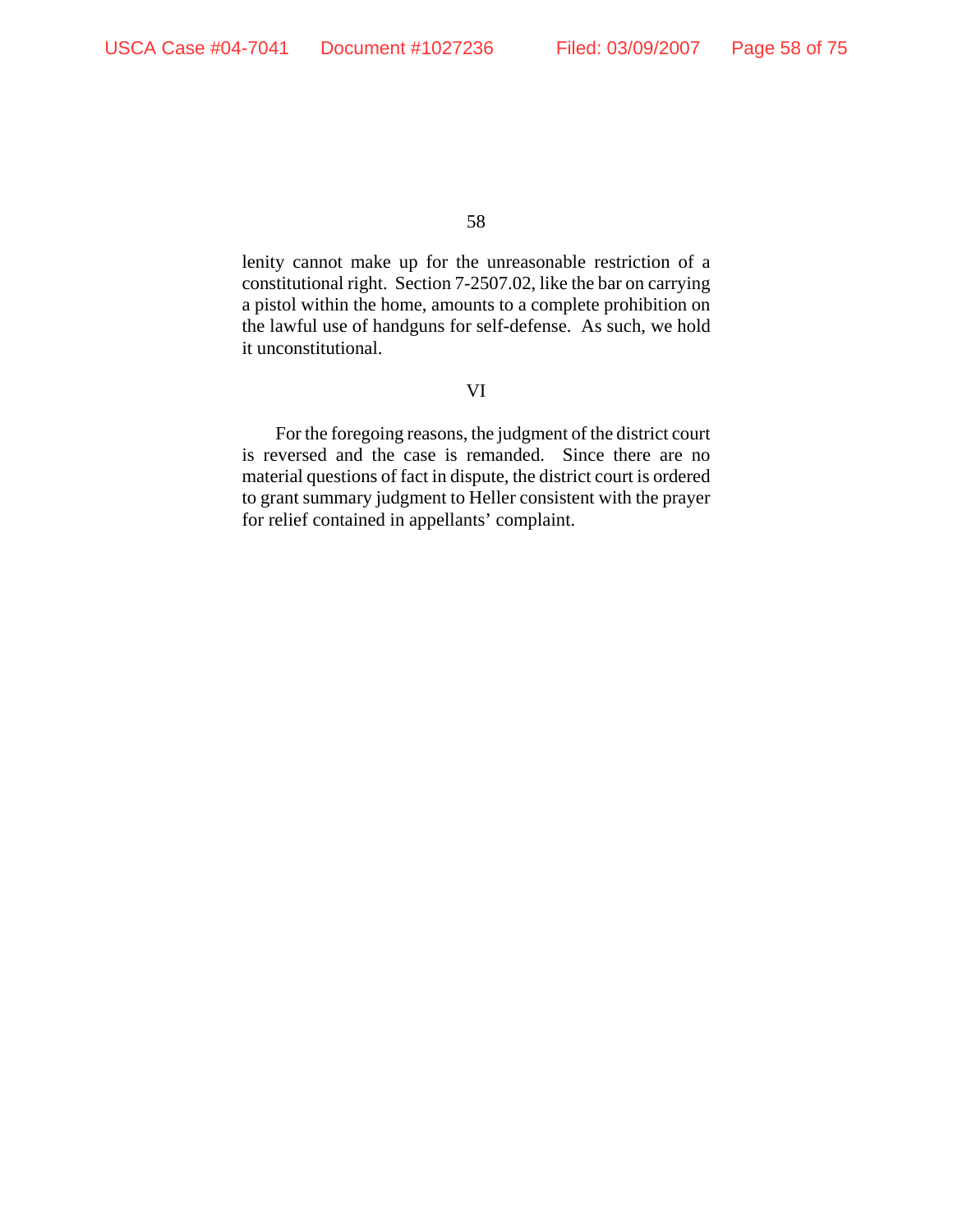lenity cannot make up for the unreasonable restriction of a constitutional right. Section 7-2507.02, like the bar on carrying a pistol within the home, amounts to a complete prohibition on the lawful use of handguns for self-defense. As such, we hold it unconstitutional.

## VI

For the foregoing reasons, the judgment of the district court is reversed and the case is remanded. Since there are no material questions of fact in dispute, the district court is ordered to grant summary judgment to Heller consistent with the prayer for relief contained in appellants' complaint.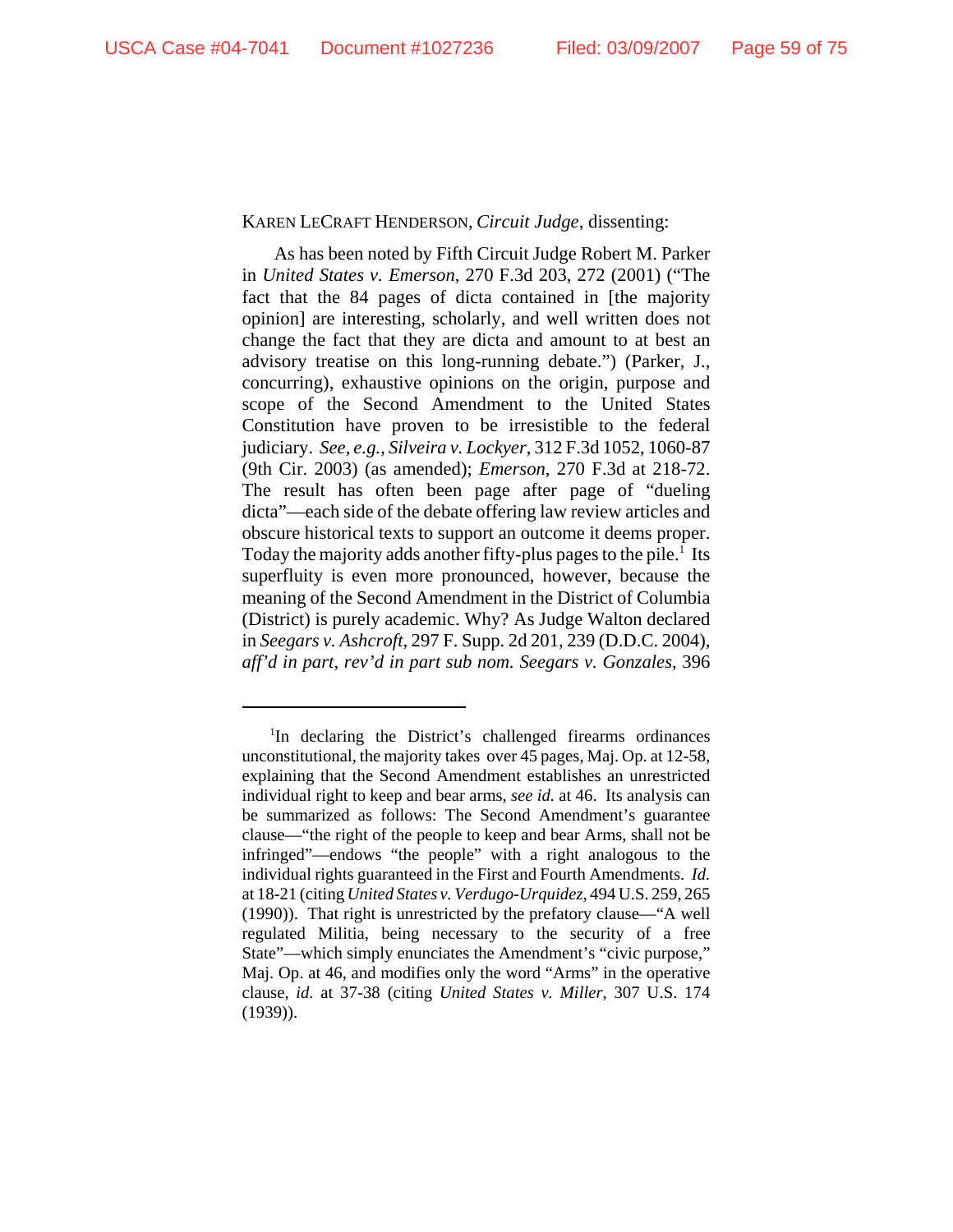KAREN LECRAFT HENDERSON, *Circuit Judge*, dissenting:

As has been noted by Fifth Circuit Judge Robert M. Parker in *United States v. Emerson*, 270 F.3d 203, 272 (2001) ("The fact that the 84 pages of dicta contained in [the majority opinion] are interesting, scholarly, and well written does not change the fact that they are dicta and amount to at best an advisory treatise on this long-running debate.") (Parker, J., concurring), exhaustive opinions on the origin, purpose and scope of the Second Amendment to the United States Constitution have proven to be irresistible to the federal judiciary. *See, e.g.*, *Silveira v. Lockyer*, 312 F.3d 1052, 1060-87 (9th Cir. 2003) (as amended); *Emerson*, 270 F.3d at 218-72. The result has often been page after page of "dueling dicta"—each side of the debate offering law review articles and obscure historical texts to support an outcome it deems proper. Today the majority adds another fifty-plus pages to the pile.[1] Its superfluity is even more pronounced, however, because the meaning of the Second Amendment in the District of Columbia (District) is purely academic. Why? As Judge Walton declared in *Seegars v. Ashcroft*, 297 F. Supp. 2d 201, 239 (D.D.C. 2004), *aff'd in part, rev'd in part sub nom. Seegars v. Gonzales*, 396

---

[1]In declaring the District's challenged firearms ordinances unconstitutional, the majority takes over 45 pages, Maj. Op. at 12-58, explaining that the Second Amendment establishes an unrestricted individual right to keep and bear arms, *see id.* at 46. Its analysis can be summarized as follows: The Second Amendment's guarantee clause—"the right of the people to keep and bear Arms, shall not be infringed"—endows "the people" with a right analogous to the individual rights guaranteed in the First and Fourth Amendments. *Id.* at 18-21 (citing *United States v. Verdugo-Urquidez*, 494 U.S. 259, 265 (1990)). That right is unrestricted by the prefatory clause—"A well regulated Militia, being necessary to the security of a free State"—which simply enunciates the Amendment's "civic purpose," Maj. Op. at 46, and modifies only the word "Arms" in the operative clause, *id.* at 37-38 (citing *United States v. Miller*, 307 U.S. 174 (1939)).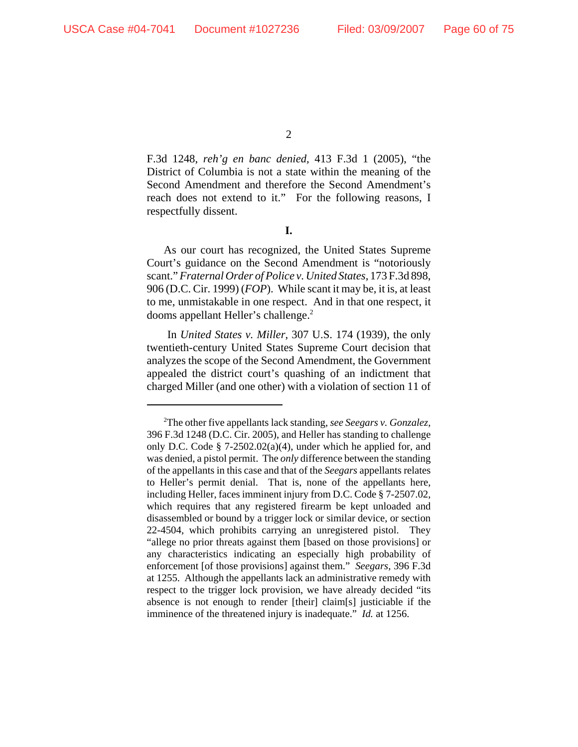F.3d 1248, *reh'g en banc denied*, 413 F.3d 1 (2005), "the District of Columbia is not a state within the meaning of the Second Amendment and therefore the Second Amendment's reach does not extend to it." For the following reasons, I respectfully dissent.

**I.**

As our court has recognized, the United States Supreme Court's guidance on the Second Amendment is "notoriously scant." *Fraternal Order of Police v. United States*, 173 F.3d 898, 906 (D.C. Cir. 1999) (*FOP*). While scant it may be, it is, at least to me, unmistakable in one respect. And in that one respect, it dooms appellant Heller's challenge.[2]

In *United States v. Miller*, 307 U.S. 174 (1939), the only twentieth-century United States Supreme Court decision that analyzes the scope of the Second Amendment, the Government appealed the district court's quashing of an indictment that charged Miller (and one other) with a violation of section 11 of

---

[2]The other five appellants lack standing, *see Seegars v. Gonzalez*, 396 F.3d 1248 (D.C. Cir. 2005), and Heller has standing to challenge only D.C. Code § 7-2502.02(a)(4), under which he applied for, and was denied, a pistol permit. The *only* difference between the standing of the appellants in this case and that of the *Seegars* appellants relates to Heller's permit denial. That is, none of the appellants here, including Heller, faces imminent injury from D.C. Code § 7-2507.02, which requires that any registered firearm be kept unloaded and disassembled or bound by a trigger lock or similar device, or section 22-4504, which prohibits carrying an unregistered pistol. They "allege no prior threats against them [based on those provisions] or any characteristics indicating an especially high probability of enforcement [of those provisions] against them." *Seegars*, 396 F.3d at 1255. Although the appellants lack an administrative remedy with respect to the trigger lock provision, we have already decided "its absence is not enough to render [their] claim[s] justiciable if the imminence of the threatened injury is inadequate." *Id.* at 1256.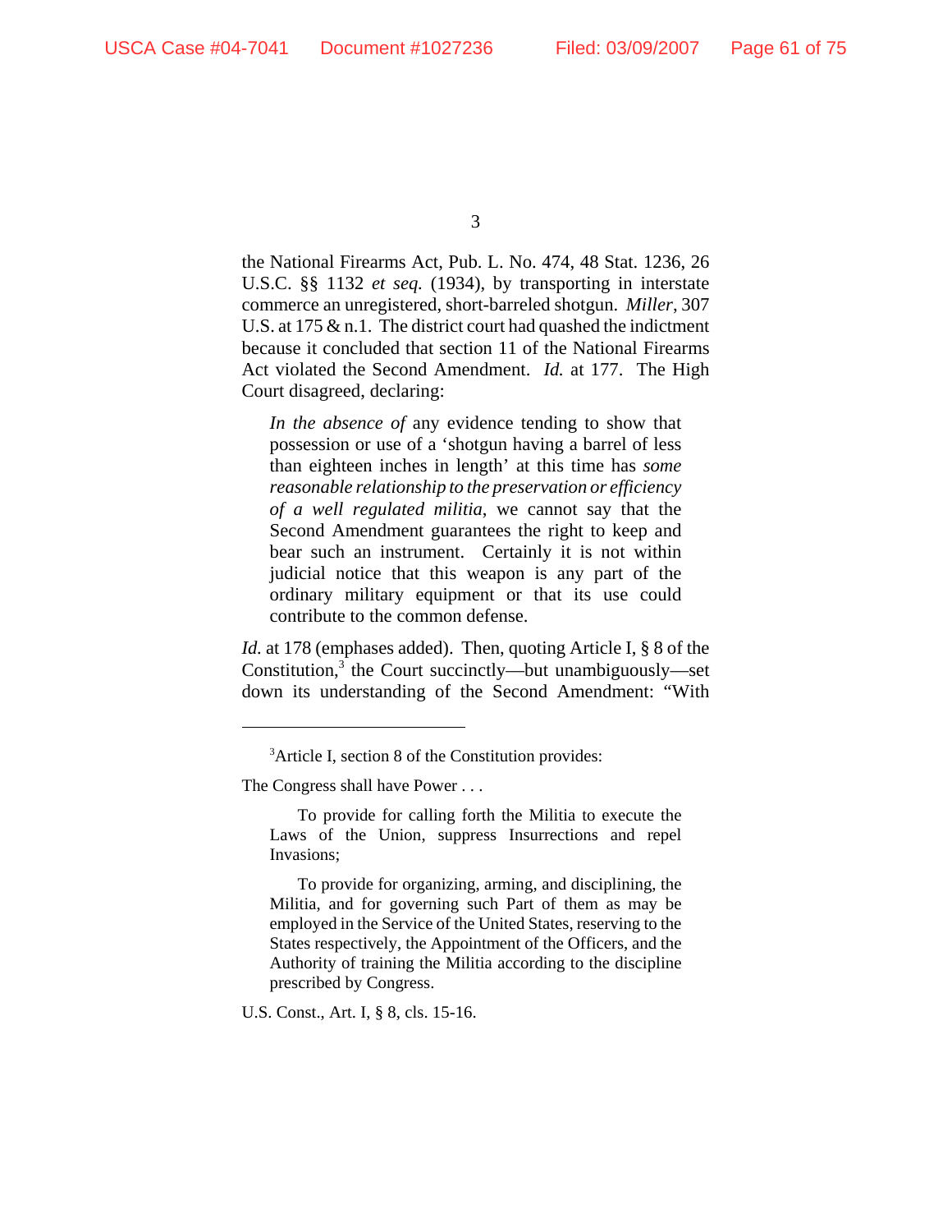the National Firearms Act, Pub. L. No. 474, 48 Stat. 1236, 26 U.S.C. §§ 1132 *et seq.* (1934), by transporting in interstate commerce an unregistered, short-barreled shotgun. *Miller*, 307 U.S. at 175 & n.1. The district court had quashed the indictment because it concluded that section 11 of the National Firearms Act violated the Second Amendment. *Id.* at 177. The High Court disagreed, declaring:

> *In the absence of* any evidence tending to show that possession or use of a 'shotgun having a barrel of less than eighteen inches in length' at this time has *some reasonable relationship to the preservation or efficiency of a well regulated militia*, we cannot say that the Second Amendment guarantees the right to keep and bear such an instrument. Certainly it is not within judicial notice that this weapon is any part of the ordinary military equipment or that its use could contribute to the common defense.

*Id.* at 178 (emphases added). Then, quoting Article I, § 8 of the Constitution,[3] the Court succinctly—but unambiguously—set down its understanding of the Second Amendment: "With

---

[3]Article I, section 8 of the Constitution provides:

The Congress shall have Power . . .

> To provide for calling forth the Militia to execute the Laws of the Union, suppress Insurrections and repel Invasions;
>
> To provide for organizing, arming, and disciplining, the Militia, and for governing such Part of them as may be employed in the Service of the United States, reserving to the States respectively, the Appointment of the Officers, and the Authority of training the Militia according to the discipline prescribed by Congress.

U.S. Const., Art. I, § 8, cls. 15-16.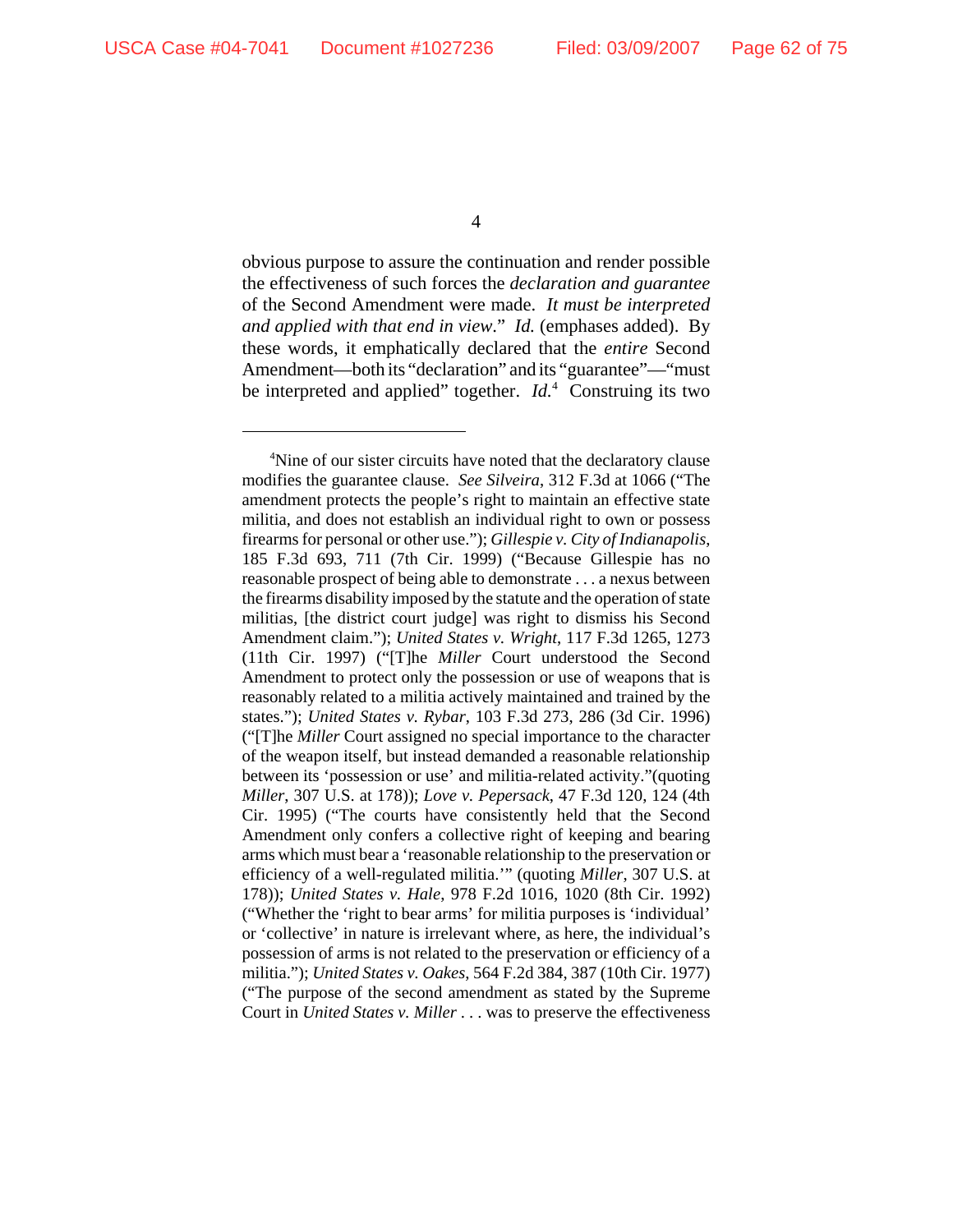obvious purpose to assure the continuation and render possible the effectiveness of such forces the *declaration and guarantee* of the Second Amendment were made. *It must be interpreted and applied with that end in view*." *Id.* (emphases added). By these words, it emphatically declared that the *entire* Second Amendment—both its "declaration" and its "guarantee"—"must be interpreted and applied" together. *Id.*[4] Construing its two

---

[4]Nine of our sister circuits have noted that the declaratory clause modifies the guarantee clause. *See Silveira*, 312 F.3d at 1066 ("The amendment protects the people's right to maintain an effective state militia, and does not establish an individual right to own or possess firearms for personal or other use."); *Gillespie v. City of Indianapolis*, 185 F.3d 693, 711 (7th Cir. 1999) ("Because Gillespie has no reasonable prospect of being able to demonstrate . . . a nexus between the firearms disability imposed by the statute and the operation of state militias, [the district court judge] was right to dismiss his Second Amendment claim."); *United States v. Wright*, 117 F.3d 1265, 1273 (11th Cir. 1997) ("[T]he *Miller* Court understood the Second Amendment to protect only the possession or use of weapons that is reasonably related to a militia actively maintained and trained by the states."); *United States v. Rybar*, 103 F.3d 273, 286 (3d Cir. 1996) ("[T]he *Miller* Court assigned no special importance to the character of the weapon itself, but instead demanded a reasonable relationship between its 'possession or use' and militia-related activity."(quoting *Miller*, 307 U.S. at 178)); *Love v. Pepersack*, 47 F.3d 120, 124 (4th Cir. 1995) ("The courts have consistently held that the Second Amendment only confers a collective right of keeping and bearing arms which must bear a 'reasonable relationship to the preservation or efficiency of a well-regulated militia.'" (quoting *Miller*, 307 U.S. at 178)); *United States v. Hale*, 978 F.2d 1016, 1020 (8th Cir. 1992) ("Whether the 'right to bear arms' for militia purposes is 'individual' or 'collective' in nature is irrelevant where, as here, the individual's possession of arms is not related to the preservation or efficiency of a militia."); *United States v. Oakes*, 564 F.2d 384, 387 (10th Cir. 1977) ("The purpose of the second amendment as stated by the Supreme Court in *United States v. Miller* . . . was to preserve the effectiveness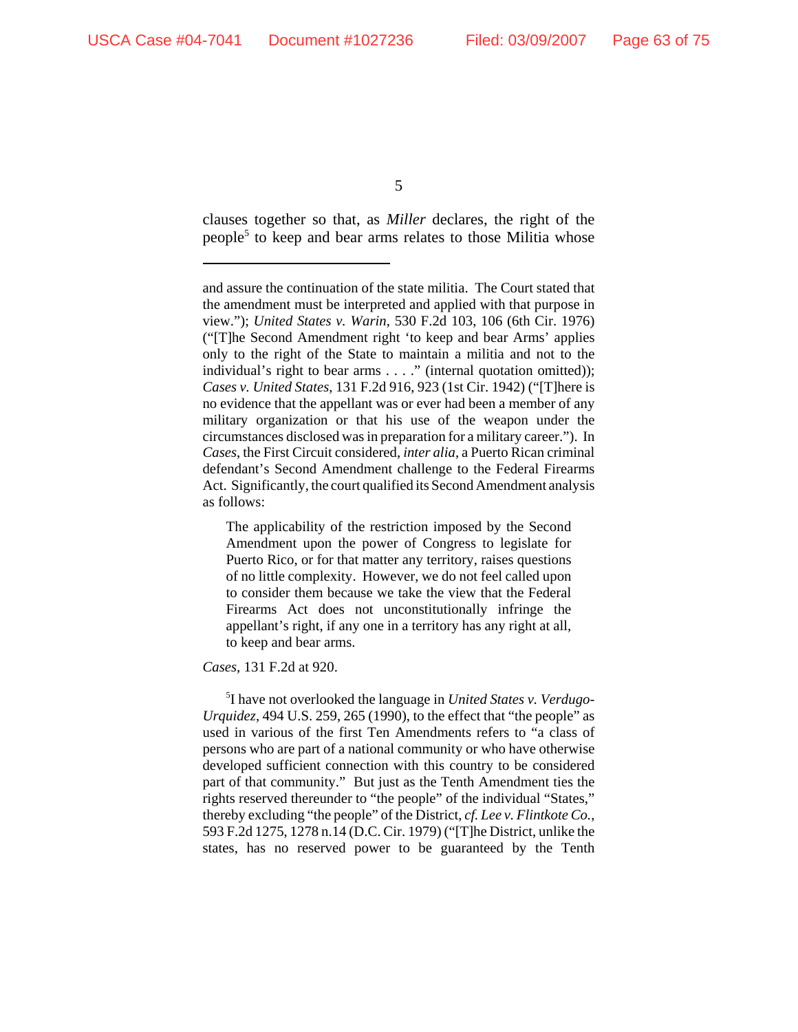clauses together so that, as *Miller* declares, the right of the people[5] to keep and bear arms relates to those Militia whose

---

and assure the continuation of the state militia. The Court stated that the amendment must be interpreted and applied with that purpose in view."); *United States v. Warin*, 530 F.2d 103, 106 (6th Cir. 1976) ("[T]he Second Amendment right 'to keep and bear Arms' applies only to the right of the State to maintain a militia and not to the individual's right to bear arms . . . ." (internal quotation omitted)); *Cases v. United States*, 131 F.2d 916, 923 (1st Cir. 1942) ("[T]here is no evidence that the appellant was or ever had been a member of any military organization or that his use of the weapon under the circumstances disclosed was in preparation for a military career."). In *Cases*, the First Circuit considered, *inter alia*, a Puerto Rican criminal defendant's Second Amendment challenge to the Federal Firearms Act. Significantly, the court qualified its Second Amendment analysis as follows:

> The applicability of the restriction imposed by the Second Amendment upon the power of Congress to legislate for Puerto Rico, or for that matter any territory, raises questions of no little complexity. However, we do not feel called upon to consider them because we take the view that the Federal Firearms Act does not unconstitutionally infringe the appellant's right, if any one in a territory has any right at all, to keep and bear arms.

*Cases*, 131 F.2d at 920.

[5]I have not overlooked the language in *United States v. Verdugo-Urquidez*, 494 U.S. 259, 265 (1990), to the effect that "the people" as used in various of the first Ten Amendments refers to "a class of persons who are part of a national community or who have otherwise developed sufficient connection with this country to be considered part of that community." But just as the Tenth Amendment ties the rights reserved thereunder to "the people" of the individual "States," thereby excluding "the people" of the District, *cf. Lee v. Flintkote Co.*, 593 F.2d 1275, 1278 n.14 (D.C. Cir. 1979) ("[T]he District, unlike the states, has no reserved power to be guaranteed by the Tenth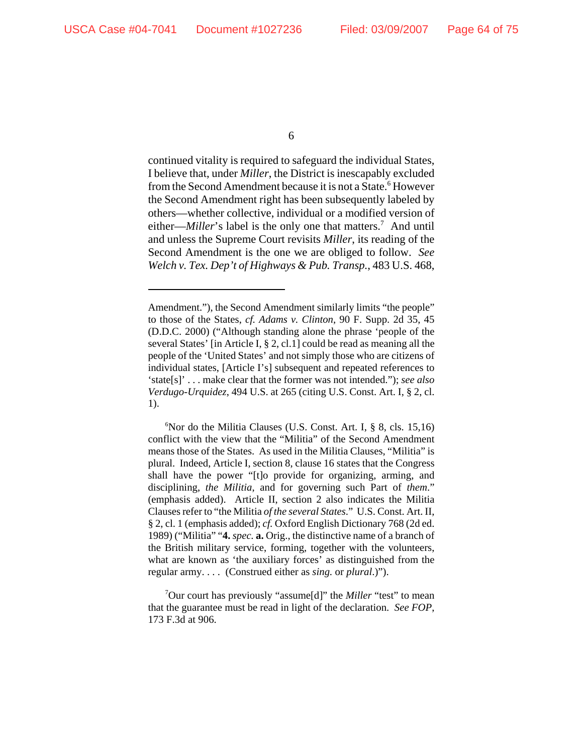continued vitality is required to safeguard the individual States, I believe that, under *Miller*, the District is inescapably excluded from the Second Amendment because it is not a State.[6] However the Second Amendment right has been subsequently labeled by others—whether collective, individual or a modified version of either—*Miller*'s label is the only one that matters.[7] And until and unless the Supreme Court revisits *Miller*, its reading of the Second Amendment is the one we are obliged to follow. *See Welch v. Tex. Dep't of Highways & Pub. Transp.*, 483 U.S. 468,

---

Amendment."), the Second Amendment similarly limits "the people" to those of the States, *cf. Adams v. Clinton*, 90 F. Supp. 2d 35, 45 (D.D.C. 2000) ("Although standing alone the phrase 'people of the several States' [in Article I, § 2, cl.1] could be read as meaning all the people of the 'United States' and not simply those who are citizens of individual states, [Article I's] subsequent and repeated references to 'state[s]' . . . make clear that the former was not intended."); *see also Verdugo-Urquidez*, 494 U.S. at 265 (citing U.S. Const. Art. I, § 2, cl. 1).

[6]Nor do the Militia Clauses (U.S. Const. Art. I, § 8, cls. 15,16) conflict with the view that the "Militia" of the Second Amendment means those of the States. As used in the Militia Clauses, "Militia" is plural. Indeed, Article I, section 8, clause 16 states that the Congress shall have the power "[t]o provide for organizing, arming, and disciplining, *the Militia*, and for governing such Part of *them*." (emphasis added). Article II, section 2 also indicates the Militia Clauses refer to "the Militia *of the several States*." U.S. Const. Art. II, § 2, cl. 1 (emphasis added); *cf.* Oxford English Dictionary 768 (2d ed. 1989) ("Militia" "**4.** *spec.* **a.** Orig., the distinctive name of a branch of the British military service, forming, together with the volunteers, what are known as 'the auxiliary forces' as distinguished from the regular army. . . . (Construed either as *sing.* or *plural*.)").

[7]Our court has previously "assume[d]" the *Miller* "test" to mean that the guarantee must be read in light of the declaration. *See FOP*, 173 F.3d at 906.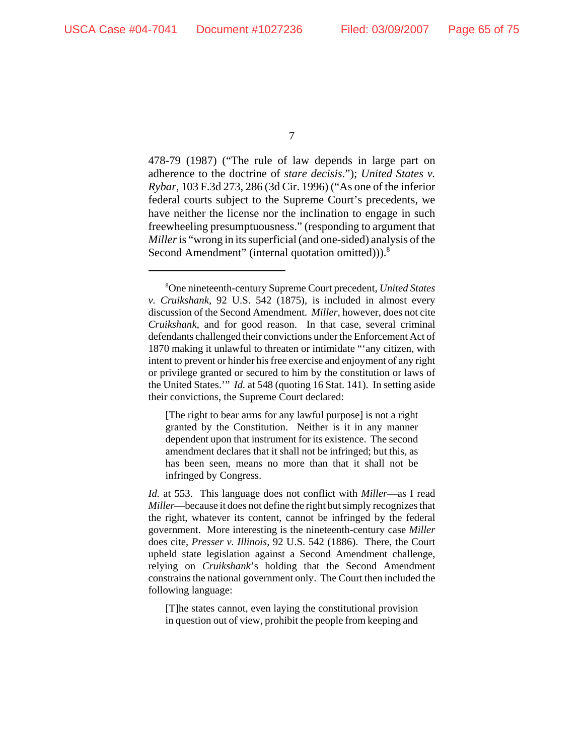478-79 (1987) ("The rule of law depends in large part on adherence to the doctrine of *stare decisis*."); *United States v. Rybar*, 103 F.3d 273, 286 (3d Cir. 1996) ("As one of the inferior federal courts subject to the Supreme Court's precedents, we have neither the license nor the inclination to engage in such freewheeling presumptuousness." (responding to argument that *Miller* is "wrong in its superficial (and one-sided) analysis of the Second Amendment" (internal quotation omitted))).[8]

---

[8]One nineteenth-century Supreme Court precedent, *United States v. Cruikshank*, 92 U.S. 542 (1875), is included in almost every discussion of the Second Amendment. *Miller*, however, does not cite *Cruikshank*, and for good reason. In that case, several criminal defendants challenged their convictions under the Enforcement Act of 1870 making it unlawful to threaten or intimidate "'any citizen, with intent to prevent or hinder his free exercise and enjoyment of any right or privilege granted or secured to him by the constitution or laws of the United States.'" *Id.* at 548 (quoting 16 Stat. 141). In setting aside their convictions, the Supreme Court declared:

> [The right to bear arms for any lawful purpose] is not a right granted by the Constitution. Neither is it in any manner dependent upon that instrument for its existence. The second amendment declares that it shall not be infringed; but this, as has been seen, means no more than that it shall not be infringed by Congress.

*Id.* at 553. This language does not conflict with *Miller*—as I read *Miller*—because it does not define the right but simply recognizes that the right, whatever its content, cannot be infringed by the federal government. More interesting is the nineteenth-century case *Miller* does cite, *Presser v. Illinois*, 92 U.S. 542 (1886). There, the Court upheld state legislation against a Second Amendment challenge, relying on *Cruikshank*'s holding that the Second Amendment constrains the national government only. The Court then included the following language:

> [T]he states cannot, even laying the constitutional provision in question out of view, prohibit the people from keeping and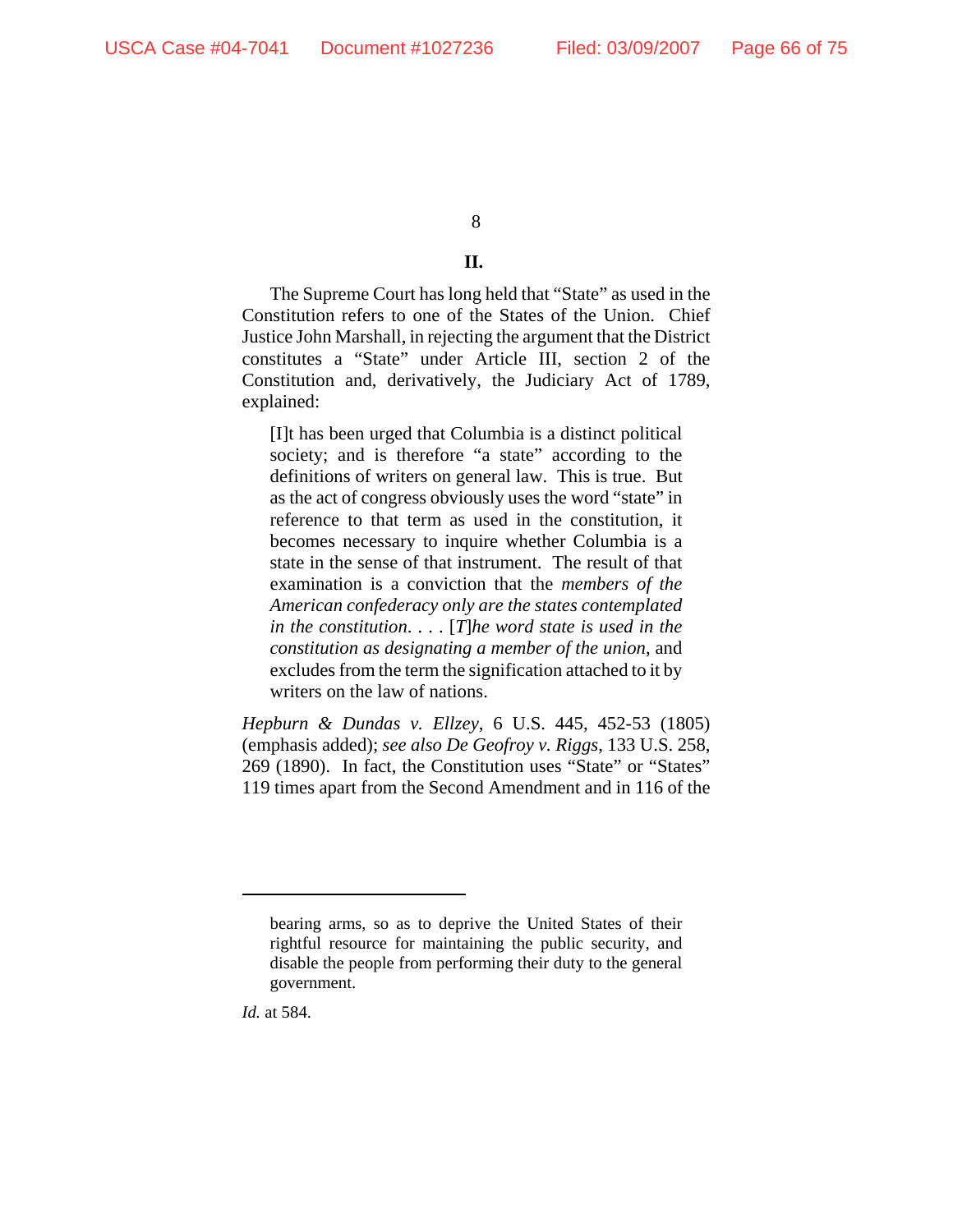## II.

The Supreme Court has long held that "State" as used in the Constitution refers to one of the States of the Union. Chief Justice John Marshall, in rejecting the argument that the District constitutes a "State" under Article III, section 2 of the Constitution and, derivatively, the Judiciary Act of 1789, explained:

> [I]t has been urged that Columbia is a distinct political society; and is therefore "a state" according to the definitions of writers on general law. This is true. But as the act of congress obviously uses the word "state" in reference to that term as used in the constitution, it becomes necessary to inquire whether Columbia is a state in the sense of that instrument. The result of that examination is a conviction that the *members of the American confederacy only are the states contemplated in the constitution*. . . . [*T*]*he word state is used in the constitution as designating a member of the union*, and excludes from the term the signification attached to it by writers on the law of nations.

*Hepburn & Dundas v. Ellzey*, 6 U.S. 445, 452-53 (1805) (emphasis added); *see also De Geofroy v. Riggs*, 133 U.S. 258, 269 (1890). In fact, the Constitution uses "State" or "States" 119 times apart from the Second Amendment and in 116 of the

---

> bearing arms, so as to deprive the United States of their rightful resource for maintaining the public security, and disable the people from performing their duty to the general government.

*Id.* at 584.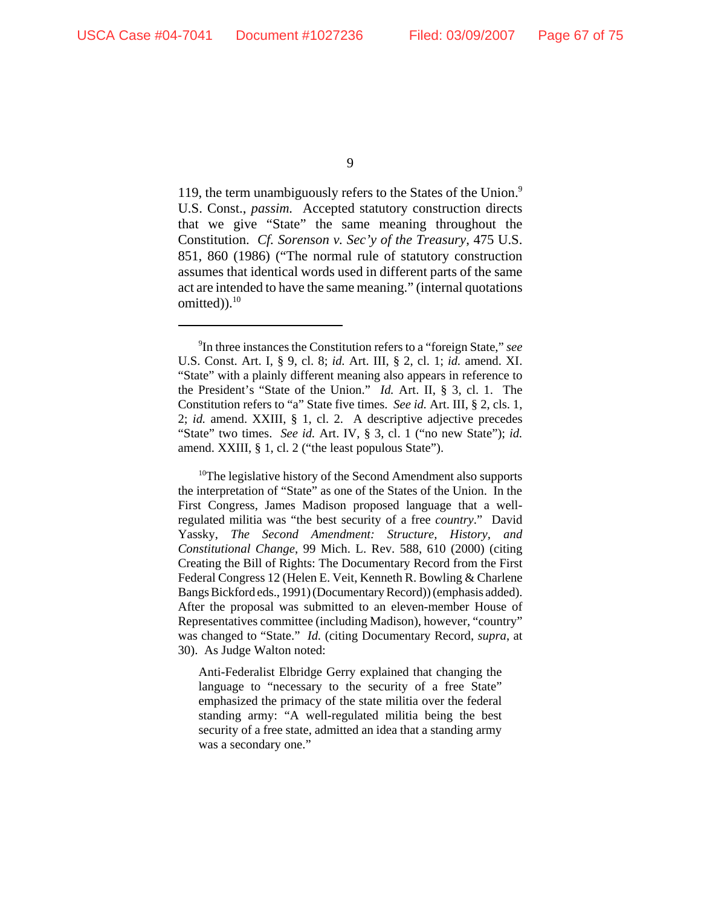119, the term unambiguously refers to the States of the Union.[9] U.S. Const., *passim.* Accepted statutory construction directs that we give "State" the same meaning throughout the Constitution. *Cf. Sorenson v. Sec'y of the Treasury*, 475 U.S. 851, 860 (1986) ("The normal rule of statutory construction assumes that identical words used in different parts of the same act are intended to have the same meaning." (internal quotations omitted)).[10]

---

[9]In three instances the Constitution refers to a "foreign State," *see* U.S. Const. Art. I, § 9, cl. 8; *id.* Art. III, § 2, cl. 1; *id.* amend. XI. "State" with a plainly different meaning also appears in reference to the President's "State of the Union." *Id.* Art. II, § 3, cl. 1. The Constitution refers to "a" State five times. *See id.* Art. III, § 2, cls. 1, 2; *id.* amend. XXIII, § 1, cl. 2. A descriptive adjective precedes "State" two times. *See id.* Art. IV, § 3, cl. 1 ("no new State"); *id.* amend. XXIII, § 1, cl. 2 ("the least populous State").

[10]The legislative history of the Second Amendment also supports the interpretation of "State" as one of the States of the Union. In the First Congress, James Madison proposed language that a well-regulated militia was "the best security of a free *country*." David Yassky, *The Second Amendment: Structure, History, and Constitutional Change*, 99 Mich. L. Rev. 588, 610 (2000) (citing Creating the Bill of Rights: The Documentary Record from the First Federal Congress 12 (Helen E. Veit, Kenneth R. Bowling & Charlene Bangs Bickford eds., 1991) (Documentary Record)) (emphasis added). After the proposal was submitted to an eleven-member House of Representatives committee (including Madison), however, "country" was changed to "State." *Id.* (citing Documentary Record, *supra*, at 30). As Judge Walton noted:

> Anti-Federalist Elbridge Gerry explained that changing the language to "necessary to the security of a free State" emphasized the primacy of the state militia over the federal standing army: "A well-regulated militia being the best security of a free state, admitted an idea that a standing army was a secondary one."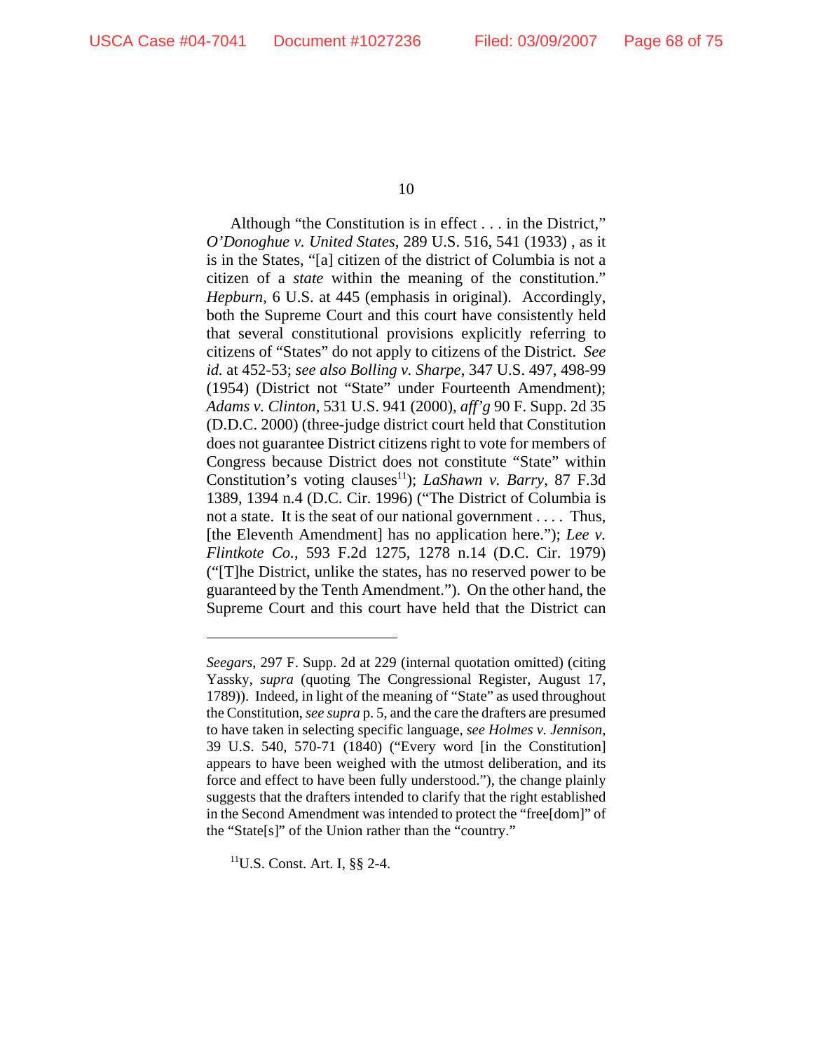Although "the Constitution is in effect . . . in the District," *O'Donoghue v. United States*, 289 U.S. 516, 541 (1933) , as it is in the States, "[a] citizen of the district of Columbia is not a citizen of a *state* within the meaning of the constitution." *Hepburn*, 6 U.S. at 445 (emphasis in original). Accordingly, both the Supreme Court and this court have consistently held that several constitutional provisions explicitly referring to citizens of "States" do not apply to citizens of the District. *See id.* at 452-53; *see also Bolling v. Sharpe*, 347 U.S. 497, 498-99 (1954) (District not "State" under Fourteenth Amendment); *Adams v. Clinton*, 531 U.S. 941 (2000), *aff'g* 90 F. Supp. 2d 35 (D.D.C. 2000) (three-judge district court held that Constitution does not guarantee District citizens right to vote for members of Congress because District does not constitute "State" within Constitution's voting clauses[11]); *LaShawn v. Barry*, 87 F.3d 1389, 1394 n.4 (D.C. Cir. 1996) ("The District of Columbia is not a state. It is the seat of our national government . . . . Thus, [the Eleventh Amendment] has no application here."); *Lee v. Flintkote Co.*, 593 F.2d 1275, 1278 n.14 (D.C. Cir. 1979) ("[T]he District, unlike the states, has no reserved power to be guaranteed by the Tenth Amendment."). On the other hand, the Supreme Court and this court have held that the District can

---

*Seegars*, 297 F. Supp. 2d at 229 (internal quotation omitted) (citing Yassky, *supra* (quoting The Congressional Register, August 17, 1789)). Indeed, in light of the meaning of "State" as used throughout the Constitution, *see supra* p. 5, and the care the drafters are presumed to have taken in selecting specific language, *see Holmes v. Jennison*, 39 U.S. 540, 570-71 (1840) ("Every word [in the Constitution] appears to have been weighed with the utmost deliberation, and its force and effect to have been fully understood."), the change plainly suggests that the drafters intended to clarify that the right established in the Second Amendment was intended to protect the "free[dom]" of the "State[s]" of the Union rather than the "country."

[11] U.S. Const. Art. I, §§ 2-4.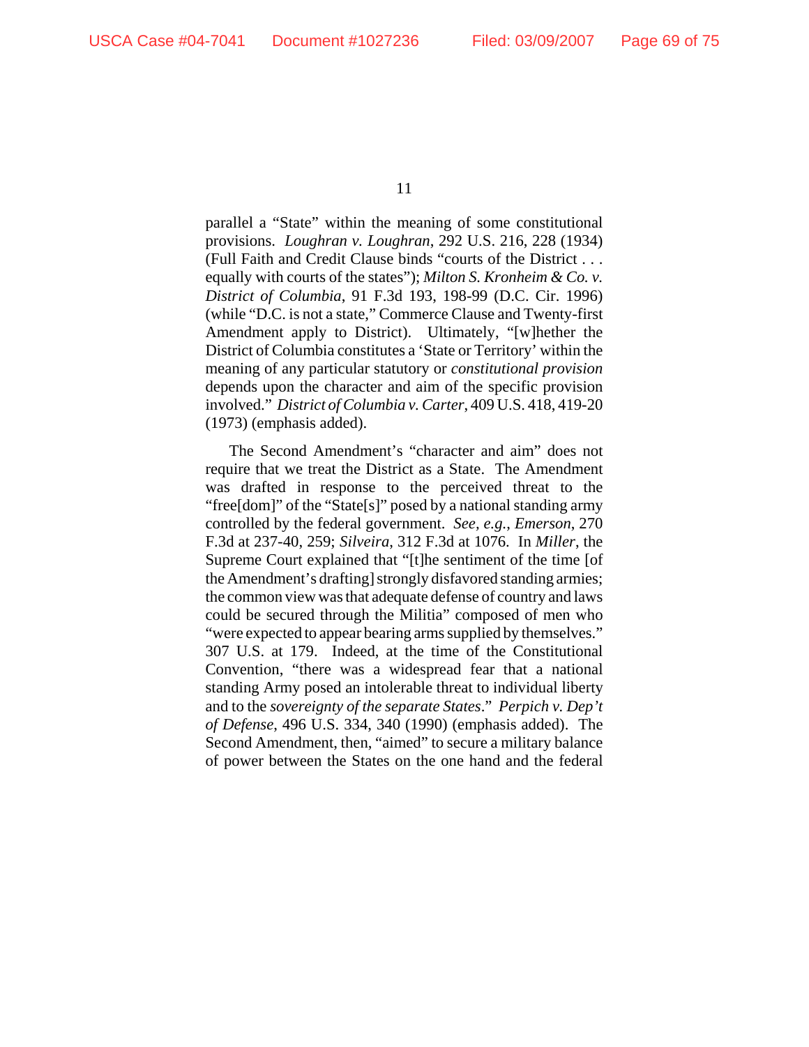parallel a "State" within the meaning of some constitutional provisions. *Loughran v. Loughran*, 292 U.S. 216, 228 (1934) (Full Faith and Credit Clause binds "courts of the District . . . equally with courts of the states"); *Milton S. Kronheim & Co. v. District of Columbia*, 91 F.3d 193, 198-99 (D.C. Cir. 1996) (while "D.C. is not a state," Commerce Clause and Twenty-first Amendment apply to District). Ultimately, "[w]hether the District of Columbia constitutes a 'State or Territory' within the meaning of any particular statutory or *constitutional provision* depends upon the character and aim of the specific provision involved." *District of Columbia v. Carter*, 409 U.S. 418, 419-20 (1973) (emphasis added).

The Second Amendment's "character and aim" does not require that we treat the District as a State. The Amendment was drafted in response to the perceived threat to the "free[dom]" of the "State[s]" posed by a national standing army controlled by the federal government. *See, e.g.*, *Emerson*, 270 F.3d at 237-40, 259; *Silveira*, 312 F.3d at 1076. In *Miller*, the Supreme Court explained that "[t]he sentiment of the time [of the Amendment's drafting] strongly disfavored standing armies; the common view was that adequate defense of country and laws could be secured through the Militia" composed of men who "were expected to appear bearing arms supplied by themselves." 307 U.S. at 179. Indeed, at the time of the Constitutional Convention, "there was a widespread fear that a national standing Army posed an intolerable threat to individual liberty and to the *sovereignty of the separate States*." *Perpich v. Dep't of Defense*, 496 U.S. 334, 340 (1990) (emphasis added). The Second Amendment, then, "aimed" to secure a military balance of power between the States on the one hand and the federal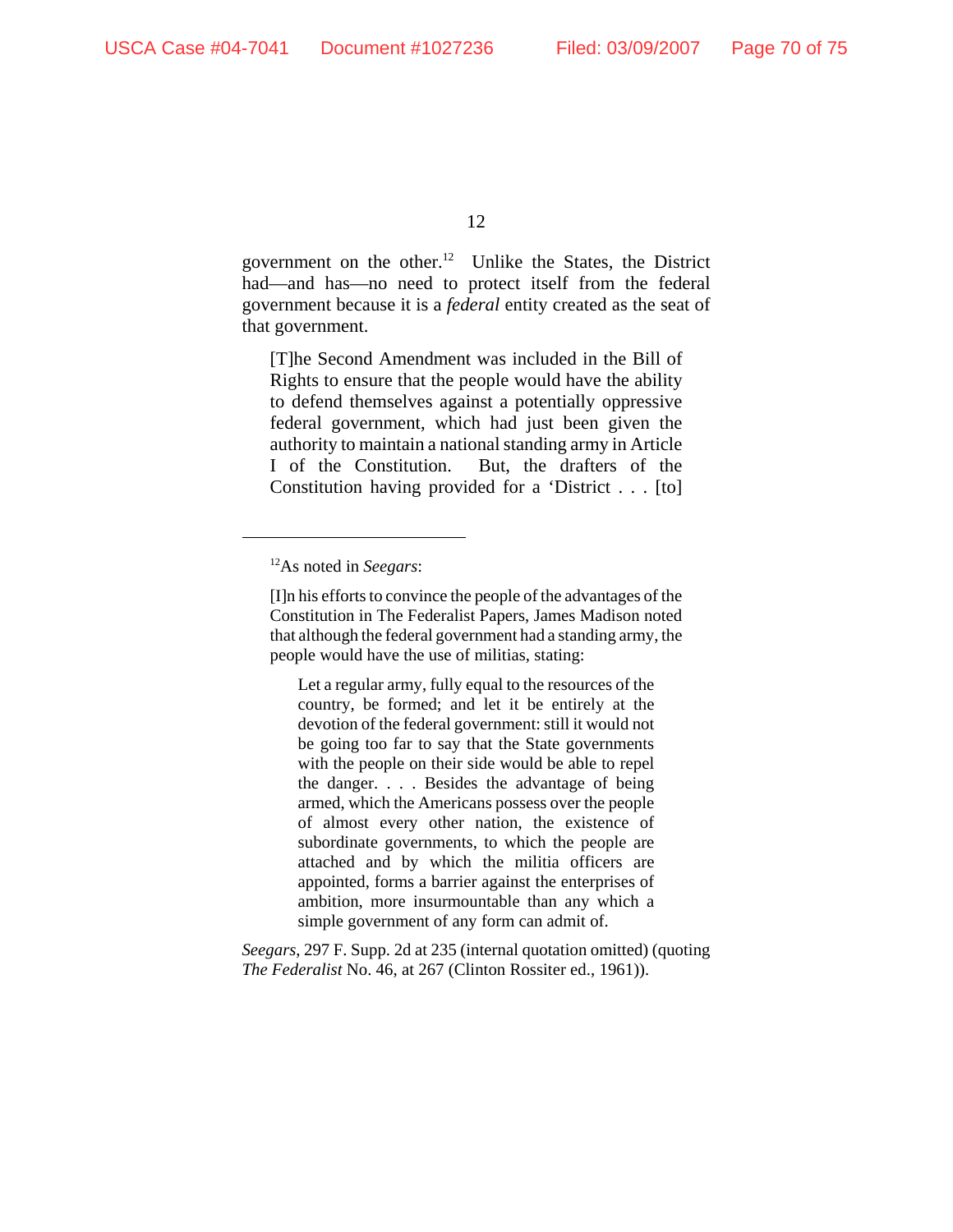government on the other.[12] Unlike the States, the District had—and has—no need to protect itself from the federal government because it is a *federal* entity created as the seat of that government.

> [T]he Second Amendment was included in the Bill of Rights to ensure that the people would have the ability to defend themselves against a potentially oppressive federal government, which had just been given the authority to maintain a national standing army in Article I of the Constitution. But, the drafters of the Constitution having provided for a 'District . . . [to]

---

[12]As noted in *Seegars*:

> [I]n his efforts to convince the people of the advantages of the Constitution in The Federalist Papers, James Madison noted that although the federal government had a standing army, the people would have the use of militias, stating:
>
> > Let a regular army, fully equal to the resources of the country, be formed; and let it be entirely at the devotion of the federal government: still it would not be going too far to say that the State governments with the people on their side would be able to repel the danger. . . . Besides the advantage of being armed, which the Americans possess over the people of almost every other nation, the existence of subordinate governments, to which the people are attached and by which the militia officers are appointed, forms a barrier against the enterprises of ambition, more insurmountable than any which a simple government of any form can admit of.

*Seegars*, 297 F. Supp. 2d at 235 (internal quotation omitted) (quoting *The Federalist* No. 46, at 267 (Clinton Rossiter ed., 1961)).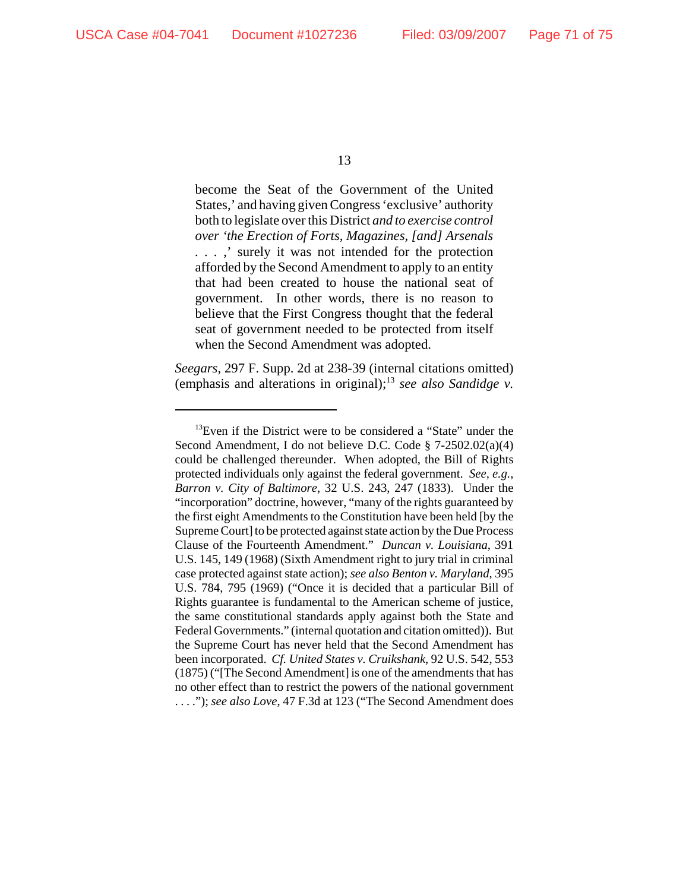> become the Seat of the Government of the United States,' and having given Congress 'exclusive' authority both to legislate over this District *and to exercise control over 'the Erection of Forts, Magazines, [and] Arsenals . . . ,'* surely it was not intended for the protection afforded by the Second Amendment to apply to an entity that had been created to house the national seat of government. In other words, there is no reason to believe that the First Congress thought that the federal seat of government needed to be protected from itself when the Second Amendment was adopted.

*Seegars*, 297 F. Supp. 2d at 238-39 (internal citations omitted) (emphasis and alterations in original);[13] *see also Sandidge v.*

---

[13]Even if the District were to be considered a "State" under the Second Amendment, I do not believe D.C. Code § 7-2502.02(a)(4) could be challenged thereunder. When adopted, the Bill of Rights protected individuals only against the federal government. *See, e.g.*, *Barron v. City of Baltimore*, 32 U.S. 243, 247 (1833). Under the "incorporation" doctrine, however, "many of the rights guaranteed by the first eight Amendments to the Constitution have been held [by the Supreme Court] to be protected against state action by the Due Process Clause of the Fourteenth Amendment." *Duncan v. Louisiana*, 391 U.S. 145, 149 (1968) (Sixth Amendment right to jury trial in criminal case protected against state action); *see also Benton v. Maryland*, 395 U.S. 784, 795 (1969) ("Once it is decided that a particular Bill of Rights guarantee is fundamental to the American scheme of justice, the same constitutional standards apply against both the State and Federal Governments." (internal quotation and citation omitted)). But the Supreme Court has never held that the Second Amendment has been incorporated. *Cf. United States v. Cruikshank*, 92 U.S. 542, 553 (1875) ("[The Second Amendment] is one of the amendments that has no other effect than to restrict the powers of the national government . . . ."); *see also Love*, 47 F.3d at 123 ("The Second Amendment does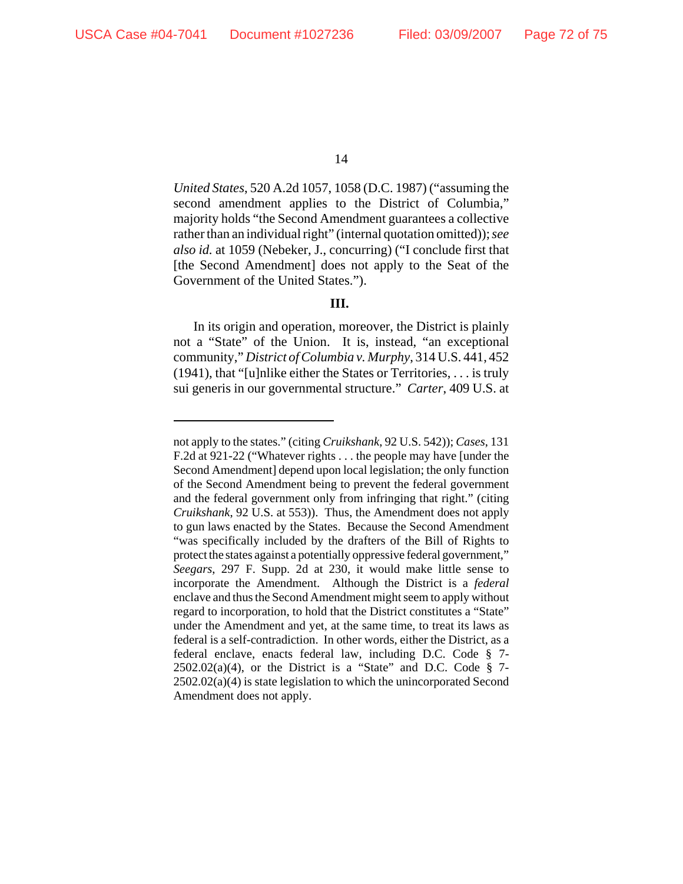*United States*, 520 A.2d 1057, 1058 (D.C. 1987) ("assuming the second amendment applies to the District of Columbia," majority holds "the Second Amendment guarantees a collective rather than an individual right" (internal quotation omitted)); *see also id.* at 1059 (Nebeker, J., concurring) ("I conclude first that [the Second Amendment] does not apply to the Seat of the Government of the United States.").

### III.

In its origin and operation, moreover, the District is plainly not a "State" of the Union. It is, instead, "an exceptional community," *District of Columbia v. Murphy*, 314 U.S. 441, 452 (1941), that "[u]nlike either the States or Territories, . . . is truly sui generis in our governmental structure." *Carter*, 409 U.S. at

---

not apply to the states." (citing *Cruikshank*, 92 U.S. 542)); *Cases*, 131 F.2d at 921-22 ("Whatever rights . . . the people may have [under the Second Amendment] depend upon local legislation; the only function of the Second Amendment being to prevent the federal government and the federal government only from infringing that right." (citing *Cruikshank*, 92 U.S. at 553)). Thus, the Amendment does not apply to gun laws enacted by the States. Because the Second Amendment "was specifically included by the drafters of the Bill of Rights to protect the states against a potentially oppressive federal government," *Seegars*, 297 F. Supp. 2d at 230, it would make little sense to incorporate the Amendment. Although the District is a *federal* enclave and thus the Second Amendment might seem to apply without regard to incorporation, to hold that the District constitutes a "State" under the Amendment and yet, at the same time, to treat its laws as federal is a self-contradiction. In other words, either the District, as a federal enclave, enacts federal law, including D.C. Code § 7-2502.02(a)(4), or the District is a "State" and D.C. Code § 7-2502.02(a)(4) is state legislation to which the unincorporated Second Amendment does not apply.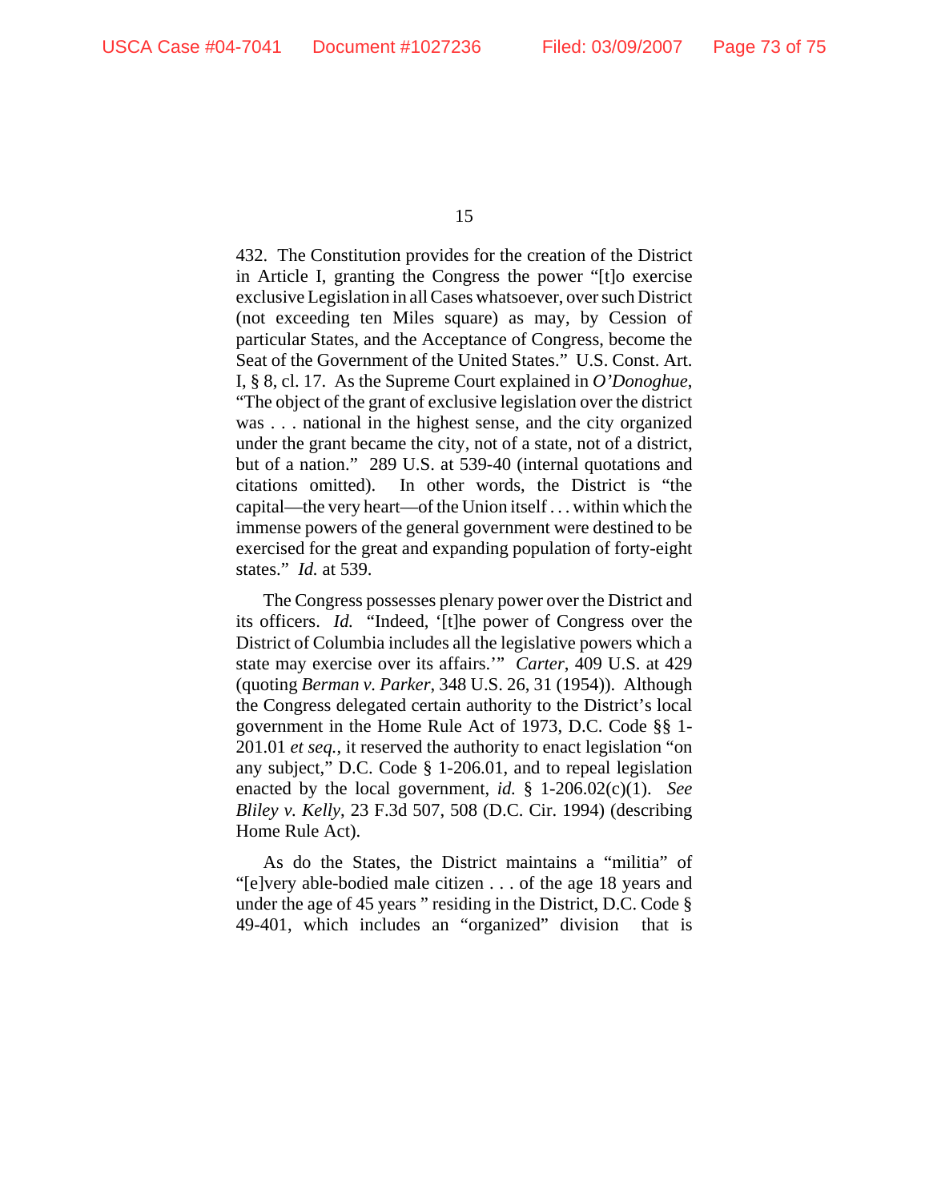432. The Constitution provides for the creation of the District in Article I, granting the Congress the power "[t]o exercise exclusive Legislation in all Cases whatsoever, over such District (not exceeding ten Miles square) as may, by Cession of particular States, and the Acceptance of Congress, become the Seat of the Government of the United States." U.S. Const. Art. I, § 8, cl. 17. As the Supreme Court explained in *O'Donoghue*, "The object of the grant of exclusive legislation over the district was . . . national in the highest sense, and the city organized under the grant became the city, not of a state, not of a district, but of a nation." 289 U.S. at 539-40 (internal quotations and citations omitted). In other words, the District is "the capital—the very heart—of the Union itself . . . within which the immense powers of the general government were destined to be exercised for the great and expanding population of forty-eight states." *Id.* at 539.

The Congress possesses plenary power over the District and its officers. *Id.* "Indeed, '[t]he power of Congress over the District of Columbia includes all the legislative powers which a state may exercise over its affairs.'" *Carter*, 409 U.S. at 429 (quoting *Berman v. Parker*, 348 U.S. 26, 31 (1954)). Although the Congress delegated certain authority to the District's local government in the Home Rule Act of 1973, D.C. Code §§ 1-201.01 *et seq.*, it reserved the authority to enact legislation "on any subject," D.C. Code § 1-206.01, and to repeal legislation enacted by the local government, *id.* § 1-206.02(c)(1). *See Bliley v. Kelly*, 23 F.3d 507, 508 (D.C. Cir. 1994) (describing Home Rule Act).

As do the States, the District maintains a "militia" of "[e]very able-bodied male citizen . . . of the age 18 years and under the age of 45 years " residing in the District, D.C. Code § 49-401, which includes an "organized" division that is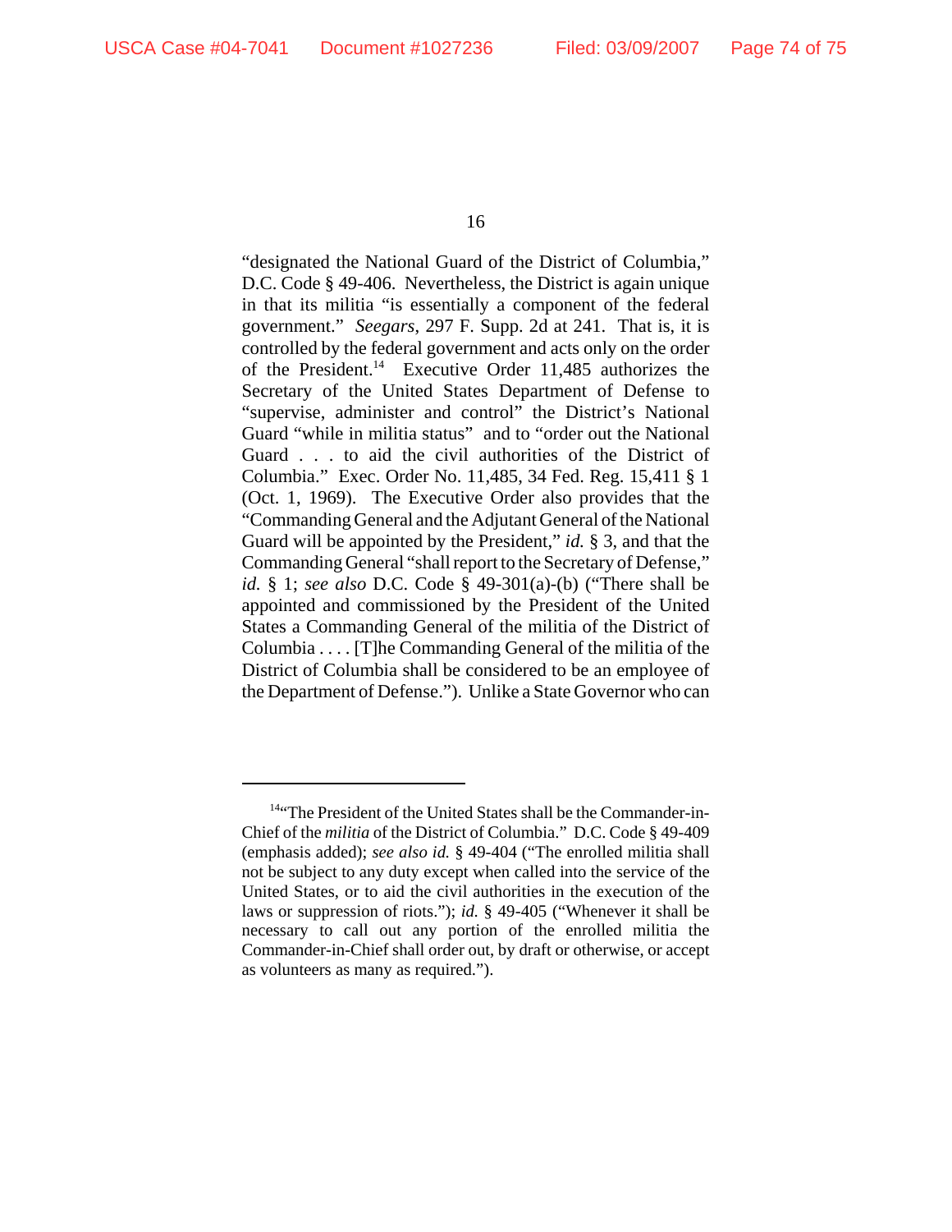"designated the National Guard of the District of Columbia," D.C. Code § 49-406. Nevertheless, the District is again unique in that its militia "is essentially a component of the federal government." *Seegars*, 297 F. Supp. 2d at 241. That is, it is controlled by the federal government and acts only on the order of the President.[14] Executive Order 11,485 authorizes the Secretary of the United States Department of Defense to "supervise, administer and control" the District's National Guard "while in militia status" and to "order out the National Guard . . . to aid the civil authorities of the District of Columbia." Exec. Order No. 11,485, 34 Fed. Reg. 15,411 § 1 (Oct. 1, 1969). The Executive Order also provides that the "Commanding General and the Adjutant General of the National Guard will be appointed by the President," *id.* § 3, and that the Commanding General "shall report to the Secretary of Defense," *id.* § 1; *see also* D.C. Code § 49-301(a)-(b) ("There shall be appointed and commissioned by the President of the United States a Commanding General of the militia of the District of Columbia . . . . [T]he Commanding General of the militia of the District of Columbia shall be considered to be an employee of the Department of Defense."). Unlike a State Governor who can

---

[14] "The President of the United States shall be the Commander-in-Chief of the *militia* of the District of Columbia." D.C. Code § 49-409 (emphasis added); *see also id.* § 49-404 ("The enrolled militia shall not be subject to any duty except when called into the service of the United States, or to aid the civil authorities in the execution of the laws or suppression of riots."); *id.* § 49-405 ("Whenever it shall be necessary to call out any portion of the enrolled militia the Commander-in-Chief shall order out, by draft or otherwise, or accept as volunteers as many as required.").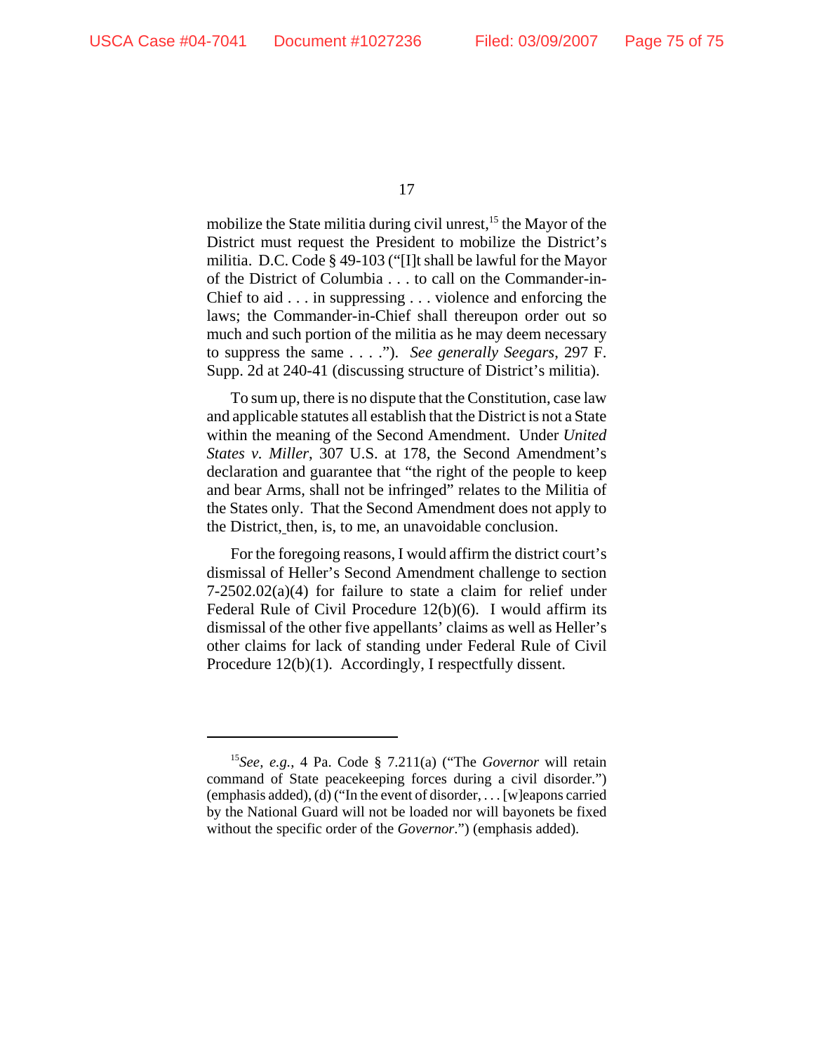mobilize the State militia during civil unrest,[15] the Mayor of the District must request the President to mobilize the District's militia. D.C. Code § 49-103 ("[I]t shall be lawful for the Mayor of the District of Columbia . . . to call on the Commander-in-Chief to aid . . . in suppressing . . . violence and enforcing the laws; the Commander-in-Chief shall thereupon order out so much and such portion of the militia as he may deem necessary to suppress the same . . . ."). *See generally Seegars*, 297 F. Supp. 2d at 240-41 (discussing structure of District's militia).

To sum up, there is no dispute that the Constitution, case law and applicable statutes all establish that the District is not a State within the meaning of the Second Amendment. Under *United States v. Miller*, 307 U.S. at 178, the Second Amendment's declaration and guarantee that "the right of the people to keep and bear Arms, shall not be infringed" relates to the Militia of the States only. That the Second Amendment does not apply to the District, then, is, to me, an unavoidable conclusion.

For the foregoing reasons, I would affirm the district court's dismissal of Heller's Second Amendment challenge to section 7-2502.02(a)(4) for failure to state a claim for relief under Federal Rule of Civil Procedure 12(b)(6). I would affirm its dismissal of the other five appellants' claims as well as Heller's other claims for lack of standing under Federal Rule of Civil Procedure 12(b)(1). Accordingly, I respectfully dissent.

---

[15] *See, e.g.*, 4 Pa. Code § 7.211(a) ("The *Governor* will retain command of State peacekeeping forces during a civil disorder.") (emphasis added), (d) ("In the event of disorder, . . . [w]eapons carried by the National Guard will not be loaded nor will bayonets be fixed without the specific order of the *Governor*.") (emphasis added).